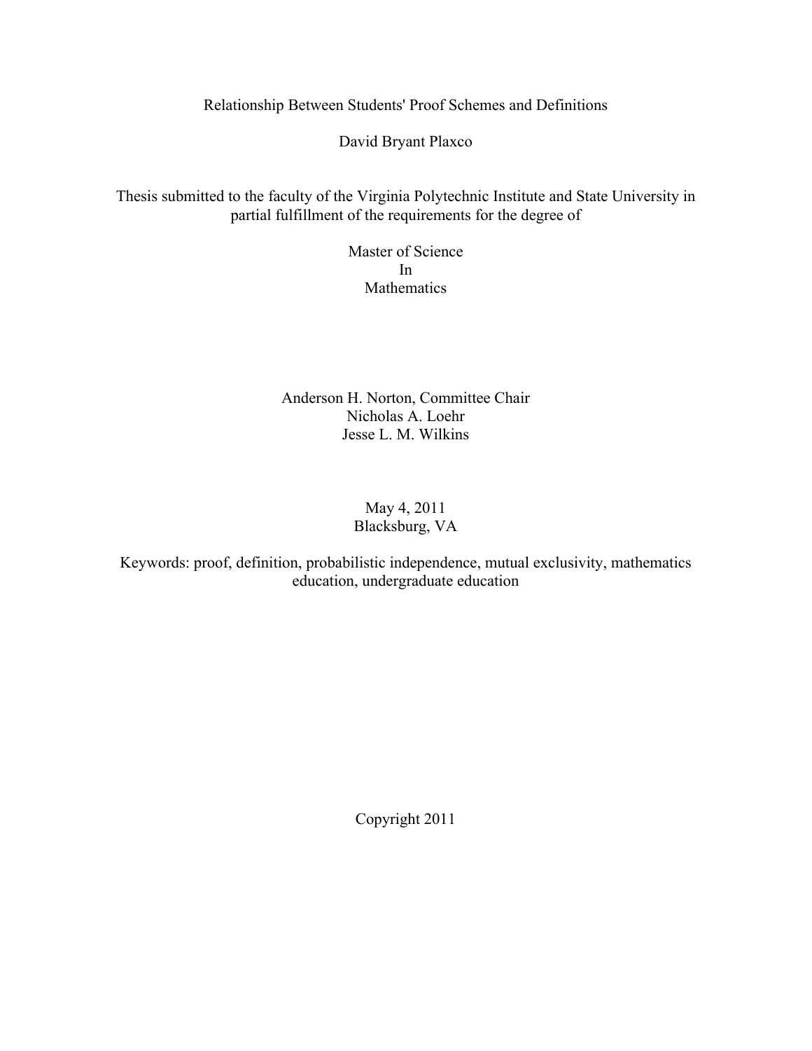# Relationship Between Students' Proof Schemes and Definitions

David Bryant Plaxco

Thesis submitted to the faculty of the Virginia Polytechnic Institute and State University in partial fulfillment of the requirements for the degree of

Master of Science
In
Mathematics

Anderson H. Norton, Committee Chair
Nicholas A. Loehr
Jesse L. M. Wilkins

May 4, 2011
Blacksburg, VA

Keywords: proof, definition, probabilistic independence, mutual exclusivity, mathematics education, undergraduate education

Copyright 2011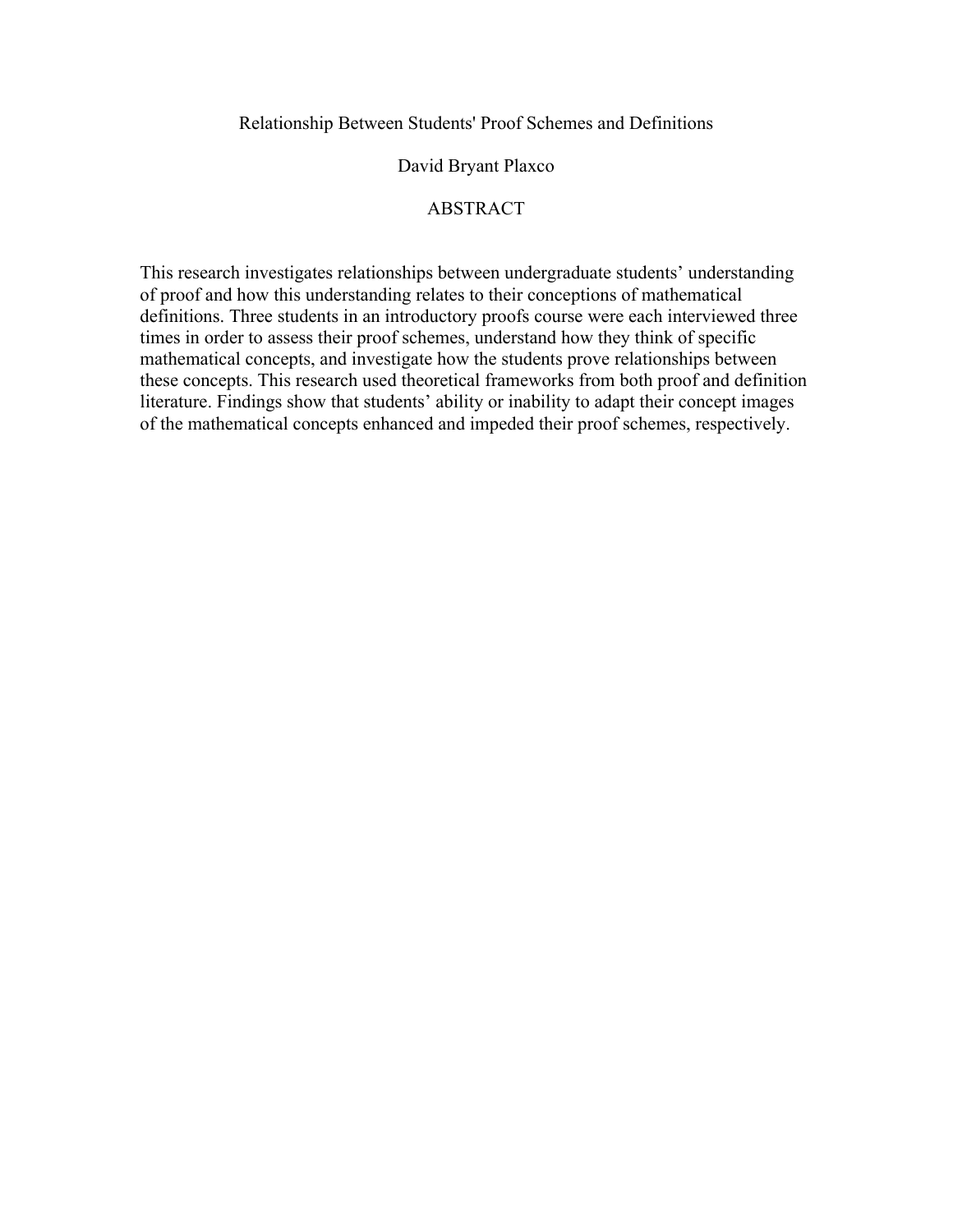Relationship Between Students' Proof Schemes and Definitions

David Bryant Plaxco

ABSTRACT

This research investigates relationships between undergraduate students' understanding of proof and how this understanding relates to their conceptions of mathematical definitions. Three students in an introductory proofs course were each interviewed three times in order to assess their proof schemes, understand how they think of specific mathematical concepts, and investigate how the students prove relationships between these concepts. This research used theoretical frameworks from both proof and definition literature. Findings show that students' ability or inability to adapt their concept images of the mathematical concepts enhanced and impeded their proof schemes, respectively.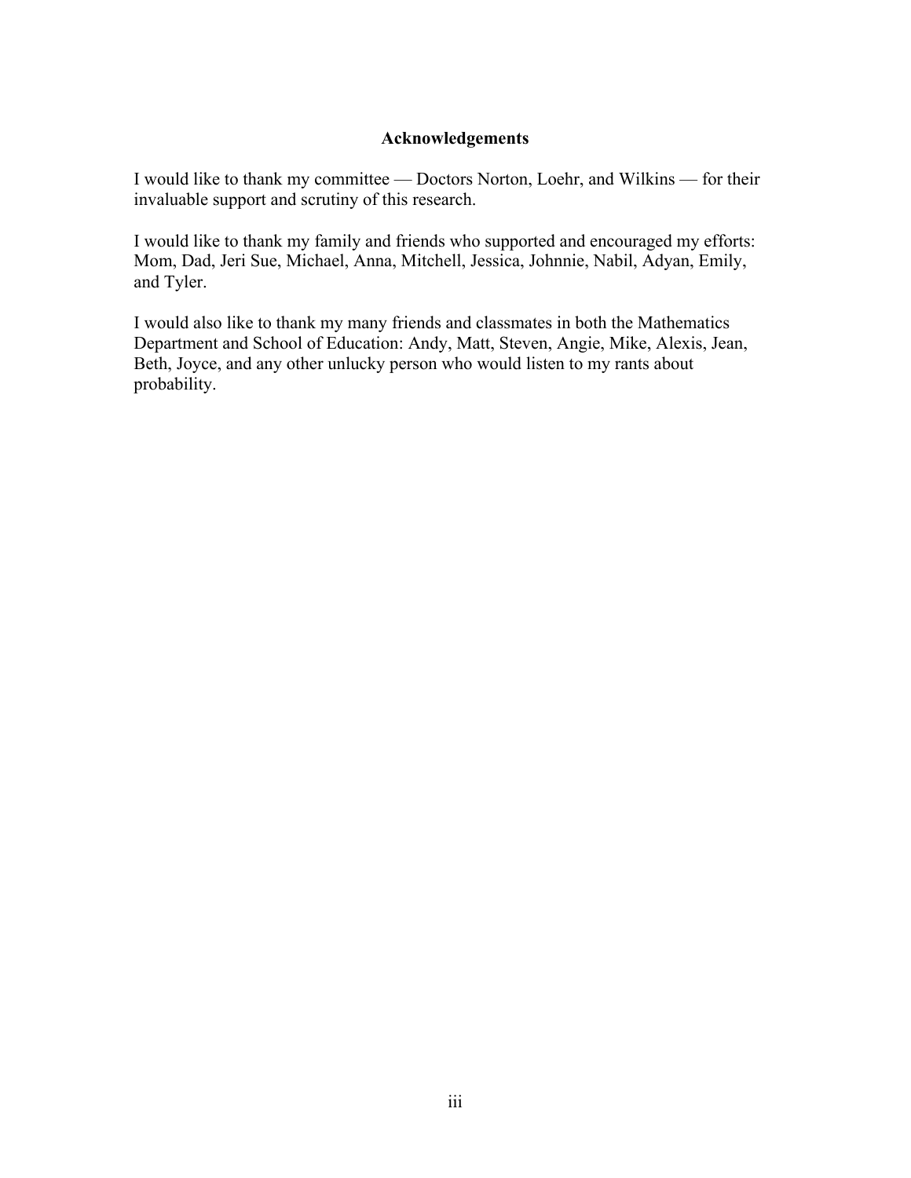## Acknowledgements

I would like to thank my committee — Doctors Norton, Loehr, and Wilkins — for their invaluable support and scrutiny of this research.

I would like to thank my family and friends who supported and encouraged my efforts: Mom, Dad, Jeri Sue, Michael, Anna, Mitchell, Jessica, Johnnie, Nabil, Adyan, Emily, and Tyler.

I would also like to thank my many friends and classmates in both the Mathematics Department and School of Education: Andy, Matt, Steven, Angie, Mike, Alexis, Jean, Beth, Joyce, and any other unlucky person who would listen to my rants about probability.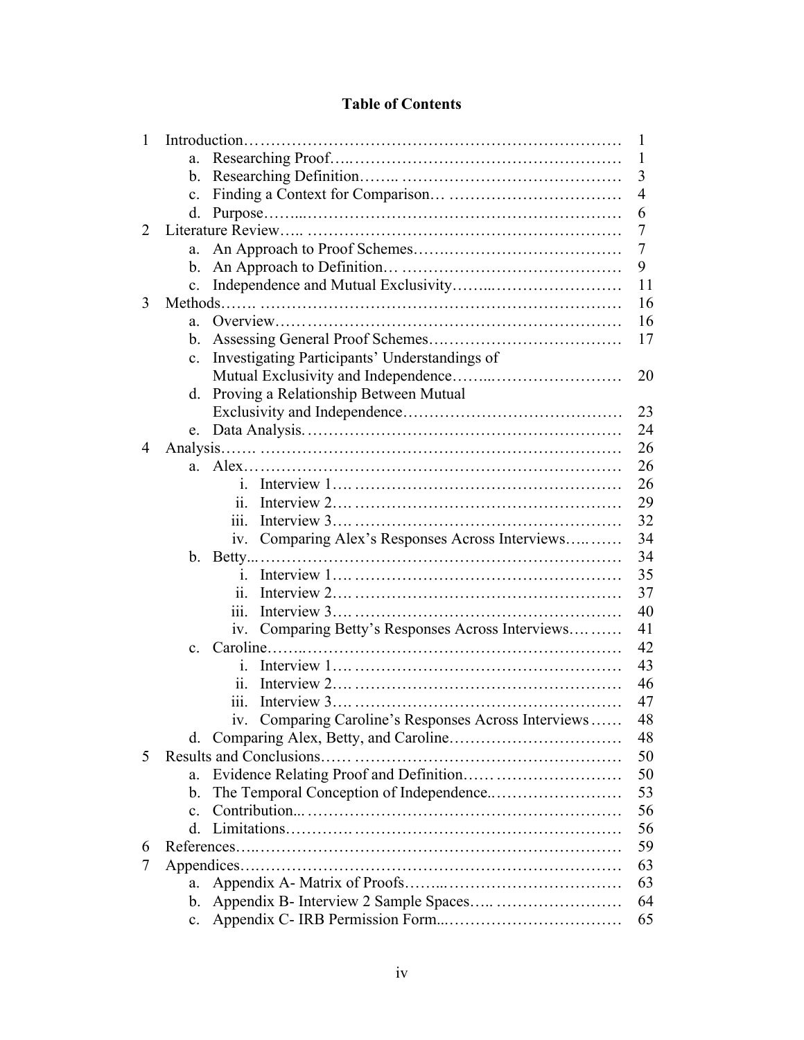# Table of Contents

| | | |
|---|---|---|
| 1 | Introduction | 1 |
| | a. Researching Proof | 1 |
| | b. Researching Definition | 3 |
| | c. Finding a Context for Comparison | 4 |
| | d. Purpose | 6 |
| 2 | Literature Review | 7 |
| | a. An Approach to Proof Schemes | 7 |
| | b. An Approach to Definition | 9 |
| | c. Independence and Mutual Exclusivity | 11 |
| 3 | Methods | 16 |
| | a. Overview | 16 |
| | b. Assessing General Proof Schemes | 17 |
| | c. Investigating Participants' Understandings of Mutual Exclusivity and Independence | 20 |
| | d. Proving a Relationship Between Mutual Exclusivity and Independence | 23 |
| | e. Data Analysis | 24 |
| 4 | Analysis | 26 |
| | a. Alex | 26 |
| | i. Interview 1 | 26 |
| | ii. Interview 2 | 29 |
| | iii. Interview 3 | 32 |
| | iv. Comparing Alex's Responses Across Interviews | 34 |
| | b. Betty | 34 |
| | i. Interview 1 | 35 |
| | ii. Interview 2 | 37 |
| | iii. Interview 3 | 40 |
| | iv. Comparing Betty's Responses Across Interviews | 41 |
| | c. Caroline | 42 |
| | i. Interview 1 | 43 |
| | ii. Interview 2 | 46 |
| | iii. Interview 3 | 47 |
| | iv. Comparing Caroline's Responses Across Interviews | 48 |
| | d. Comparing Alex, Betty, and Caroline | 48 |
| 5 | Results and Conclusions | 50 |
| | a. Evidence Relating Proof and Definition | 50 |
| | b. The Temporal Conception of Independence | 53 |
| | c. Contribution | 56 |
| | d. Limitations | 56 |
| 6 | References | 59 |
| 7 | Appendices | 63 |
| | a. Appendix A- Matrix of Proofs | 63 |
| | b. Appendix B- Interview 2 Sample Spaces | 64 |
| | c. Appendix C- IRB Permission Form | 65 |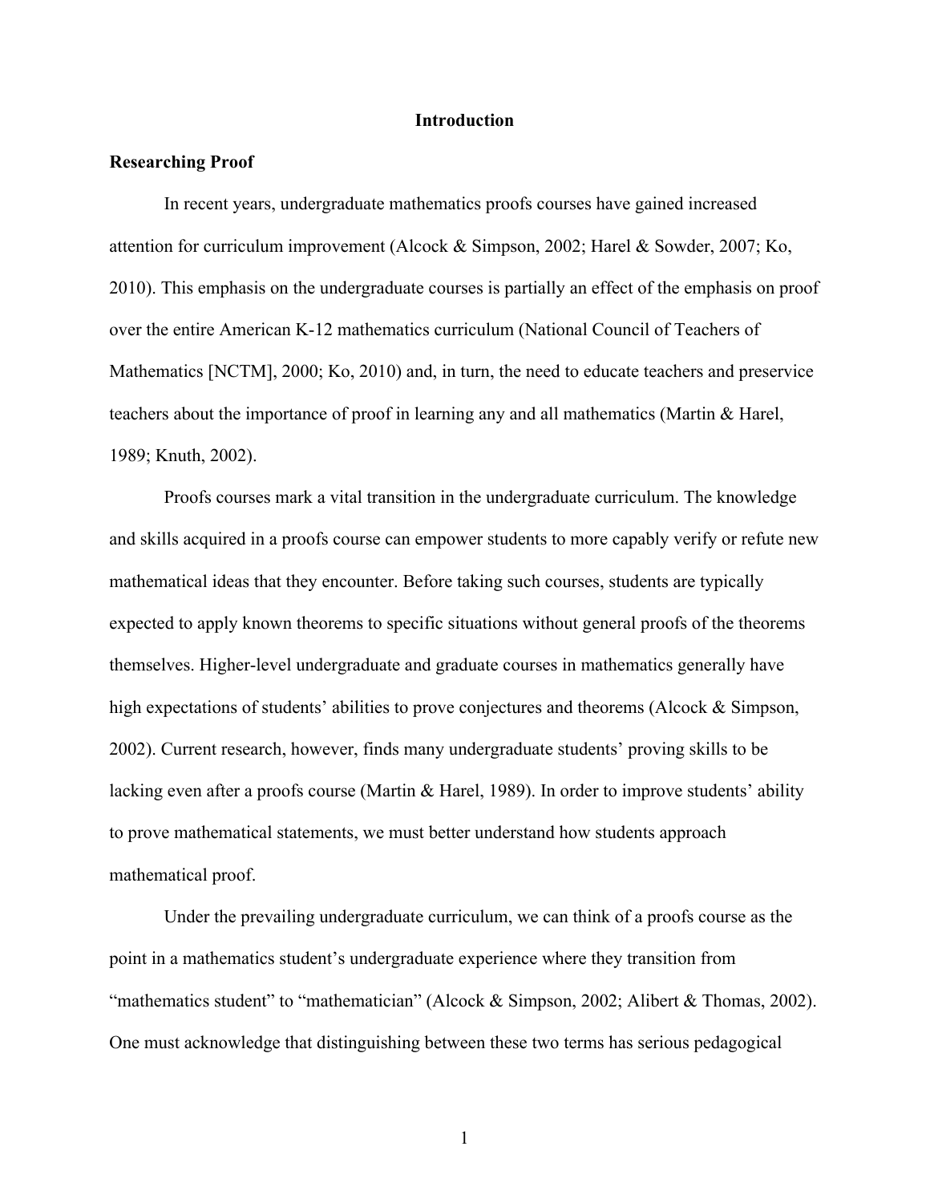# Introduction

## Researching Proof

In recent years, undergraduate mathematics proofs courses have gained increased attention for curriculum improvement (Alcock & Simpson, 2002; Harel & Sowder, 2007; Ko, 2010). This emphasis on the undergraduate courses is partially an effect of the emphasis on proof over the entire American K-12 mathematics curriculum (National Council of Teachers of Mathematics [NCTM], 2000; Ko, 2010) and, in turn, the need to educate teachers and preservice teachers about the importance of proof in learning any and all mathematics (Martin & Harel, 1989; Knuth, 2002).

Proofs courses mark a vital transition in the undergraduate curriculum. The knowledge and skills acquired in a proofs course can empower students to more capably verify or refute new mathematical ideas that they encounter. Before taking such courses, students are typically expected to apply known theorems to specific situations without general proofs of the theorems themselves. Higher-level undergraduate and graduate courses in mathematics generally have high expectations of students' abilities to prove conjectures and theorems (Alcock & Simpson, 2002). Current research, however, finds many undergraduate students' proving skills to be lacking even after a proofs course (Martin & Harel, 1989). In order to improve students' ability to prove mathematical statements, we must better understand how students approach mathematical proof.

Under the prevailing undergraduate curriculum, we can think of a proofs course as the point in a mathematics student's undergraduate experience where they transition from "mathematics student" to "mathematician" (Alcock & Simpson, 2002; Alibert & Thomas, 2002). One must acknowledge that distinguishing between these two terms has serious pedagogical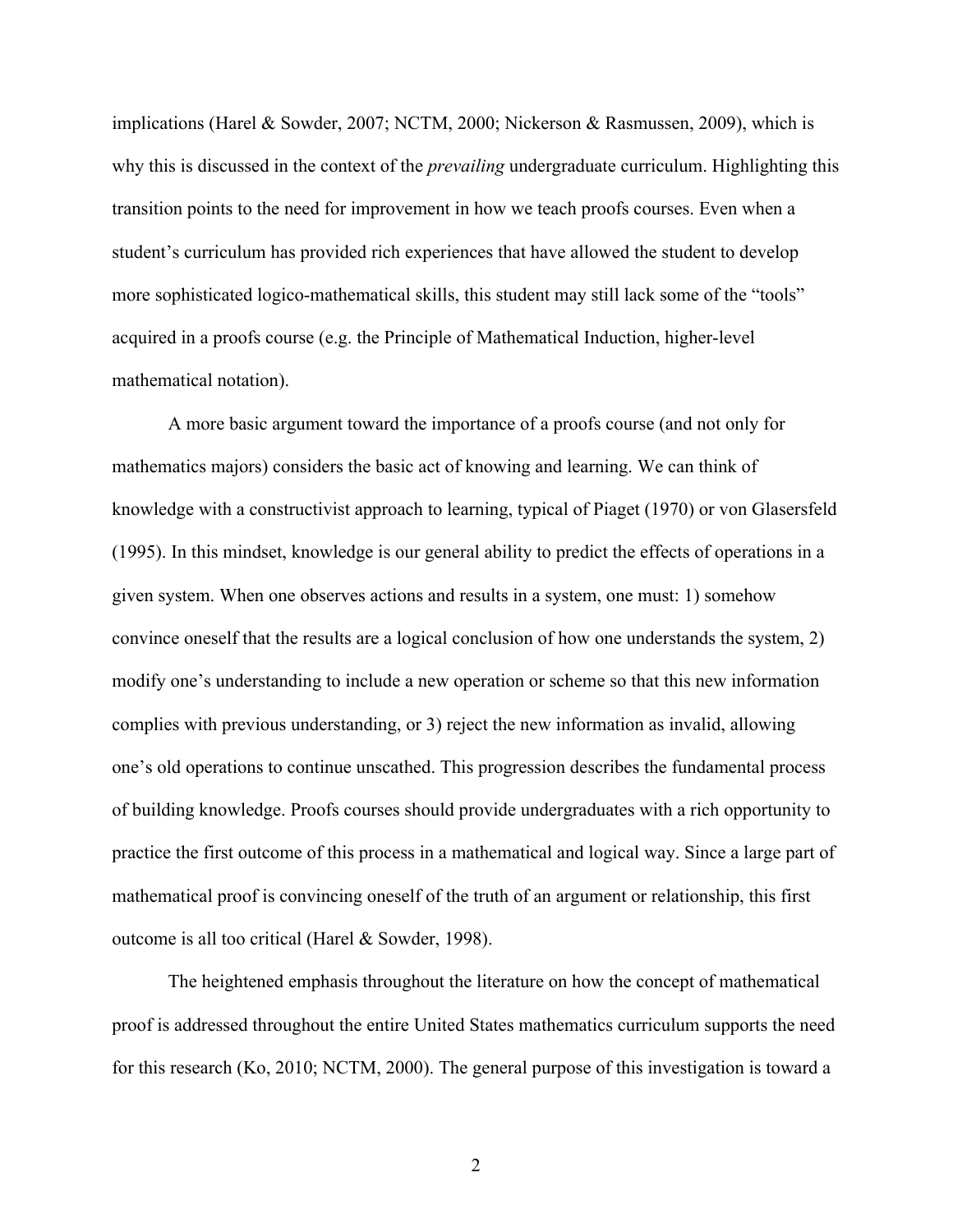implications (Harel & Sowder, 2007; NCTM, 2000; Nickerson & Rasmussen, 2009), which is why this is discussed in the context of the *prevailing* undergraduate curriculum. Highlighting this transition points to the need for improvement in how we teach proofs courses. Even when a student's curriculum has provided rich experiences that have allowed the student to develop more sophisticated logico-mathematical skills, this student may still lack some of the "tools" acquired in a proofs course (e.g. the Principle of Mathematical Induction, higher-level mathematical notation).

A more basic argument toward the importance of a proofs course (and not only for mathematics majors) considers the basic act of knowing and learning. We can think of knowledge with a constructivist approach to learning, typical of Piaget (1970) or von Glasersfeld (1995). In this mindset, knowledge is our general ability to predict the effects of operations in a given system. When one observes actions and results in a system, one must: 1) somehow convince oneself that the results are a logical conclusion of how one understands the system, 2) modify one's understanding to include a new operation or scheme so that this new information complies with previous understanding, or 3) reject the new information as invalid, allowing one's old operations to continue unscathed. This progression describes the fundamental process of building knowledge. Proofs courses should provide undergraduates with a rich opportunity to practice the first outcome of this process in a mathematical and logical way. Since a large part of mathematical proof is convincing oneself of the truth of an argument or relationship, this first outcome is all too critical (Harel & Sowder, 1998).

The heightened emphasis throughout the literature on how the concept of mathematical proof is addressed throughout the entire United States mathematics curriculum supports the need for this research (Ko, 2010; NCTM, 2000). The general purpose of this investigation is toward a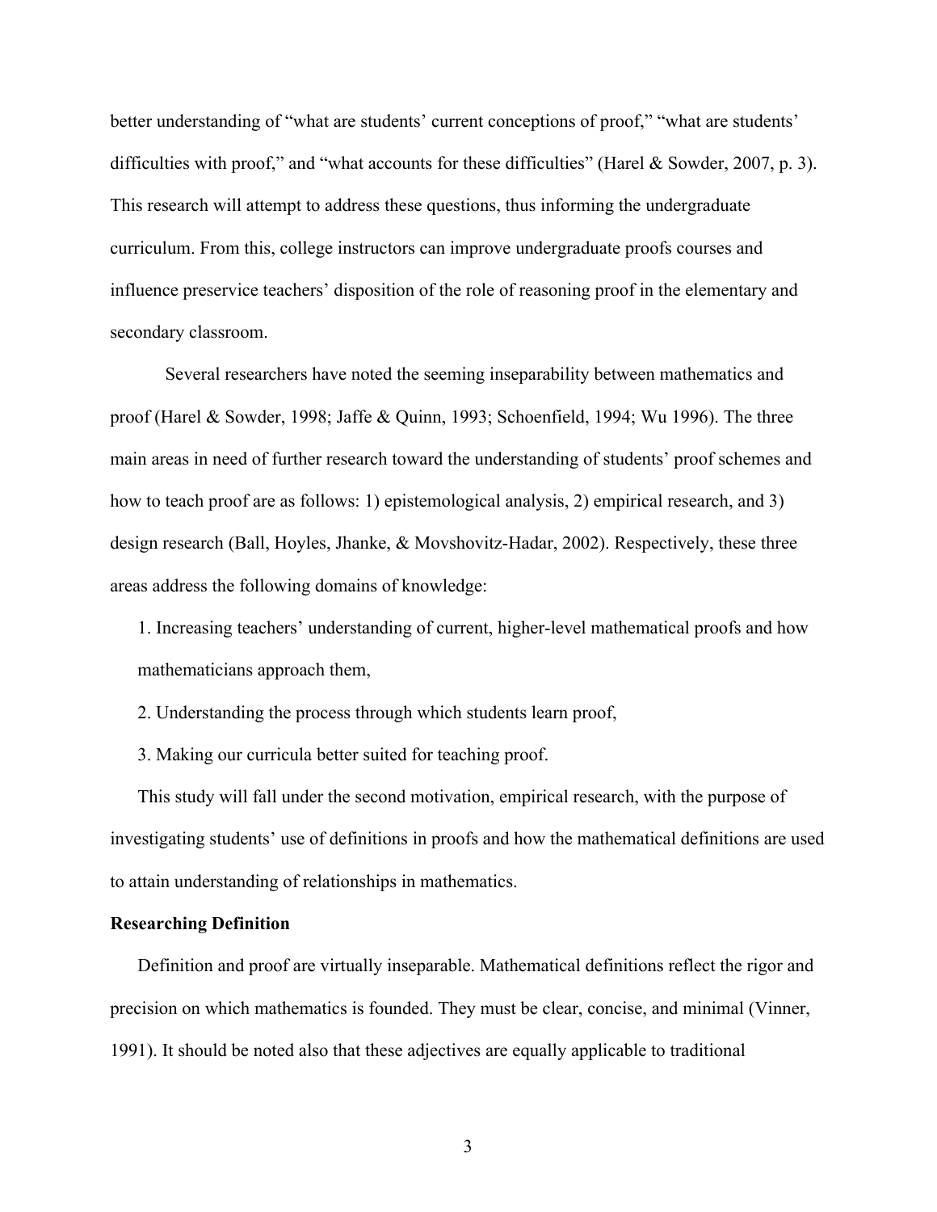better understanding of "what are students' current conceptions of proof," "what are students' difficulties with proof," and "what accounts for these difficulties" (Harel & Sowder, 2007, p. 3). This research will attempt to address these questions, thus informing the undergraduate curriculum. From this, college instructors can improve undergraduate proofs courses and influence preservice teachers' disposition of the role of reasoning proof in the elementary and secondary classroom.

Several researchers have noted the seeming inseparability between mathematics and proof (Harel & Sowder, 1998; Jaffe & Quinn, 1993; Schoenfield, 1994; Wu 1996). The three main areas in need of further research toward the understanding of students' proof schemes and how to teach proof are as follows: 1) epistemological analysis, 2) empirical research, and 3) design research (Ball, Hoyles, Jhanke, & Movshovitz-Hadar, 2002). Respectively, these three areas address the following domains of knowledge:

1. Increasing teachers' understanding of current, higher-level mathematical proofs and how mathematicians approach them,
2. Understanding the process through which students learn proof,
3. Making our curricula better suited for teaching proof.

This study will fall under the second motivation, empirical research, with the purpose of investigating students' use of definitions in proofs and how the mathematical definitions are used to attain understanding of relationships in mathematics.

**Researching Definition**

Definition and proof are virtually inseparable. Mathematical definitions reflect the rigor and precision on which mathematics is founded. They must be clear, concise, and minimal (Vinner, 1991). It should be noted also that these adjectives are equally applicable to traditional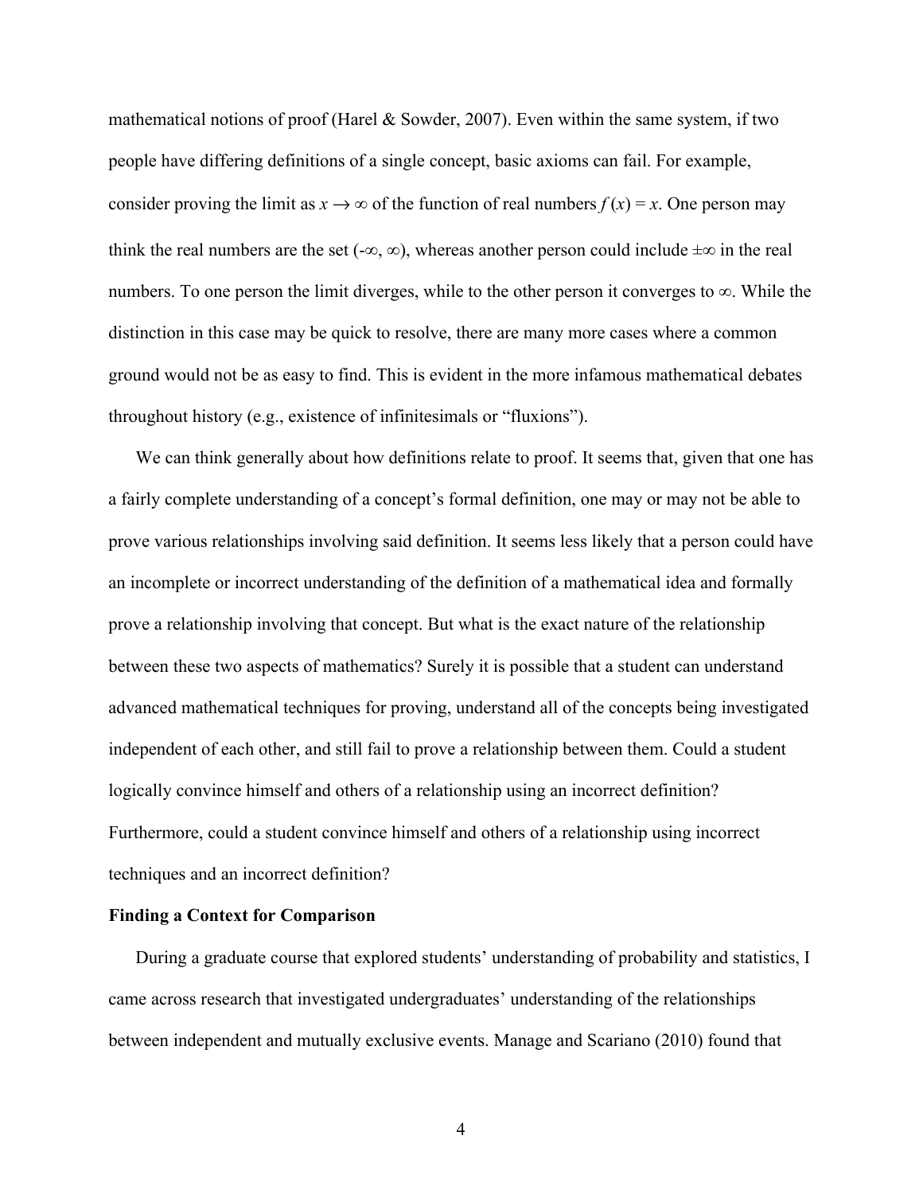mathematical notions of proof (Harel & Sowder, 2007). Even within the same system, if two people have differing definitions of a single concept, basic axioms can fail. For example, consider proving the limit as $x \to \infty$ of the function of real numbers $f(x) = x$. One person may think the real numbers are the set $(-\infty, \infty)$, whereas another person could include $\pm\infty$ in the real numbers. To one person the limit diverges, while to the other person it converges to $\infty$. While the distinction in this case may be quick to resolve, there are many more cases where a common ground would not be as easy to find. This is evident in the more infamous mathematical debates throughout history (e.g., existence of infinitesimals or "fluxions").

We can think generally about how definitions relate to proof. It seems that, given that one has a fairly complete understanding of a concept's formal definition, one may or may not be able to prove various relationships involving said definition. It seems less likely that a person could have an incomplete or incorrect understanding of the definition of a mathematical idea and formally prove a relationship involving that concept. But what is the exact nature of the relationship between these two aspects of mathematics? Surely it is possible that a student can understand advanced mathematical techniques for proving, understand all of the concepts being investigated independent of each other, and still fail to prove a relationship between them. Could a student logically convince himself and others of a relationship using an incorrect definition? Furthermore, could a student convince himself and others of a relationship using incorrect techniques and an incorrect definition?

**Finding a Context for Comparison**

During a graduate course that explored students' understanding of probability and statistics, I came across research that investigated undergraduates' understanding of the relationships between independent and mutually exclusive events. Manage and Scariano (2010) found that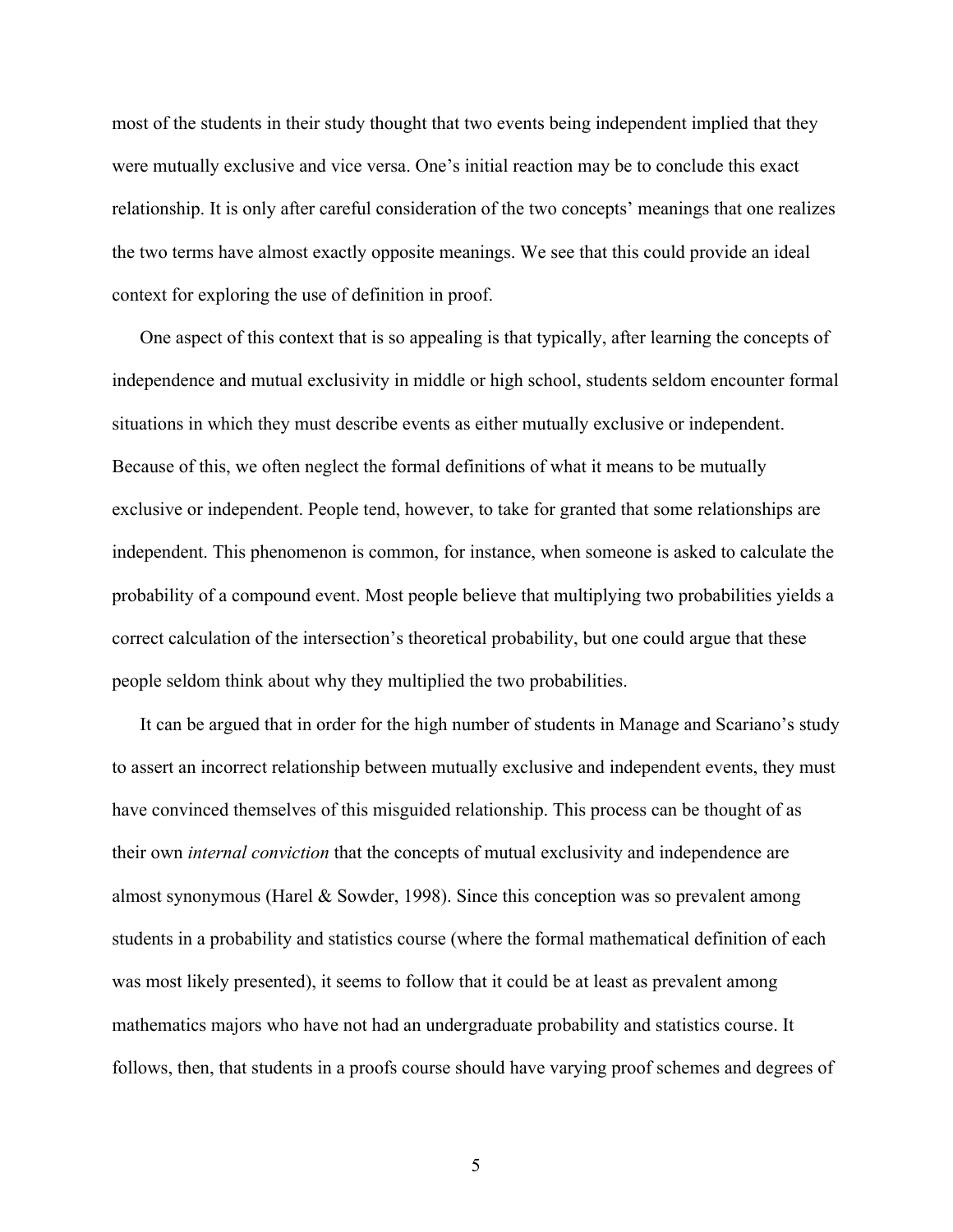most of the students in their study thought that two events being independent implied that they were mutually exclusive and vice versa. One's initial reaction may be to conclude this exact relationship. It is only after careful consideration of the two concepts' meanings that one realizes the two terms have almost exactly opposite meanings. We see that this could provide an ideal context for exploring the use of definition in proof.

One aspect of this context that is so appealing is that typically, after learning the concepts of independence and mutual exclusivity in middle or high school, students seldom encounter formal situations in which they must describe events as either mutually exclusive or independent. Because of this, we often neglect the formal definitions of what it means to be mutually exclusive or independent. People tend, however, to take for granted that some relationships are independent. This phenomenon is common, for instance, when someone is asked to calculate the probability of a compound event. Most people believe that multiplying two probabilities yields a correct calculation of the intersection's theoretical probability, but one could argue that these people seldom think about why they multiplied the two probabilities.

It can be argued that in order for the high number of students in Manage and Scariano's study to assert an incorrect relationship between mutually exclusive and independent events, they must have convinced themselves of this misguided relationship. This process can be thought of as their own *internal conviction* that the concepts of mutual exclusivity and independence are almost synonymous (Harel & Sowder, 1998). Since this conception was so prevalent among students in a probability and statistics course (where the formal mathematical definition of each was most likely presented), it seems to follow that it could be at least as prevalent among mathematics majors who have not had an undergraduate probability and statistics course. It follows, then, that students in a proofs course should have varying proof schemes and degrees of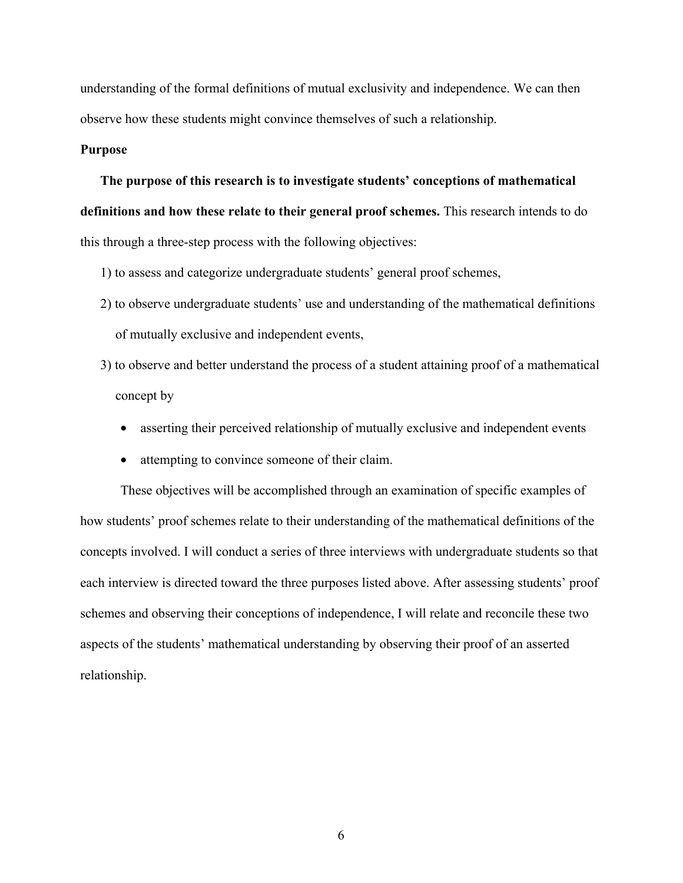understanding of the formal definitions of mutual exclusivity and independence. We can then observe how these students might convince themselves of such a relationship.

**Purpose**

**The purpose of this research is to investigate students' conceptions of mathematical definitions and how these relate to their general proof schemes.** This research intends to do this through a three-step process with the following objectives:

1) to assess and categorize undergraduate students' general proof schemes,
2) to observe undergraduate students' use and understanding of the mathematical definitions of mutually exclusive and independent events,
3) to observe and better understand the process of a student attaining proof of a mathematical concept by
   - asserting their perceived relationship of mutually exclusive and independent events
   - attempting to convince someone of their claim.

These objectives will be accomplished through an examination of specific examples of how students' proof schemes relate to their understanding of the mathematical definitions of the concepts involved. I will conduct a series of three interviews with undergraduate students so that each interview is directed toward the three purposes listed above. After assessing students' proof schemes and observing their conceptions of independence, I will relate and reconcile these two aspects of the students' mathematical understanding by observing their proof of an asserted relationship.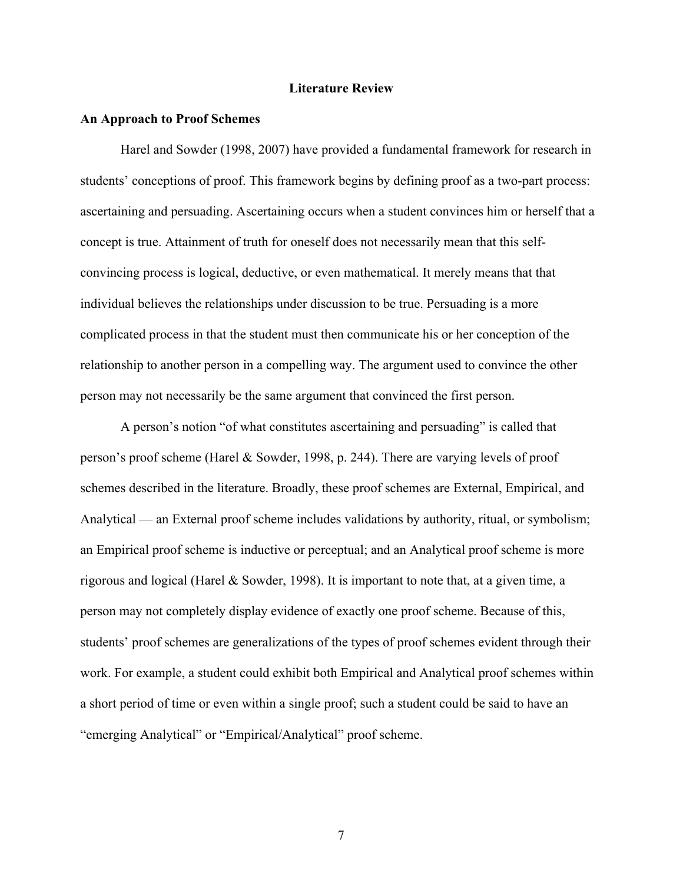# Literature Review

## An Approach to Proof Schemes

Harel and Sowder (1998, 2007) have provided a fundamental framework for research in students' conceptions of proof. This framework begins by defining proof as a two-part process: ascertaining and persuading. Ascertaining occurs when a student convinces him or herself that a concept is true. Attainment of truth for oneself does not necessarily mean that this self-convincing process is logical, deductive, or even mathematical. It merely means that that individual believes the relationships under discussion to be true. Persuading is a more complicated process in that the student must then communicate his or her conception of the relationship to another person in a compelling way. The argument used to convince the other person may not necessarily be the same argument that convinced the first person.

A person's notion "of what constitutes ascertaining and persuading" is called that person's proof scheme (Harel & Sowder, 1998, p. 244). There are varying levels of proof schemes described in the literature. Broadly, these proof schemes are External, Empirical, and Analytical — an External proof scheme includes validations by authority, ritual, or symbolism; an Empirical proof scheme is inductive or perceptual; and an Analytical proof scheme is more rigorous and logical (Harel & Sowder, 1998). It is important to note that, at a given time, a person may not completely display evidence of exactly one proof scheme. Because of this, students' proof schemes are generalizations of the types of proof schemes evident through their work. For example, a student could exhibit both Empirical and Analytical proof schemes within a short period of time or even within a single proof; such a student could be said to have an "emerging Analytical" or "Empirical/Analytical" proof scheme.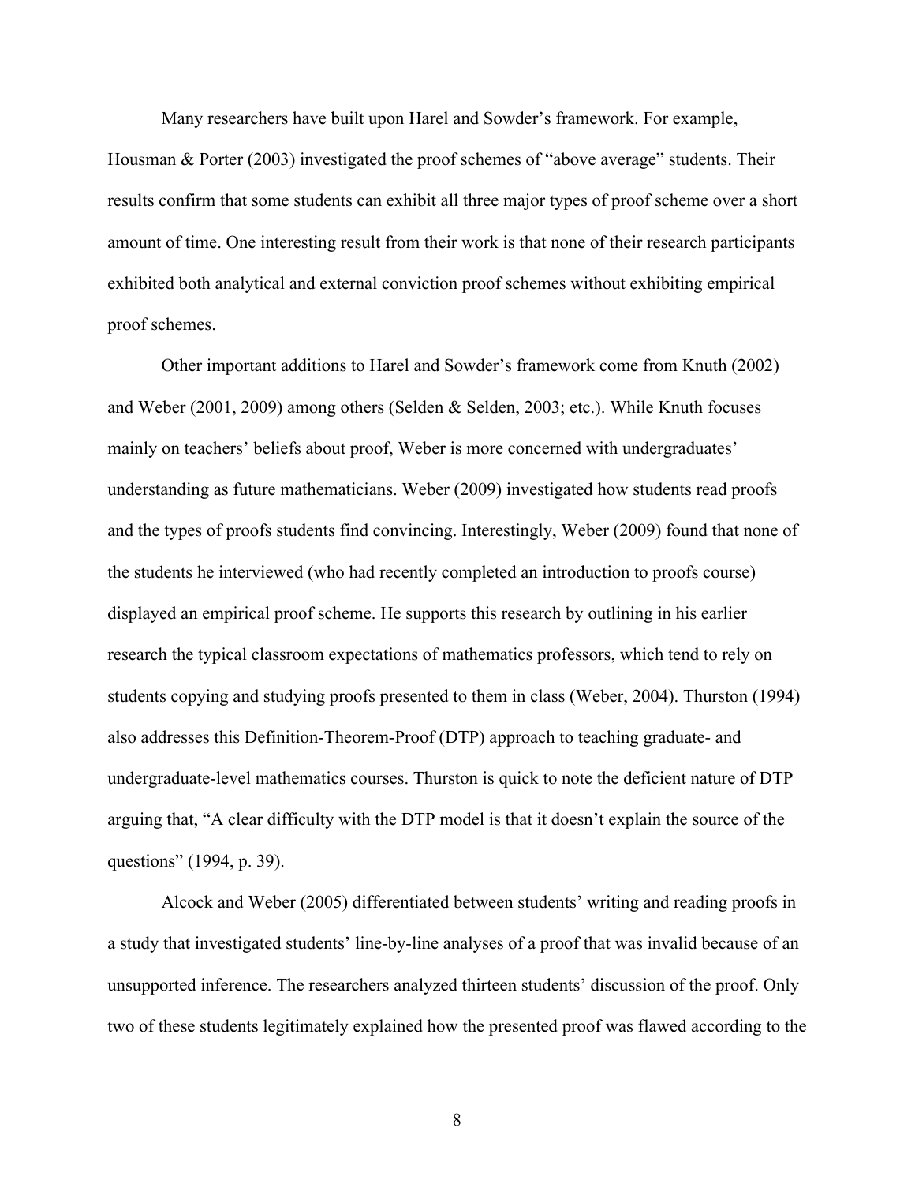Many researchers have built upon Harel and Sowder's framework. For example, Housman & Porter (2003) investigated the proof schemes of "above average" students. Their results confirm that some students can exhibit all three major types of proof scheme over a short amount of time. One interesting result from their work is that none of their research participants exhibited both analytical and external conviction proof schemes without exhibiting empirical proof schemes.

Other important additions to Harel and Sowder's framework come from Knuth (2002) and Weber (2001, 2009) among others (Selden & Selden, 2003; etc.). While Knuth focuses mainly on teachers' beliefs about proof, Weber is more concerned with undergraduates' understanding as future mathematicians. Weber (2009) investigated how students read proofs and the types of proofs students find convincing. Interestingly, Weber (2009) found that none of the students he interviewed (who had recently completed an introduction to proofs course) displayed an empirical proof scheme. He supports this research by outlining in his earlier research the typical classroom expectations of mathematics professors, which tend to rely on students copying and studying proofs presented to them in class (Weber, 2004). Thurston (1994) also addresses this Definition-Theorem-Proof (DTP) approach to teaching graduate- and undergraduate-level mathematics courses. Thurston is quick to note the deficient nature of DTP arguing that, "A clear difficulty with the DTP model is that it doesn't explain the source of the questions" (1994, p. 39).

Alcock and Weber (2005) differentiated between students' writing and reading proofs in a study that investigated students' line-by-line analyses of a proof that was invalid because of an unsupported inference. The researchers analyzed thirteen students' discussion of the proof. Only two of these students legitimately explained how the presented proof was flawed according to the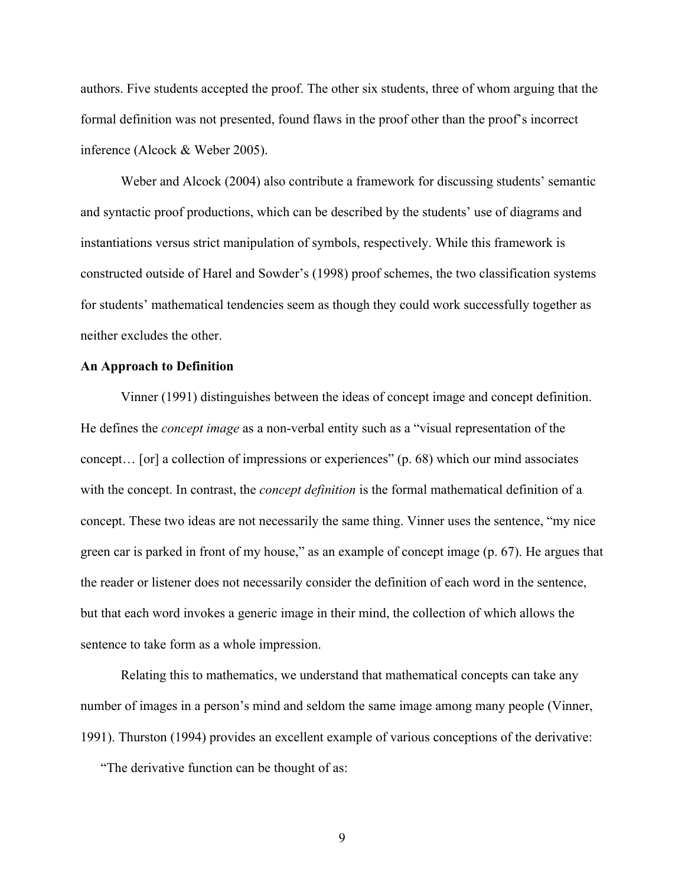authors. Five students accepted the proof. The other six students, three of whom arguing that the formal definition was not presented, found flaws in the proof other than the proof's incorrect inference (Alcock & Weber 2005).

Weber and Alcock (2004) also contribute a framework for discussing students' semantic and syntactic proof productions, which can be described by the students' use of diagrams and instantiations versus strict manipulation of symbols, respectively. While this framework is constructed outside of Harel and Sowder's (1998) proof schemes, the two classification systems for students' mathematical tendencies seem as though they could work successfully together as neither excludes the other.

**An Approach to Definition**

Vinner (1991) distinguishes between the ideas of concept image and concept definition. He defines the *concept image* as a non-verbal entity such as a "visual representation of the concept… [or] a collection of impressions or experiences" (p. 68) which our mind associates with the concept. In contrast, the *concept definition* is the formal mathematical definition of a concept. These two ideas are not necessarily the same thing. Vinner uses the sentence, "my nice green car is parked in front of my house," as an example of concept image (p. 67). He argues that the reader or listener does not necessarily consider the definition of each word in the sentence, but that each word invokes a generic image in their mind, the collection of which allows the sentence to take form as a whole impression.

Relating this to mathematics, we understand that mathematical concepts can take any number of images in a person's mind and seldom the same image among many people (Vinner, 1991). Thurston (1994) provides an excellent example of various conceptions of the derivative:

"The derivative function can be thought of as: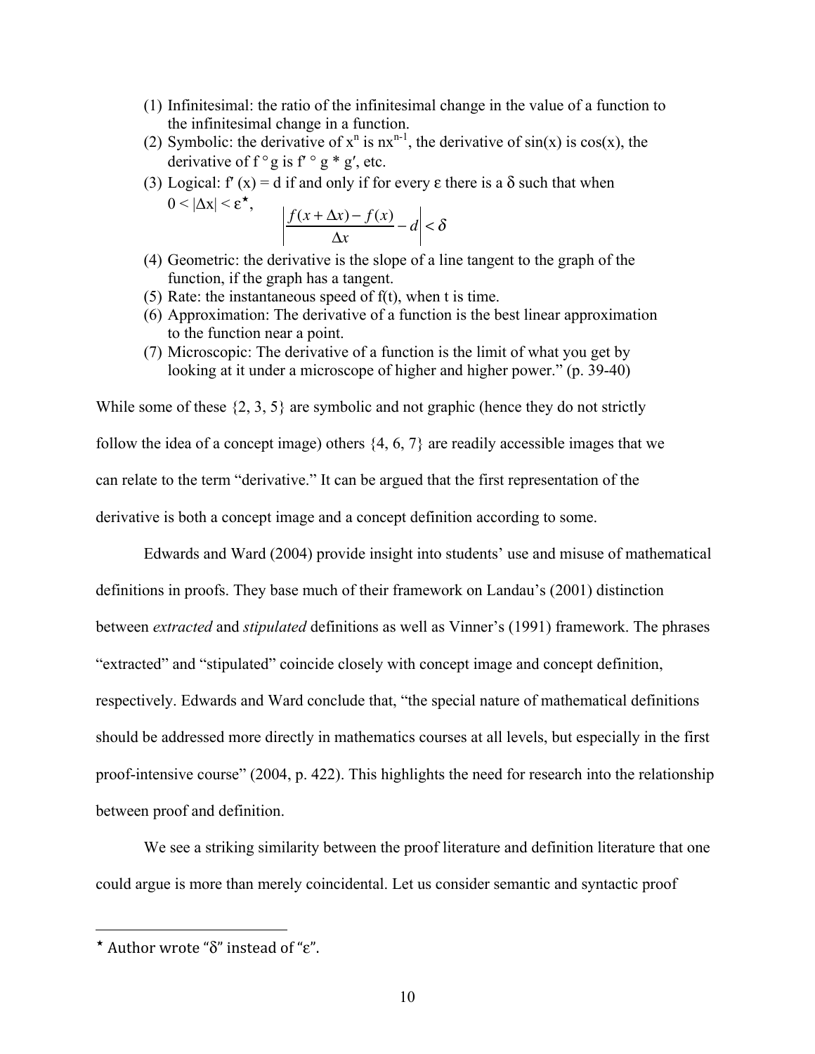(1) Infinitesimal: the ratio of the infinitesimal change in the value of a function to the infinitesimal change in a function.
(2) Symbolic: the derivative of $x^n$ is $nx^{n-1}$, the derivative of sin(x) is cos(x), the derivative of $f \circ g$ is $f' \circ g * g'$, etc.
(3) Logical: $f'(x) = d$ if and only if for every ε there is a δ such that when $0 < |\Delta x| < \varepsilon$*,

$$\left| \frac{f(x+\Delta x) - f(x)}{\Delta x} - d \right| < \delta$$

(4) Geometric: the derivative is the slope of a line tangent to the graph of the function, if the graph has a tangent.
(5) Rate: the instantaneous speed of f(t), when t is time.
(6) Approximation: The derivative of a function is the best linear approximation to the function near a point.
(7) Microscopic: The derivative of a function is the limit of what you get by looking at it under a microscope of higher and higher power." (p. 39-40)

While some of these {2, 3, 5} are symbolic and not graphic (hence they do not strictly follow the idea of a concept image) others {4, 6, 7} are readily accessible images that we can relate to the term "derivative." It can be argued that the first representation of the derivative is both a concept image and a concept definition according to some.

Edwards and Ward (2004) provide insight into students' use and misuse of mathematical definitions in proofs. They base much of their framework on Landau's (2001) distinction between *extracted* and *stipulated* definitions as well as Vinner's (1991) framework. The phrases "extracted" and "stipulated" coincide closely with concept image and concept definition, respectively. Edwards and Ward conclude that, "the special nature of mathematical definitions should be addressed more directly in mathematics courses at all levels, but especially in the first proof-intensive course" (2004, p. 422). This highlights the need for research into the relationship between proof and definition.

We see a striking similarity between the proof literature and definition literature that one could argue is more than merely coincidental. Let us consider semantic and syntactic proof

---

* Author wrote "δ" instead of "ε".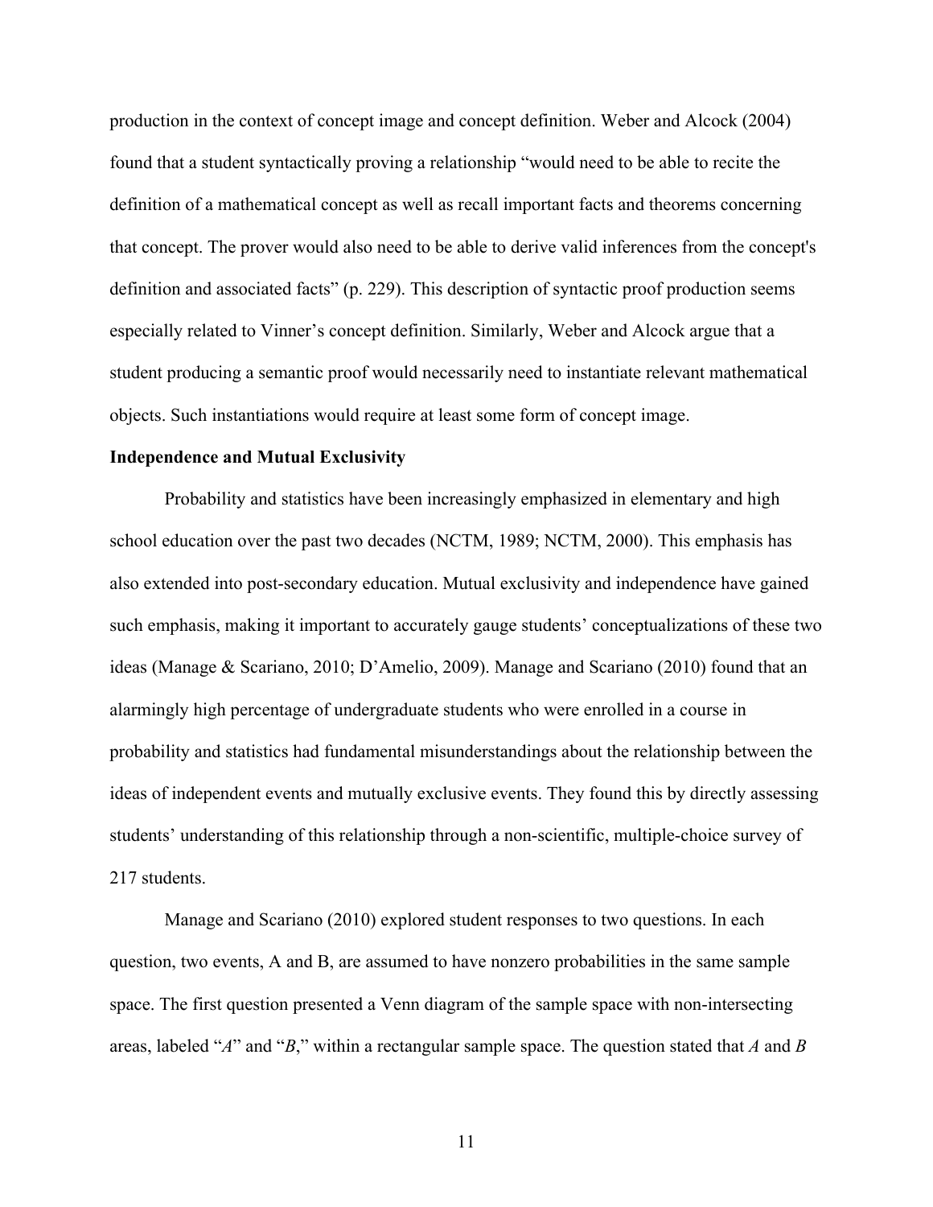production in the context of concept image and concept definition. Weber and Alcock (2004) found that a student syntactically proving a relationship "would need to be able to recite the definition of a mathematical concept as well as recall important facts and theorems concerning that concept. The prover would also need to be able to derive valid inferences from the concept's definition and associated facts" (p. 229). This description of syntactic proof production seems especially related to Vinner's concept definition. Similarly, Weber and Alcock argue that a student producing a semantic proof would necessarily need to instantiate relevant mathematical objects. Such instantiations would require at least some form of concept image.

**Independence and Mutual Exclusivity**

Probability and statistics have been increasingly emphasized in elementary and high school education over the past two decades (NCTM, 1989; NCTM, 2000). This emphasis has also extended into post-secondary education. Mutual exclusivity and independence have gained such emphasis, making it important to accurately gauge students' conceptualizations of these two ideas (Manage & Scariano, 2010; D'Amelio, 2009). Manage and Scariano (2010) found that an alarmingly high percentage of undergraduate students who were enrolled in a course in probability and statistics had fundamental misunderstandings about the relationship between the ideas of independent events and mutually exclusive events. They found this by directly assessing students' understanding of this relationship through a non-scientific, multiple-choice survey of 217 students.

Manage and Scariano (2010) explored student responses to two questions. In each question, two events, A and B, are assumed to have nonzero probabilities in the same sample space. The first question presented a Venn diagram of the sample space with non-intersecting areas, labeled "*A*" and "*B*," within a rectangular sample space. The question stated that *A* and *B*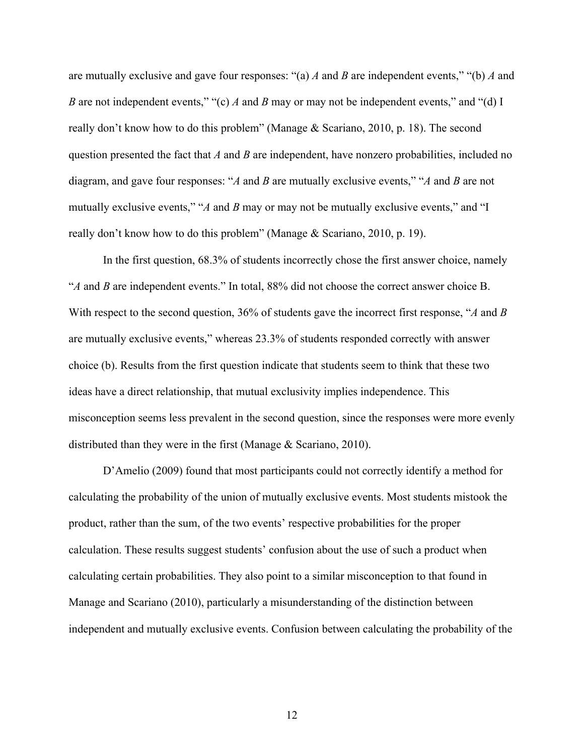are mutually exclusive and gave four responses: "(a) *A* and *B* are independent events," "(b) *A* and *B* are not independent events," "(c) *A* and *B* may or may not be independent events," and "(d) I really don't know how to do this problem" (Manage & Scariano, 2010, p. 18). The second question presented the fact that *A* and *B* are independent, have nonzero probabilities, included no diagram, and gave four responses: "*A* and *B* are mutually exclusive events," "*A* and *B* are not mutually exclusive events," "*A* and *B* may or may not be mutually exclusive events," and "I really don't know how to do this problem" (Manage & Scariano, 2010, p. 19).

In the first question, 68.3% of students incorrectly chose the first answer choice, namely "*A* and *B* are independent events." In total, 88% did not choose the correct answer choice B. With respect to the second question, 36% of students gave the incorrect first response, "*A* and *B* are mutually exclusive events," whereas 23.3% of students responded correctly with answer choice (b). Results from the first question indicate that students seem to think that these two ideas have a direct relationship, that mutual exclusivity implies independence. This misconception seems less prevalent in the second question, since the responses were more evenly distributed than they were in the first (Manage & Scariano, 2010).

D'Amelio (2009) found that most participants could not correctly identify a method for calculating the probability of the union of mutually exclusive events. Most students mistook the product, rather than the sum, of the two events' respective probabilities for the proper calculation. These results suggest students' confusion about the use of such a product when calculating certain probabilities. They also point to a similar misconception to that found in Manage and Scariano (2010), particularly a misunderstanding of the distinction between independent and mutually exclusive events. Confusion between calculating the probability of the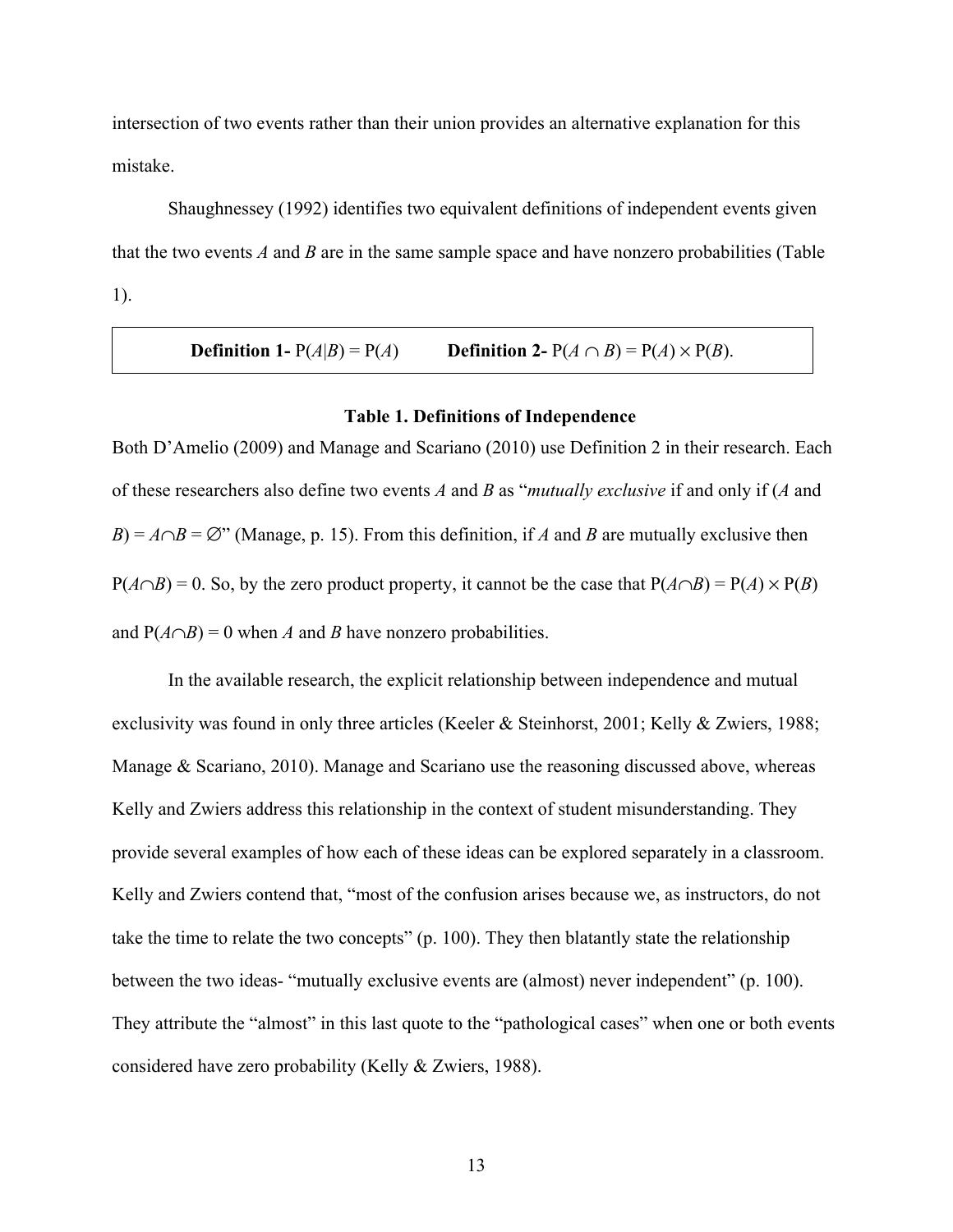intersection of two events rather than their union provides an alternative explanation for this mistake.

Shaughnessey (1992) identifies two equivalent definitions of independent events given that the two events *A* and *B* are in the same sample space and have nonzero probabilities (Table 1).

| **Definition 1-** $P(A|B) = P(A)$ | **Definition 2-** $P(A \cap B) = P(A) \times P(B)$. |
|---|---|

**Table 1. Definitions of Independence**

Both D'Amelio (2009) and Manage and Scariano (2010) use Definition 2 in their research. Each of these researchers also define two events *A* and *B* as "*mutually exclusive* if and only if ($A$ and $B$) = $A \cap B = \varnothing$" (Manage, p. 15). From this definition, if *A* and *B* are mutually exclusive then $P(A \cap B) = 0$. So, by the zero product property, it cannot be the case that $P(A \cap B) = P(A) \times P(B)$ and $P(A \cap B) = 0$ when *A* and *B* have nonzero probabilities.

In the available research, the explicit relationship between independence and mutual exclusivity was found in only three articles (Keeler & Steinhorst, 2001; Kelly & Zwiers, 1988; Manage & Scariano, 2010). Manage and Scariano use the reasoning discussed above, whereas Kelly and Zwiers address this relationship in the context of student misunderstanding. They provide several examples of how each of these ideas can be explored separately in a classroom. Kelly and Zwiers contend that, "most of the confusion arises because we, as instructors, do not take the time to relate the two concepts" (p. 100). They then blatantly state the relationship between the two ideas- "mutually exclusive events are (almost) never independent" (p. 100). They attribute the "almost" in this last quote to the "pathological cases" when one or both events considered have zero probability (Kelly & Zwiers, 1988).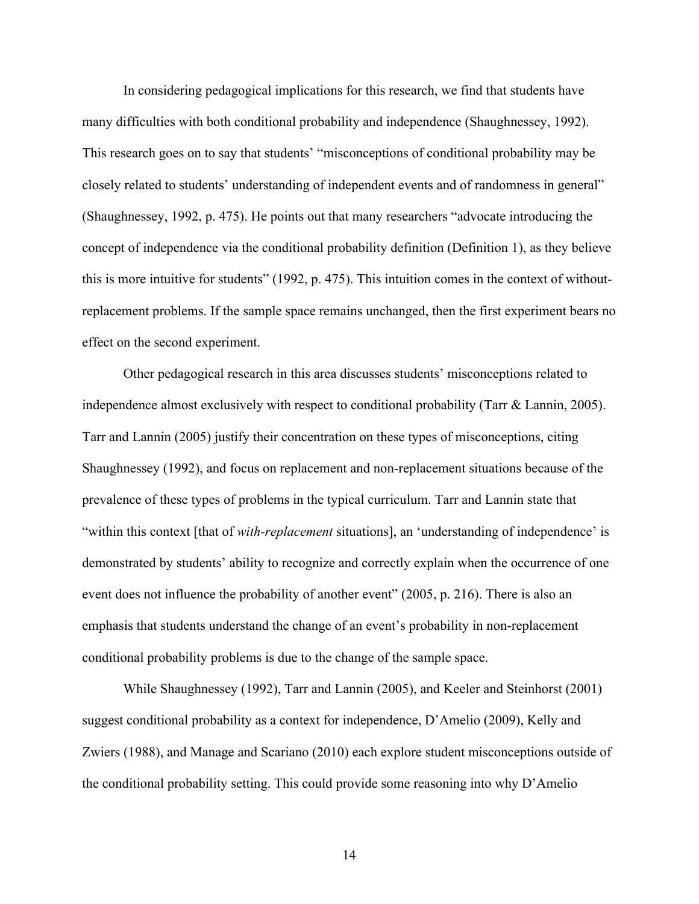In considering pedagogical implications for this research, we find that students have many difficulties with both conditional probability and independence (Shaughnessey, 1992). This research goes on to say that students' "misconceptions of conditional probability may be closely related to students' understanding of independent events and of randomness in general" (Shaughnessey, 1992, p. 475). He points out that many researchers "advocate introducing the concept of independence via the conditional probability definition (Definition 1), as they believe this is more intuitive for students" (1992, p. 475). This intuition comes in the context of without-replacement problems. If the sample space remains unchanged, then the first experiment bears no effect on the second experiment.

Other pedagogical research in this area discusses students' misconceptions related to independence almost exclusively with respect to conditional probability (Tarr & Lannin, 2005). Tarr and Lannin (2005) justify their concentration on these types of misconceptions, citing Shaughnessey (1992), and focus on replacement and non-replacement situations because of the prevalence of these types of problems in the typical curriculum. Tarr and Lannin state that "within this context [that of *with-replacement* situations], an 'understanding of independence' is demonstrated by students' ability to recognize and correctly explain when the occurrence of one event does not influence the probability of another event" (2005, p. 216). There is also an emphasis that students understand the change of an event's probability in non-replacement conditional probability problems is due to the change of the sample space.

While Shaughnessey (1992), Tarr and Lannin (2005), and Keeler and Steinhorst (2001) suggest conditional probability as a context for independence, D'Amelio (2009), Kelly and Zwiers (1988), and Manage and Scariano (2010) each explore student misconceptions outside of the conditional probability setting. This could provide some reasoning into why D'Amelio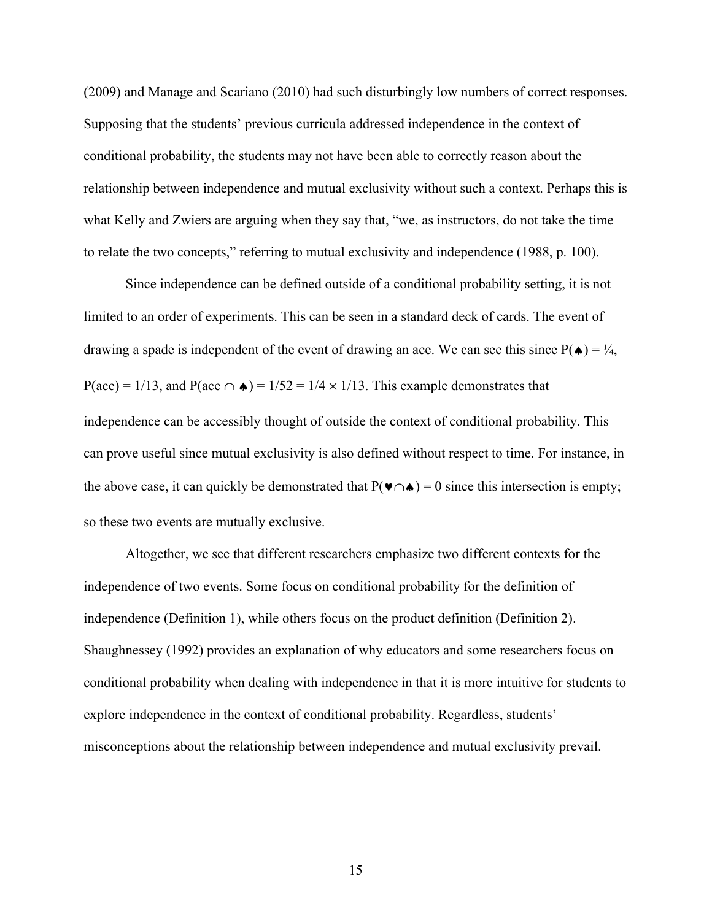(2009) and Manage and Scariano (2010) had such disturbingly low numbers of correct responses. Supposing that the students' previous curricula addressed independence in the context of conditional probability, the students may not have been able to correctly reason about the relationship between independence and mutual exclusivity without such a context. Perhaps this is what Kelly and Zwiers are arguing when they say that, "we, as instructors, do not take the time to relate the two concepts," referring to mutual exclusivity and independence (1988, p. 100).

Since independence can be defined outside of a conditional probability setting, it is not limited to an order of experiments. This can be seen in a standard deck of cards. The event of drawing a spade is independent of the event of drawing an ace. We can see this since $P(\spadesuit) = \frac{1}{4}$, $P(\text{ace}) = 1/13$, and $P(\text{ace} \cap \spadesuit) = 1/52 = 1/4 \times 1/13$. This example demonstrates that independence can be accessibly thought of outside the context of conditional probability. This can prove useful since mutual exclusivity is also defined without respect to time. For instance, in the above case, it can quickly be demonstrated that $P(\heartsuit \cap \spadesuit) = 0$ since this intersection is empty; so these two events are mutually exclusive.

Altogether, we see that different researchers emphasize two different contexts for the independence of two events. Some focus on conditional probability for the definition of independence (Definition 1), while others focus on the product definition (Definition 2). Shaughnessey (1992) provides an explanation of why educators and some researchers focus on conditional probability when dealing with independence in that it is more intuitive for students to explore independence in the context of conditional probability. Regardless, students' misconceptions about the relationship between independence and mutual exclusivity prevail.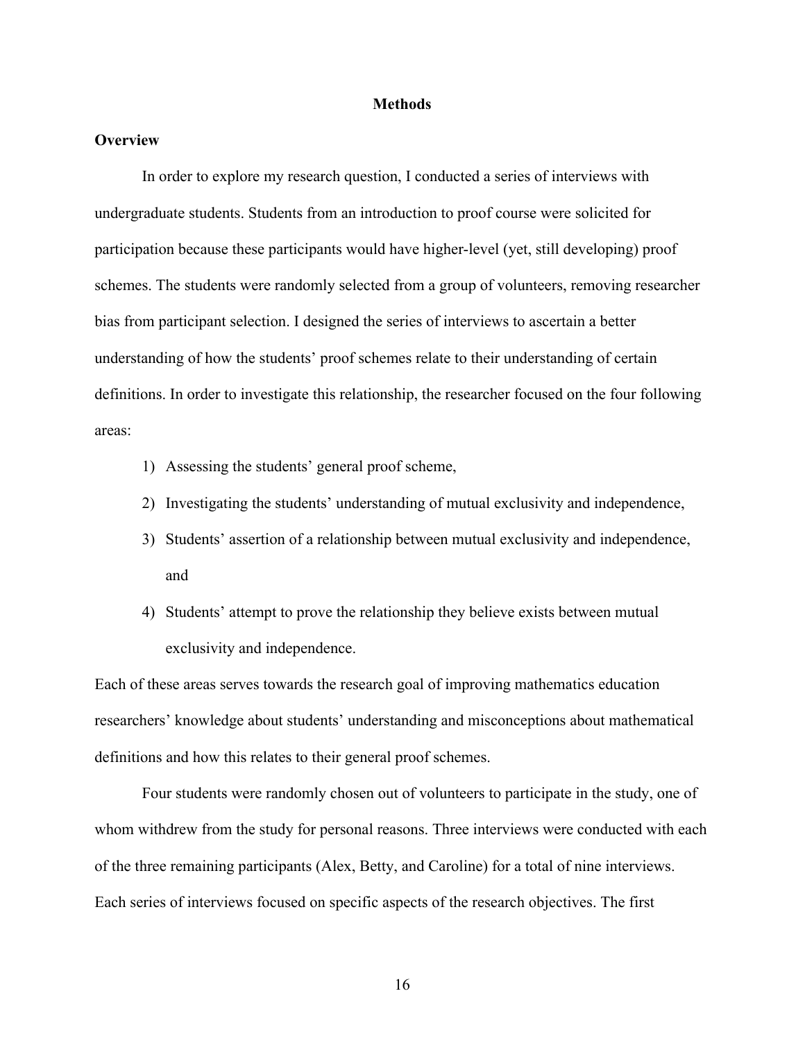# Methods

## Overview

In order to explore my research question, I conducted a series of interviews with undergraduate students. Students from an introduction to proof course were solicited for participation because these participants would have higher-level (yet, still developing) proof schemes. The students were randomly selected from a group of volunteers, removing researcher bias from participant selection. I designed the series of interviews to ascertain a better understanding of how the students' proof schemes relate to their understanding of certain definitions. In order to investigate this relationship, the researcher focused on the four following areas:

1) Assessing the students' general proof scheme,
2) Investigating the students' understanding of mutual exclusivity and independence,
3) Students' assertion of a relationship between mutual exclusivity and independence, and
4) Students' attempt to prove the relationship they believe exists between mutual exclusivity and independence.

Each of these areas serves towards the research goal of improving mathematics education researchers' knowledge about students' understanding and misconceptions about mathematical definitions and how this relates to their general proof schemes.

Four students were randomly chosen out of volunteers to participate in the study, one of whom withdrew from the study for personal reasons. Three interviews were conducted with each of the three remaining participants (Alex, Betty, and Caroline) for a total of nine interviews. Each series of interviews focused on specific aspects of the research objectives. The first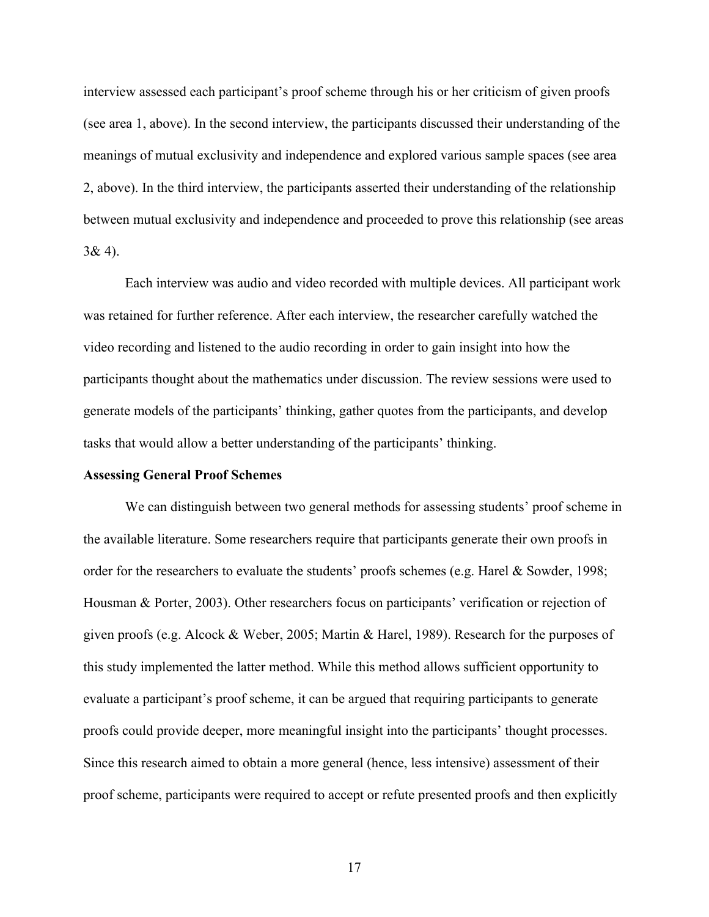interview assessed each participant's proof scheme through his or her criticism of given proofs (see area 1, above). In the second interview, the participants discussed their understanding of the meanings of mutual exclusivity and independence and explored various sample spaces (see area 2, above). In the third interview, the participants asserted their understanding of the relationship between mutual exclusivity and independence and proceeded to prove this relationship (see areas 3& 4).

Each interview was audio and video recorded with multiple devices. All participant work was retained for further reference. After each interview, the researcher carefully watched the video recording and listened to the audio recording in order to gain insight into how the participants thought about the mathematics under discussion. The review sessions were used to generate models of the participants' thinking, gather quotes from the participants, and develop tasks that would allow a better understanding of the participants' thinking.

**Assessing General Proof Schemes**

We can distinguish between two general methods for assessing students' proof scheme in the available literature. Some researchers require that participants generate their own proofs in order for the researchers to evaluate the students' proofs schemes (e.g. Harel & Sowder, 1998; Housman & Porter, 2003). Other researchers focus on participants' verification or rejection of given proofs (e.g. Alcock & Weber, 2005; Martin & Harel, 1989). Research for the purposes of this study implemented the latter method. While this method allows sufficient opportunity to evaluate a participant's proof scheme, it can be argued that requiring participants to generate proofs could provide deeper, more meaningful insight into the participants' thought processes. Since this research aimed to obtain a more general (hence, less intensive) assessment of their proof scheme, participants were required to accept or refute presented proofs and then explicitly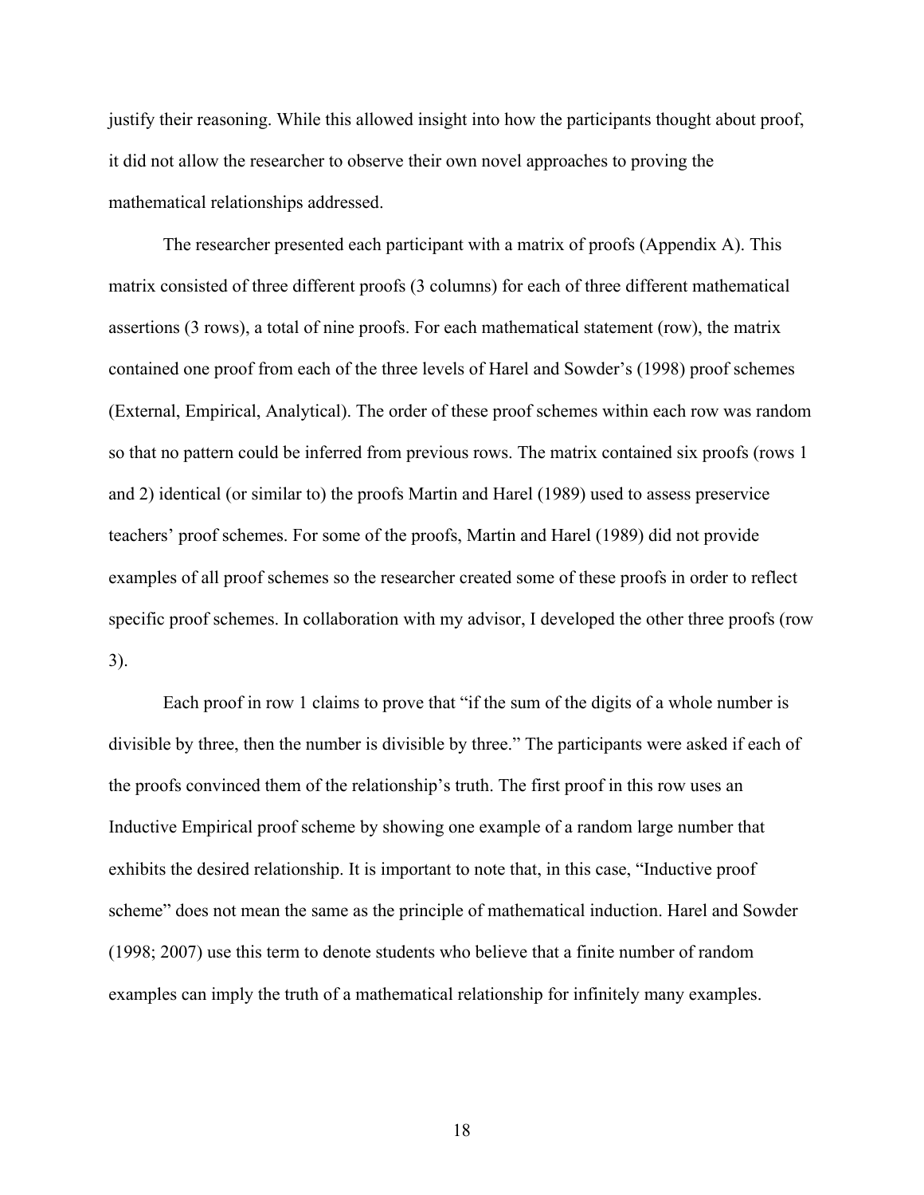justify their reasoning. While this allowed insight into how the participants thought about proof, it did not allow the researcher to observe their own novel approaches to proving the mathematical relationships addressed.

The researcher presented each participant with a matrix of proofs (Appendix A). This matrix consisted of three different proofs (3 columns) for each of three different mathematical assertions (3 rows), a total of nine proofs. For each mathematical statement (row), the matrix contained one proof from each of the three levels of Harel and Sowder's (1998) proof schemes (External, Empirical, Analytical). The order of these proof schemes within each row was random so that no pattern could be inferred from previous rows. The matrix contained six proofs (rows 1 and 2) identical (or similar to) the proofs Martin and Harel (1989) used to assess preservice teachers' proof schemes. For some of the proofs, Martin and Harel (1989) did not provide examples of all proof schemes so the researcher created some of these proofs in order to reflect specific proof schemes. In collaboration with my advisor, I developed the other three proofs (row 3).

Each proof in row 1 claims to prove that "if the sum of the digits of a whole number is divisible by three, then the number is divisible by three." The participants were asked if each of the proofs convinced them of the relationship's truth. The first proof in this row uses an Inductive Empirical proof scheme by showing one example of a random large number that exhibits the desired relationship. It is important to note that, in this case, "Inductive proof scheme" does not mean the same as the principle of mathematical induction. Harel and Sowder (1998; 2007) use this term to denote students who believe that a finite number of random examples can imply the truth of a mathematical relationship for infinitely many examples.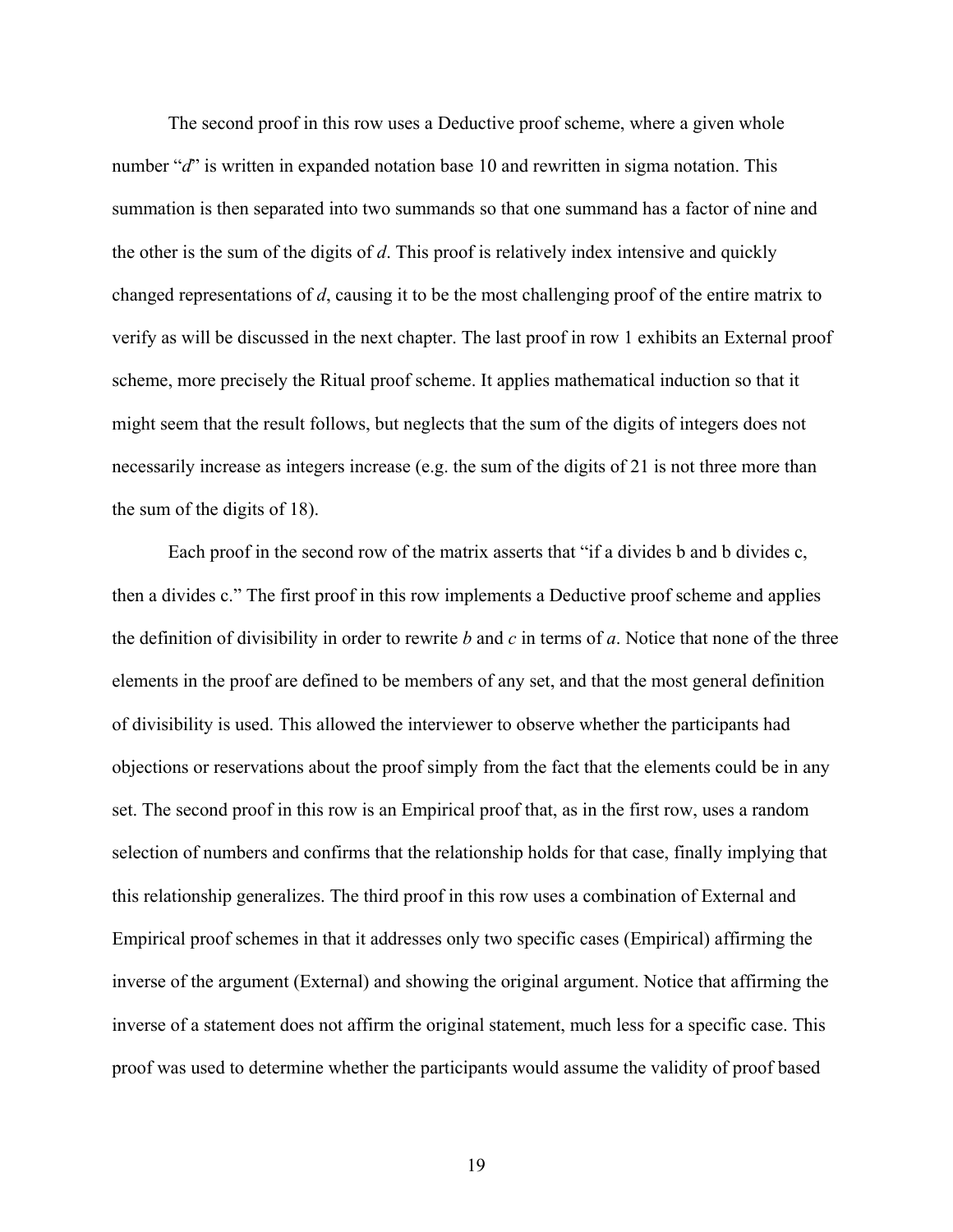The second proof in this row uses a Deductive proof scheme, where a given whole number "*d*" is written in expanded notation base 10 and rewritten in sigma notation. This summation is then separated into two summands so that one summand has a factor of nine and the other is the sum of the digits of *d*. This proof is relatively index intensive and quickly changed representations of *d*, causing it to be the most challenging proof of the entire matrix to verify as will be discussed in the next chapter. The last proof in row 1 exhibits an External proof scheme, more precisely the Ritual proof scheme. It applies mathematical induction so that it might seem that the result follows, but neglects that the sum of the digits of integers does not necessarily increase as integers increase (e.g. the sum of the digits of 21 is not three more than the sum of the digits of 18).

Each proof in the second row of the matrix asserts that "if a divides b and b divides c, then a divides c." The first proof in this row implements a Deductive proof scheme and applies the definition of divisibility in order to rewrite *b* and *c* in terms of *a*. Notice that none of the three elements in the proof are defined to be members of any set, and that the most general definition of divisibility is used. This allowed the interviewer to observe whether the participants had objections or reservations about the proof simply from the fact that the elements could be in any set. The second proof in this row is an Empirical proof that, as in the first row, uses a random selection of numbers and confirms that the relationship holds for that case, finally implying that this relationship generalizes. The third proof in this row uses a combination of External and Empirical proof schemes in that it addresses only two specific cases (Empirical) affirming the inverse of the argument (External) and showing the original argument. Notice that affirming the inverse of a statement does not affirm the original statement, much less for a specific case. This proof was used to determine whether the participants would assume the validity of proof based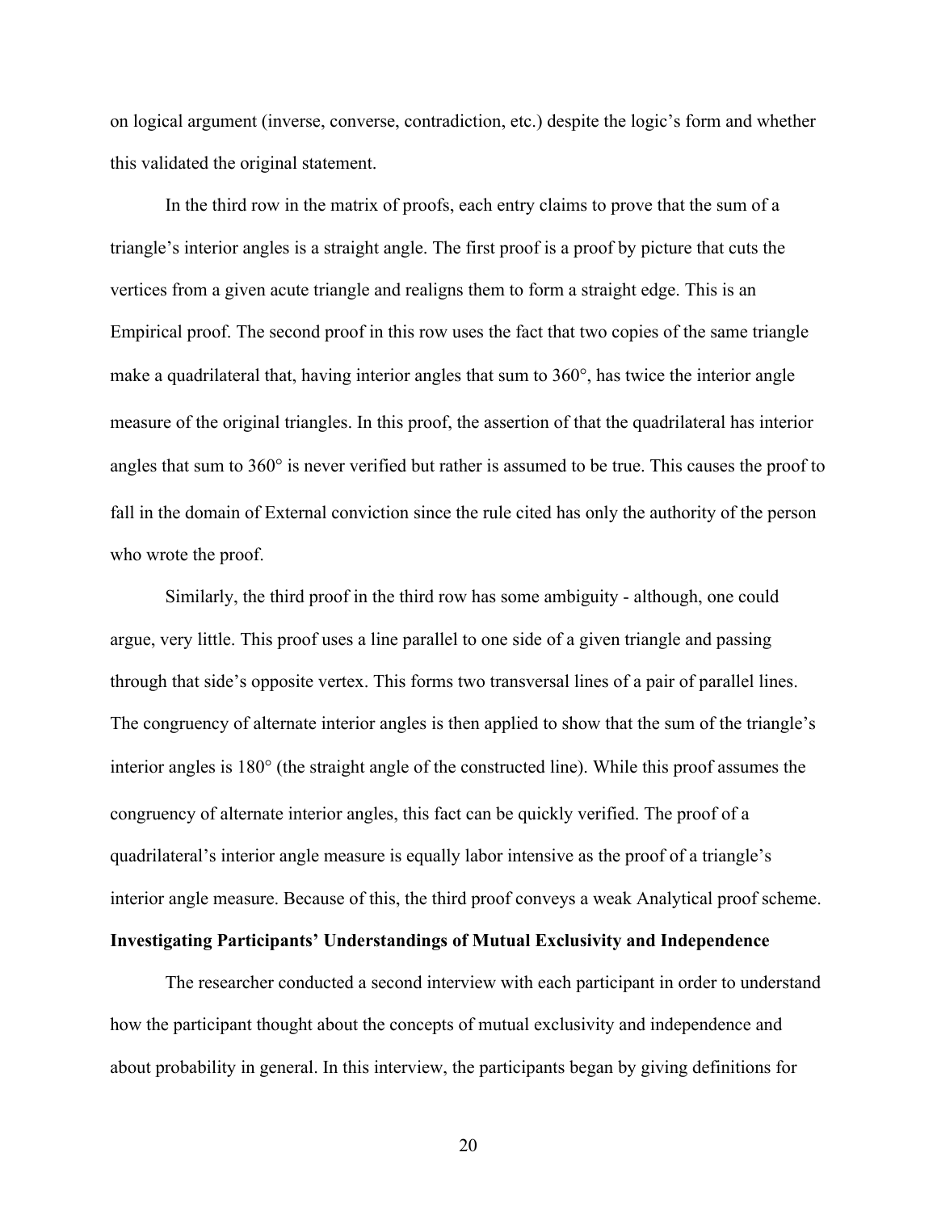on logical argument (inverse, converse, contradiction, etc.) despite the logic's form and whether this validated the original statement.

In the third row in the matrix of proofs, each entry claims to prove that the sum of a triangle's interior angles is a straight angle. The first proof is a proof by picture that cuts the vertices from a given acute triangle and realigns them to form a straight edge. This is an Empirical proof. The second proof in this row uses the fact that two copies of the same triangle make a quadrilateral that, having interior angles that sum to 360°, has twice the interior angle measure of the original triangles. In this proof, the assertion of that the quadrilateral has interior angles that sum to 360° is never verified but rather is assumed to be true. This causes the proof to fall in the domain of External conviction since the rule cited has only the authority of the person who wrote the proof.

Similarly, the third proof in the third row has some ambiguity - although, one could argue, very little. This proof uses a line parallel to one side of a given triangle and passing through that side's opposite vertex. This forms two transversal lines of a pair of parallel lines. The congruency of alternate interior angles is then applied to show that the sum of the triangle's interior angles is 180° (the straight angle of the constructed line). While this proof assumes the congruency of alternate interior angles, this fact can be quickly verified. The proof of a quadrilateral's interior angle measure is equally labor intensive as the proof of a triangle's interior angle measure. Because of this, the third proof conveys a weak Analytical proof scheme.

**Investigating Participants' Understandings of Mutual Exclusivity and Independence**

The researcher conducted a second interview with each participant in order to understand how the participant thought about the concepts of mutual exclusivity and independence and about probability in general. In this interview, the participants began by giving definitions for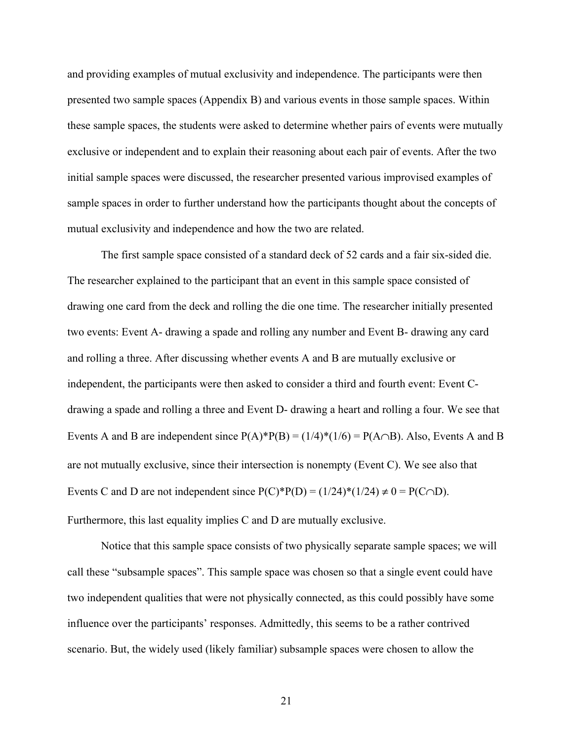and providing examples of mutual exclusivity and independence. The participants were then presented two sample spaces (Appendix B) and various events in those sample spaces. Within these sample spaces, the students were asked to determine whether pairs of events were mutually exclusive or independent and to explain their reasoning about each pair of events. After the two initial sample spaces were discussed, the researcher presented various improvised examples of sample spaces in order to further understand how the participants thought about the concepts of mutual exclusivity and independence and how the two are related.

The first sample space consisted of a standard deck of 52 cards and a fair six-sided die. The researcher explained to the participant that an event in this sample space consisted of drawing one card from the deck and rolling the die one time. The researcher initially presented two events: Event A- drawing a spade and rolling any number and Event B- drawing any card and rolling a three. After discussing whether events A and B are mutually exclusive or independent, the participants were then asked to consider a third and fourth event: Event C- drawing a spade and rolling a three and Event D- drawing a heart and rolling a four. We see that Events A and B are independent since $P(A)*P(B) = (1/4)*(1/6) = P(A \cap B)$. Also, Events A and B are not mutually exclusive, since their intersection is nonempty (Event C). We see also that Events C and D are not independent since $P(C)*P(D) = (1/24)*(1/24) \neq 0 = P(C \cap D)$. Furthermore, this last equality implies C and D are mutually exclusive.

Notice that this sample space consists of two physically separate sample spaces; we will call these "subsample spaces". This sample space was chosen so that a single event could have two independent qualities that were not physically connected, as this could possibly have some influence over the participants' responses. Admittedly, this seems to be a rather contrived scenario. But, the widely used (likely familiar) subsample spaces were chosen to allow the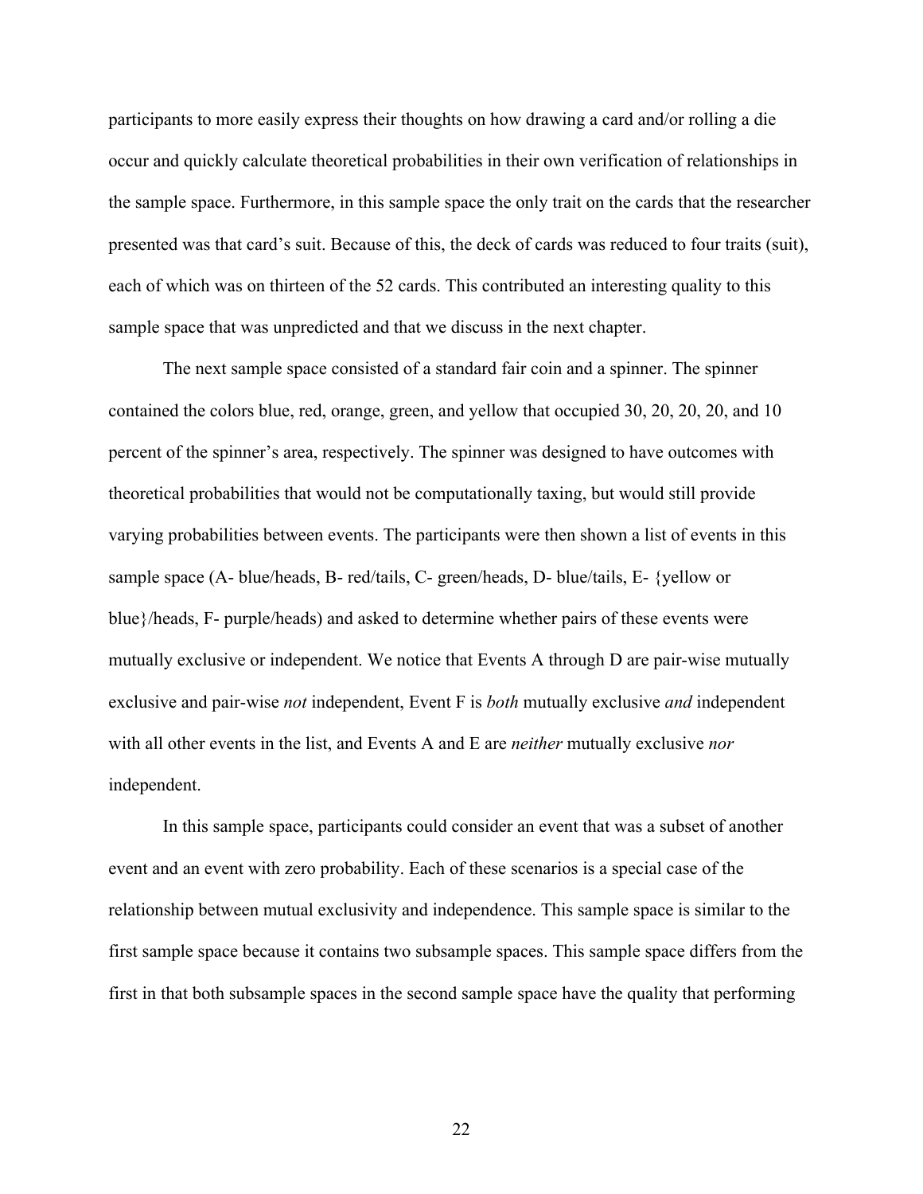participants to more easily express their thoughts on how drawing a card and/or rolling a die occur and quickly calculate theoretical probabilities in their own verification of relationships in the sample space. Furthermore, in this sample space the only trait on the cards that the researcher presented was that card's suit. Because of this, the deck of cards was reduced to four traits (suit), each of which was on thirteen of the 52 cards. This contributed an interesting quality to this sample space that was unpredicted and that we discuss in the next chapter.

The next sample space consisted of a standard fair coin and a spinner. The spinner contained the colors blue, red, orange, green, and yellow that occupied 30, 20, 20, 20, and 10 percent of the spinner's area, respectively. The spinner was designed to have outcomes with theoretical probabilities that would not be computationally taxing, but would still provide varying probabilities between events. The participants were then shown a list of events in this sample space (A- blue/heads, B- red/tails, C- green/heads, D- blue/tails, E- {yellow or blue}/heads, F- purple/heads) and asked to determine whether pairs of these events were mutually exclusive or independent. We notice that Events A through D are pair-wise mutually exclusive and pair-wise *not* independent, Event F is *both* mutually exclusive *and* independent with all other events in the list, and Events A and E are *neither* mutually exclusive *nor* independent.

In this sample space, participants could consider an event that was a subset of another event and an event with zero probability. Each of these scenarios is a special case of the relationship between mutual exclusivity and independence. This sample space is similar to the first sample space because it contains two subsample spaces. This sample space differs from the first in that both subsample spaces in the second sample space have the quality that performing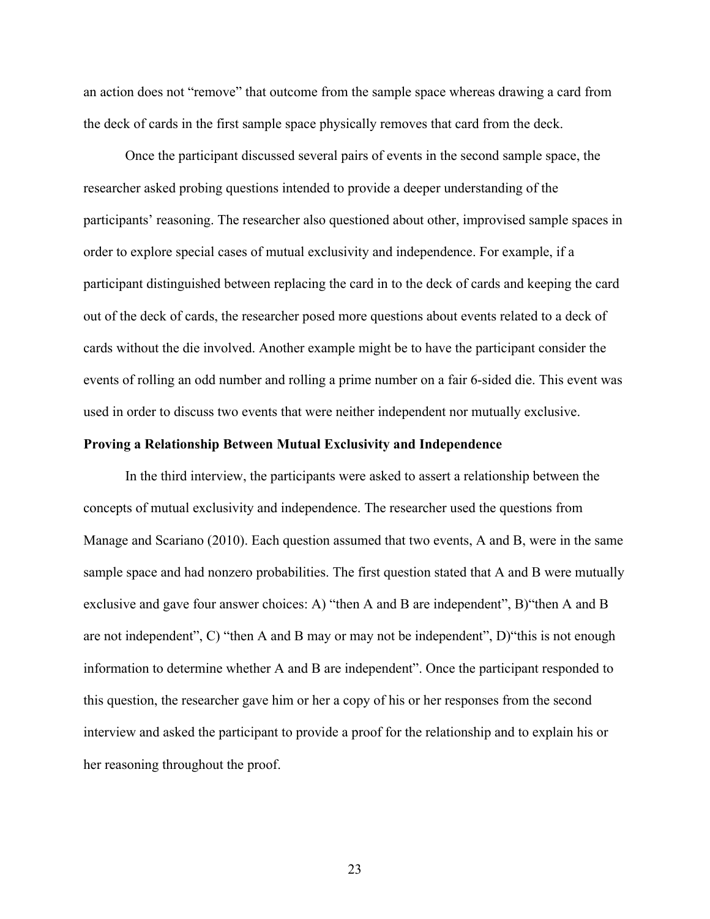an action does not "remove" that outcome from the sample space whereas drawing a card from the deck of cards in the first sample space physically removes that card from the deck.

Once the participant discussed several pairs of events in the second sample space, the researcher asked probing questions intended to provide a deeper understanding of the participants' reasoning. The researcher also questioned about other, improvised sample spaces in order to explore special cases of mutual exclusivity and independence. For example, if a participant distinguished between replacing the card in to the deck of cards and keeping the card out of the deck of cards, the researcher posed more questions about events related to a deck of cards without the die involved. Another example might be to have the participant consider the events of rolling an odd number and rolling a prime number on a fair 6-sided die. This event was used in order to discuss two events that were neither independent nor mutually exclusive.

### Proving a Relationship Between Mutual Exclusivity and Independence

In the third interview, the participants were asked to assert a relationship between the concepts of mutual exclusivity and independence. The researcher used the questions from Manage and Scariano (2010). Each question assumed that two events, A and B, were in the same sample space and had nonzero probabilities. The first question stated that A and B were mutually exclusive and gave four answer choices: A) "then A and B are independent", B)"then A and B are not independent", C) "then A and B may or may not be independent", D)"this is not enough information to determine whether A and B are independent". Once the participant responded to this question, the researcher gave him or her a copy of his or her responses from the second interview and asked the participant to provide a proof for the relationship and to explain his or her reasoning throughout the proof.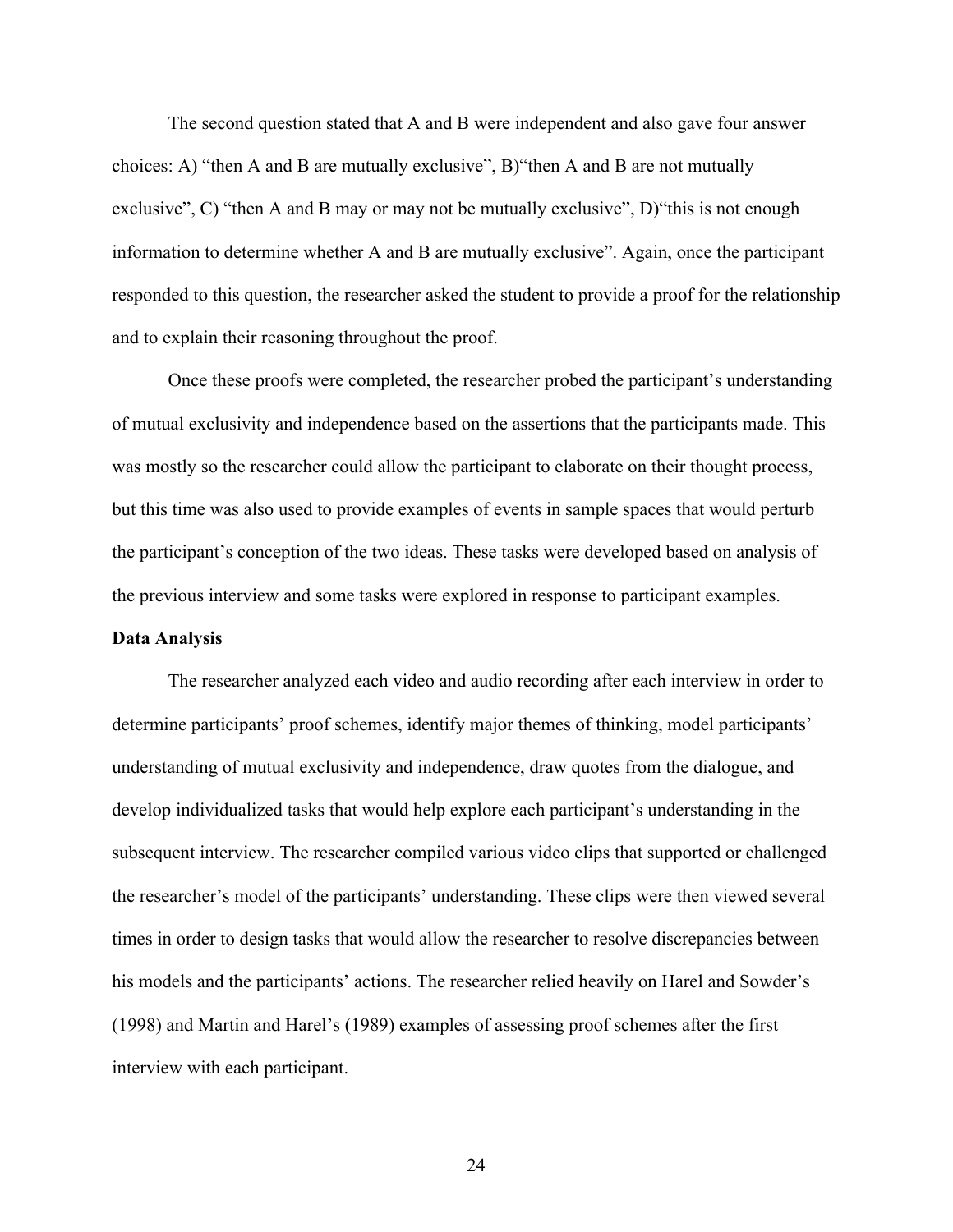The second question stated that A and B were independent and also gave four answer choices: A) “then A and B are mutually exclusive”, B)“then A and B are not mutually exclusive”, C) “then A and B may or may not be mutually exclusive”, D)“this is not enough information to determine whether A and B are mutually exclusive”. Again, once the participant responded to this question, the researcher asked the student to provide a proof for the relationship and to explain their reasoning throughout the proof.

Once these proofs were completed, the researcher probed the participant’s understanding of mutual exclusivity and independence based on the assertions that the participants made. This was mostly so the researcher could allow the participant to elaborate on their thought process, but this time was also used to provide examples of events in sample spaces that would perturb the participant’s conception of the two ideas. These tasks were developed based on analysis of the previous interview and some tasks were explored in response to participant examples.

**Data Analysis**

The researcher analyzed each video and audio recording after each interview in order to determine participants’ proof schemes, identify major themes of thinking, model participants’ understanding of mutual exclusivity and independence, draw quotes from the dialogue, and develop individualized tasks that would help explore each participant’s understanding in the subsequent interview. The researcher compiled various video clips that supported or challenged the researcher’s model of the participants’ understanding. These clips were then viewed several times in order to design tasks that would allow the researcher to resolve discrepancies between his models and the participants’ actions. The researcher relied heavily on Harel and Sowder’s (1998) and Martin and Harel’s (1989) examples of assessing proof schemes after the first interview with each participant.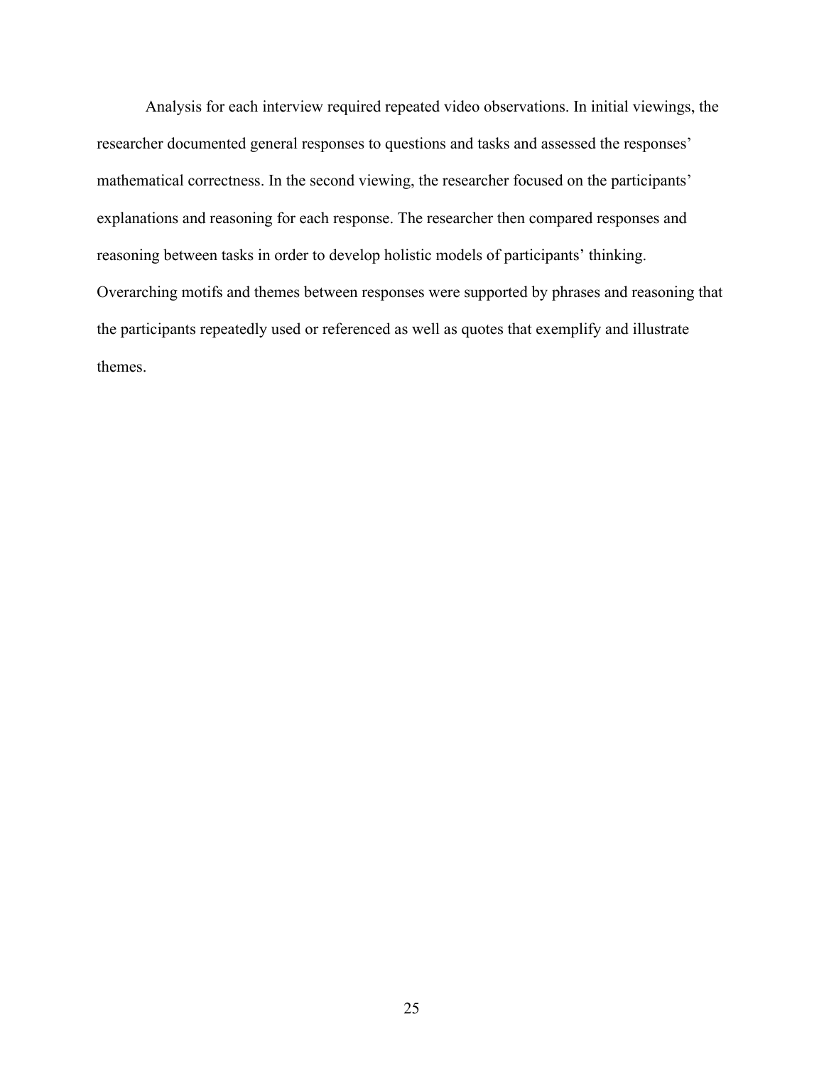Analysis for each interview required repeated video observations. In initial viewings, the researcher documented general responses to questions and tasks and assessed the responses' mathematical correctness. In the second viewing, the researcher focused on the participants' explanations and reasoning for each response. The researcher then compared responses and reasoning between tasks in order to develop holistic models of participants' thinking. Overarching motifs and themes between responses were supported by phrases and reasoning that the participants repeatedly used or referenced as well as quotes that exemplify and illustrate themes.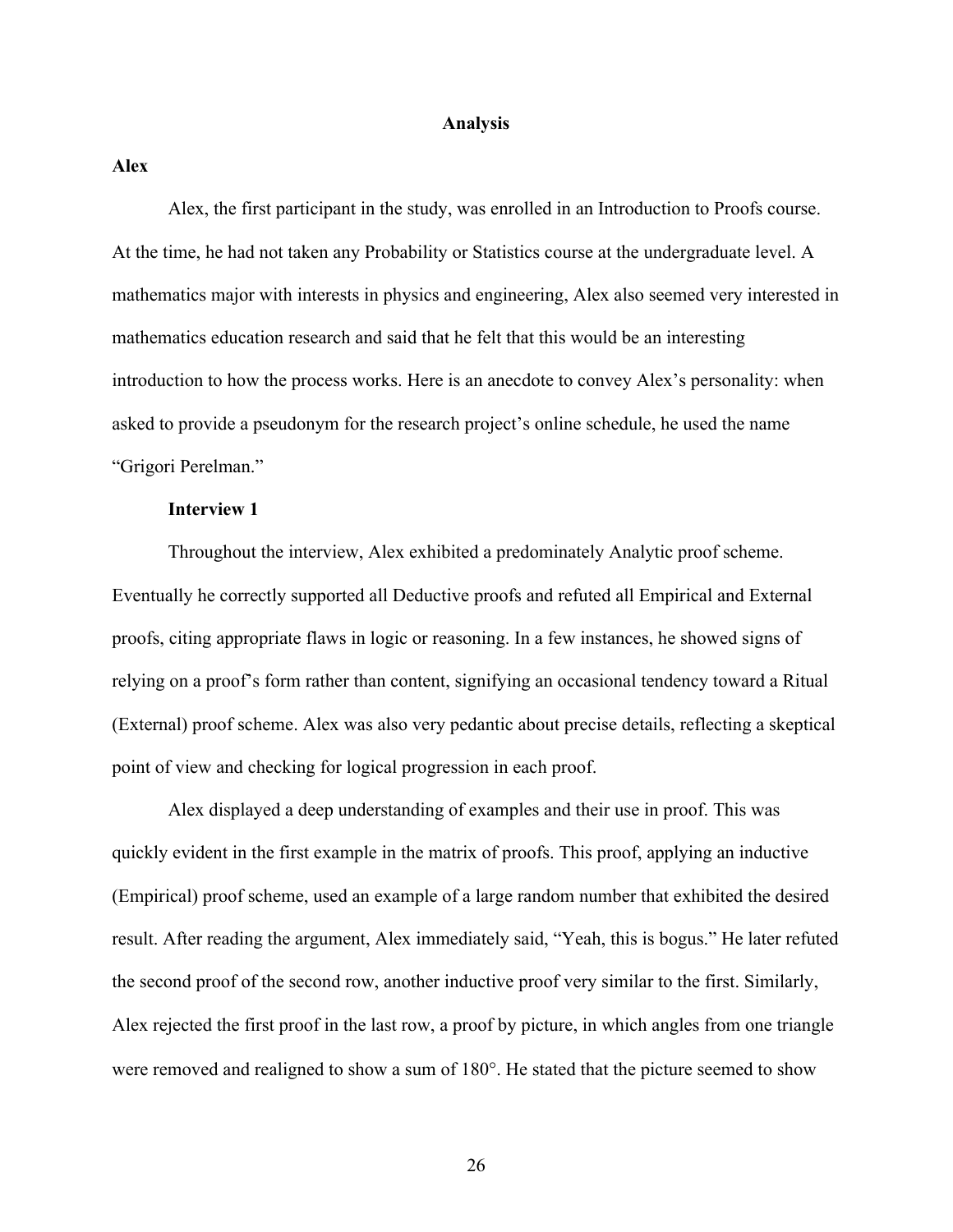# Analysis

## Alex

Alex, the first participant in the study, was enrolled in an Introduction to Proofs course. At the time, he had not taken any Probability or Statistics course at the undergraduate level. A mathematics major with interests in physics and engineering, Alex also seemed very interested in mathematics education research and said that he felt that this would be an interesting introduction to how the process works. Here is an anecdote to convey Alex's personality: when asked to provide a pseudonym for the research project's online schedule, he used the name "Grigori Perelman."

### Interview 1

Throughout the interview, Alex exhibited a predominately Analytic proof scheme. Eventually he correctly supported all Deductive proofs and refuted all Empirical and External proofs, citing appropriate flaws in logic or reasoning. In a few instances, he showed signs of relying on a proof's form rather than content, signifying an occasional tendency toward a Ritual (External) proof scheme. Alex was also very pedantic about precise details, reflecting a skeptical point of view and checking for logical progression in each proof.

Alex displayed a deep understanding of examples and their use in proof. This was quickly evident in the first example in the matrix of proofs. This proof, applying an inductive (Empirical) proof scheme, used an example of a large random number that exhibited the desired result. After reading the argument, Alex immediately said, "Yeah, this is bogus." He later refuted the second proof of the second row, another inductive proof very similar to the first. Similarly, Alex rejected the first proof in the last row, a proof by picture, in which angles from one triangle were removed and realigned to show a sum of 180°. He stated that the picture seemed to show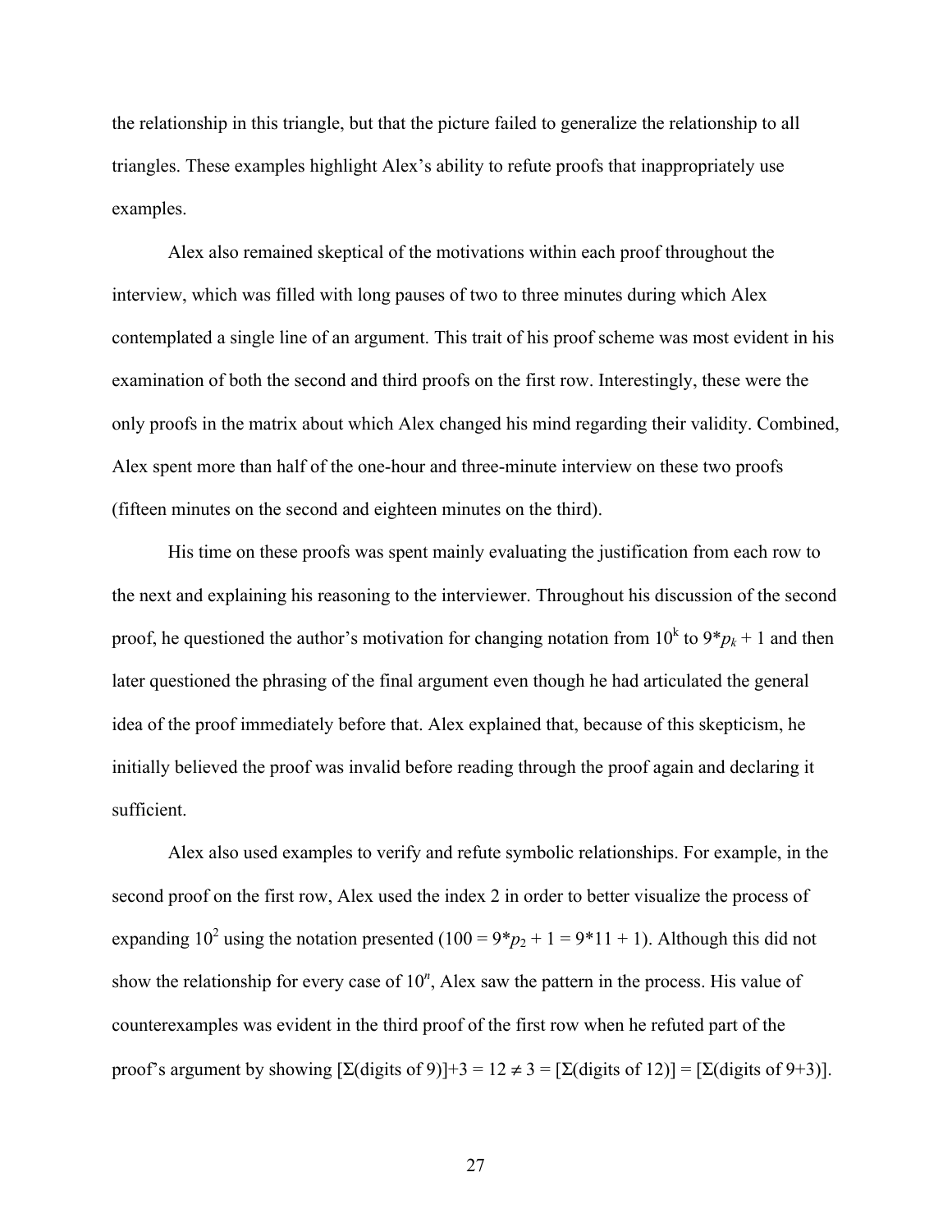the relationship in this triangle, but that the picture failed to generalize the relationship to all triangles. These examples highlight Alex's ability to refute proofs that inappropriately use examples.

Alex also remained skeptical of the motivations within each proof throughout the interview, which was filled with long pauses of two to three minutes during which Alex contemplated a single line of an argument. This trait of his proof scheme was most evident in his examination of both the second and third proofs on the first row. Interestingly, these were the only proofs in the matrix about which Alex changed his mind regarding their validity. Combined, Alex spent more than half of the one-hour and three-minute interview on these two proofs (fifteen minutes on the second and eighteen minutes on the third).

His time on these proofs was spent mainly evaluating the justification from each row to the next and explaining his reasoning to the interviewer. Throughout his discussion of the second proof, he questioned the author's motivation for changing notation from $10^k$ to $9*p_k + 1$ and then later questioned the phrasing of the final argument even though he had articulated the general idea of the proof immediately before that. Alex explained that, because of this skepticism, he initially believed the proof was invalid before reading through the proof again and declaring it sufficient.

Alex also used examples to verify and refute symbolic relationships. For example, in the second proof on the first row, Alex used the index 2 in order to better visualize the process of expanding $10^2$ using the notation presented ($100 = 9*p_2 + 1 = 9*11 + 1$). Although this did not show the relationship for every case of $10^n$, Alex saw the pattern in the process. His value of counterexamples was evident in the third proof of the first row when he refuted part of the proof's argument by showing $[\Sigma(\text{digits of } 9)]+3 = 12 \neq 3 = [\Sigma(\text{digits of } 12)] = [\Sigma(\text{digits of } 9+3)]$.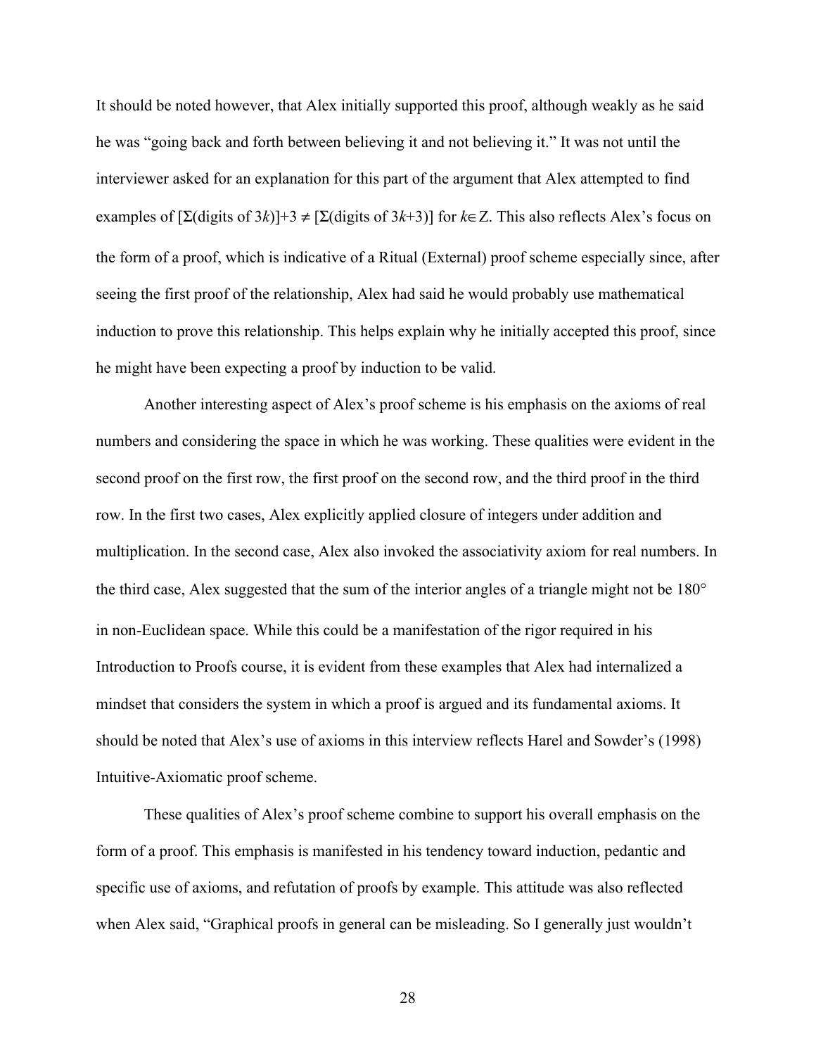It should be noted however, that Alex initially supported this proof, although weakly as he said he was "going back and forth between believing it and not believing it." It was not until the interviewer asked for an explanation for this part of the argument that Alex attempted to find examples of $[\Sigma(\text{digits of } 3k)]+3 \neq [\Sigma(\text{digits of } 3k+3)]$ for $k \in \mathbb{Z}$. This also reflects Alex's focus on the form of a proof, which is indicative of a Ritual (External) proof scheme especially since, after seeing the first proof of the relationship, Alex had said he would probably use mathematical induction to prove this relationship. This helps explain why he initially accepted this proof, since he might have been expecting a proof by induction to be valid.

Another interesting aspect of Alex's proof scheme is his emphasis on the axioms of real numbers and considering the space in which he was working. These qualities were evident in the second proof on the first row, the first proof on the second row, and the third proof in the third row. In the first two cases, Alex explicitly applied closure of integers under addition and multiplication. In the second case, Alex also invoked the associativity axiom for real numbers. In the third case, Alex suggested that the sum of the interior angles of a triangle might not be 180° in non-Euclidean space. While this could be a manifestation of the rigor required in his Introduction to Proofs course, it is evident from these examples that Alex had internalized a mindset that considers the system in which a proof is argued and its fundamental axioms. It should be noted that Alex's use of axioms in this interview reflects Harel and Sowder's (1998) Intuitive-Axiomatic proof scheme.

These qualities of Alex's proof scheme combine to support his overall emphasis on the form of a proof. This emphasis is manifested in his tendency toward induction, pedantic and specific use of axioms, and refutation of proofs by example. This attitude was also reflected when Alex said, "Graphical proofs in general can be misleading. So I generally just wouldn't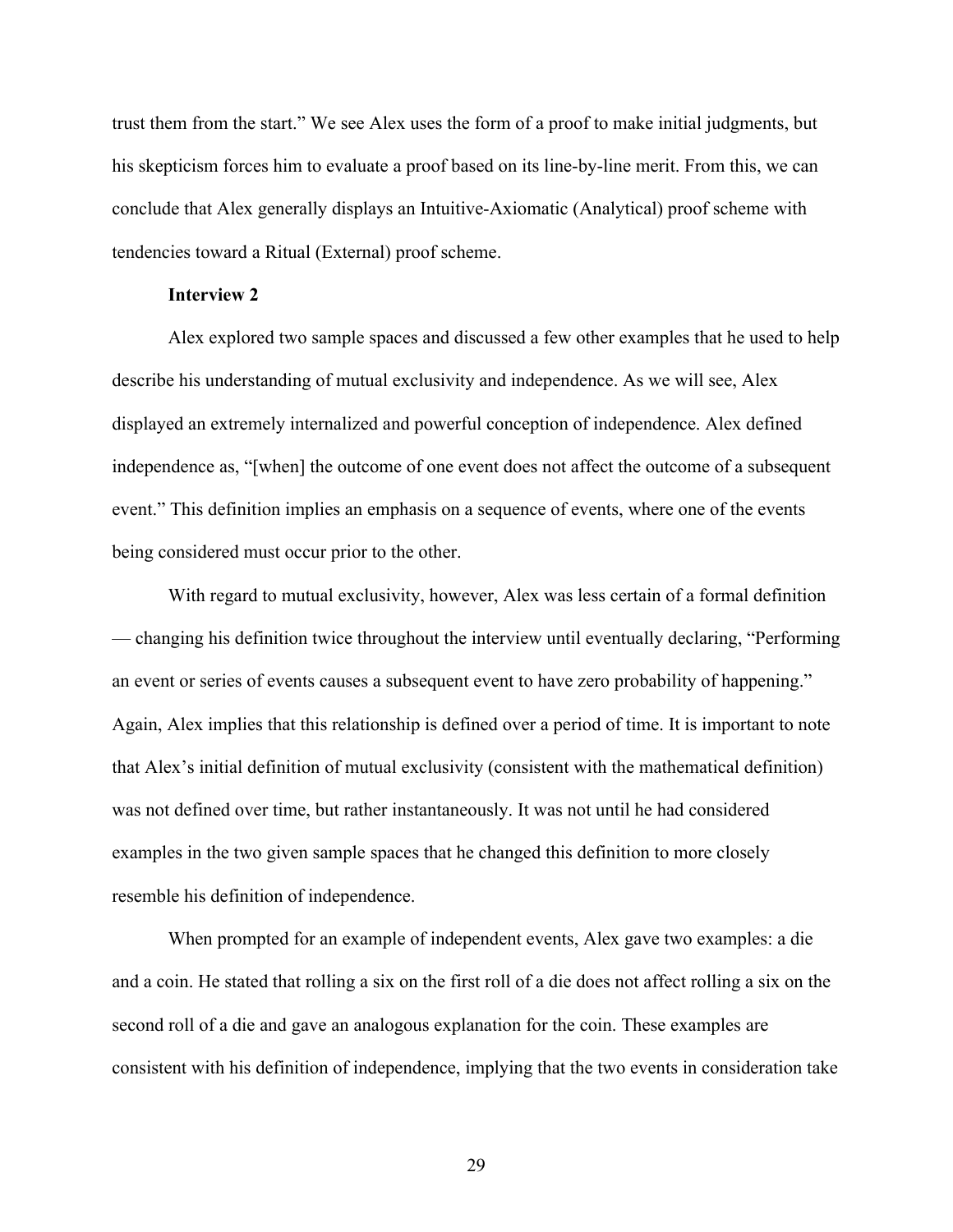trust them from the start." We see Alex uses the form of a proof to make initial judgments, but his skepticism forces him to evaluate a proof based on its line-by-line merit. From this, we can conclude that Alex generally displays an Intuitive-Axiomatic (Analytical) proof scheme with tendencies toward a Ritual (External) proof scheme.

**Interview 2**

Alex explored two sample spaces and discussed a few other examples that he used to help describe his understanding of mutual exclusivity and independence. As we will see, Alex displayed an extremely internalized and powerful conception of independence. Alex defined independence as, "[when] the outcome of one event does not affect the outcome of a subsequent event." This definition implies an emphasis on a sequence of events, where one of the events being considered must occur prior to the other.

With regard to mutual exclusivity, however, Alex was less certain of a formal definition — changing his definition twice throughout the interview until eventually declaring, "Performing an event or series of events causes a subsequent event to have zero probability of happening." Again, Alex implies that this relationship is defined over a period of time. It is important to note that Alex's initial definition of mutual exclusivity (consistent with the mathematical definition) was not defined over time, but rather instantaneously. It was not until he had considered examples in the two given sample spaces that he changed this definition to more closely resemble his definition of independence.

When prompted for an example of independent events, Alex gave two examples: a die and a coin. He stated that rolling a six on the first roll of a die does not affect rolling a six on the second roll of a die and gave an analogous explanation for the coin. These examples are consistent with his definition of independence, implying that the two events in consideration take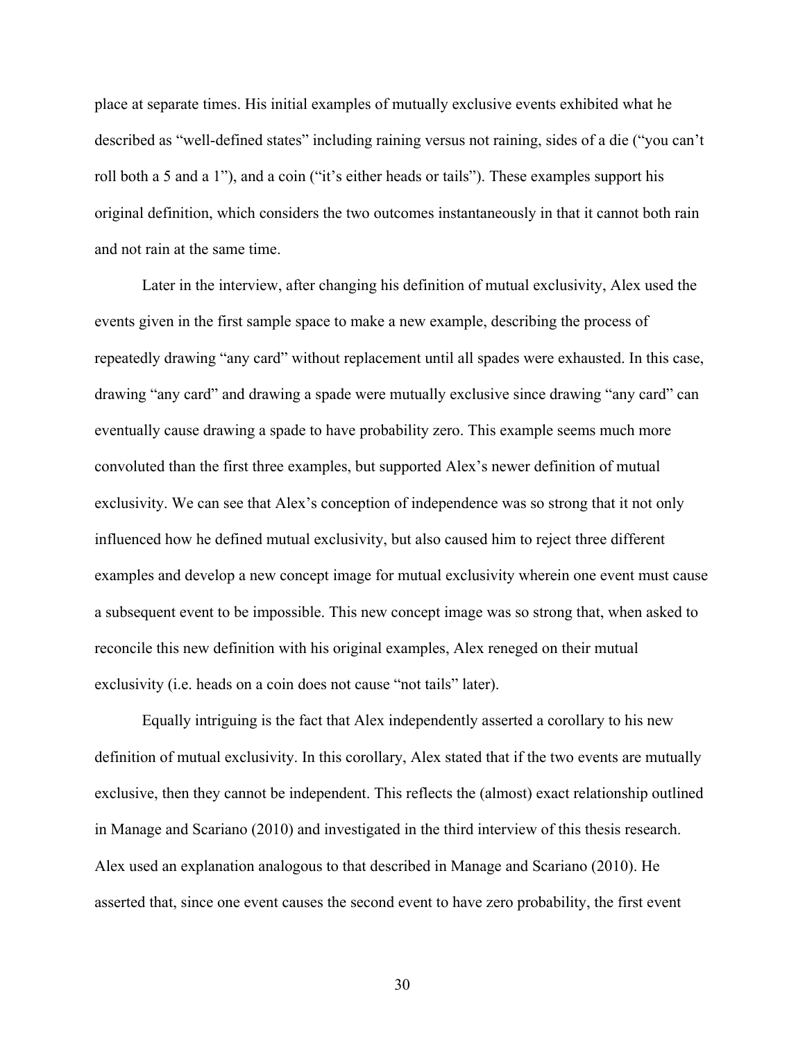place at separate times. His initial examples of mutually exclusive events exhibited what he described as "well-defined states" including raining versus not raining, sides of a die ("you can't roll both a 5 and a 1"), and a coin ("it's either heads or tails"). These examples support his original definition, which considers the two outcomes instantaneously in that it cannot both rain and not rain at the same time.

Later in the interview, after changing his definition of mutual exclusivity, Alex used the events given in the first sample space to make a new example, describing the process of repeatedly drawing "any card" without replacement until all spades were exhausted. In this case, drawing "any card" and drawing a spade were mutually exclusive since drawing "any card" can eventually cause drawing a spade to have probability zero. This example seems much more convoluted than the first three examples, but supported Alex's newer definition of mutual exclusivity. We can see that Alex's conception of independence was so strong that it not only influenced how he defined mutual exclusivity, but also caused him to reject three different examples and develop a new concept image for mutual exclusivity wherein one event must cause a subsequent event to be impossible. This new concept image was so strong that, when asked to reconcile this new definition with his original examples, Alex reneged on their mutual exclusivity (i.e. heads on a coin does not cause "not tails" later).

Equally intriguing is the fact that Alex independently asserted a corollary to his new definition of mutual exclusivity. In this corollary, Alex stated that if the two events are mutually exclusive, then they cannot be independent. This reflects the (almost) exact relationship outlined in Manage and Scariano (2010) and investigated in the third interview of this thesis research. Alex used an explanation analogous to that described in Manage and Scariano (2010). He asserted that, since one event causes the second event to have zero probability, the first event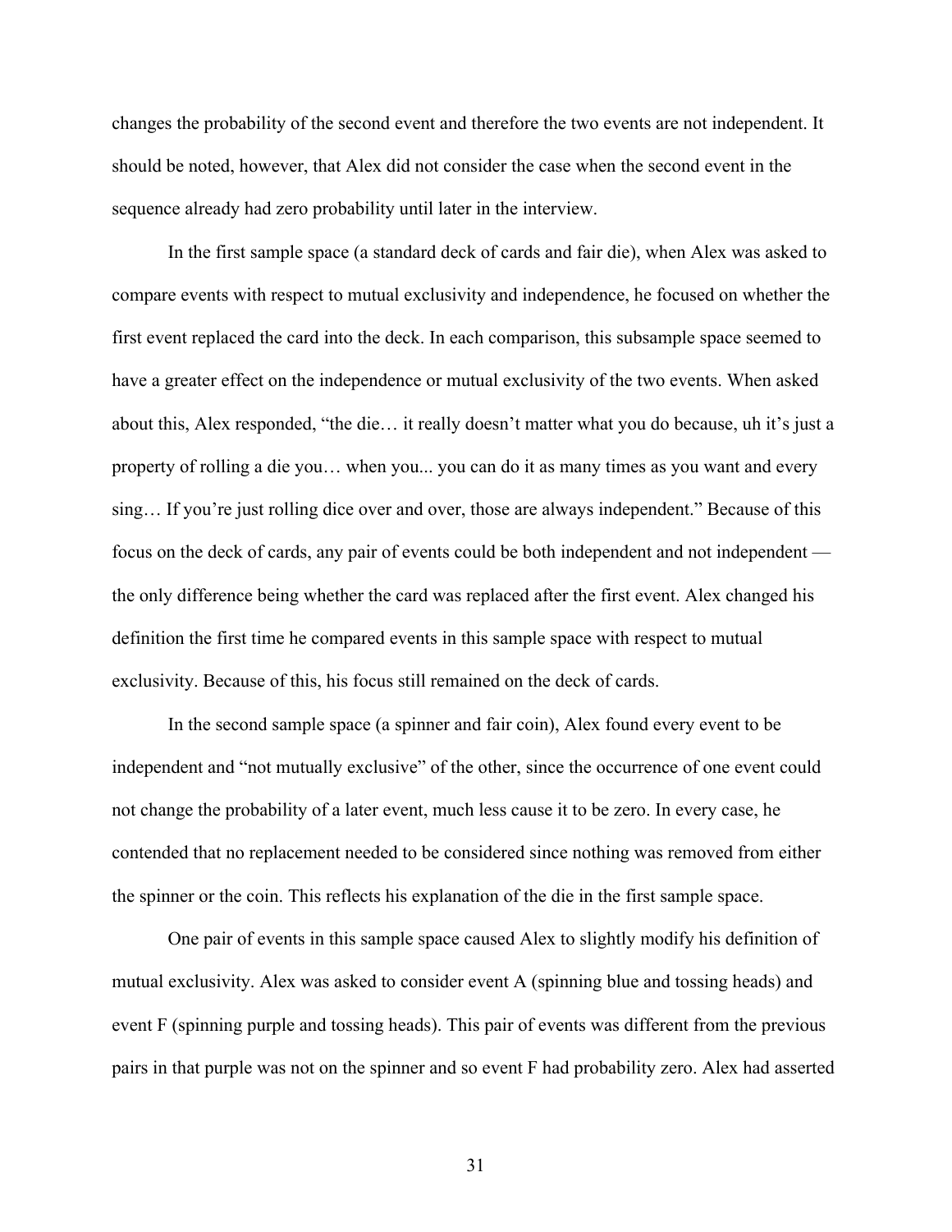changes the probability of the second event and therefore the two events are not independent. It should be noted, however, that Alex did not consider the case when the second event in the sequence already had zero probability until later in the interview.

In the first sample space (a standard deck of cards and fair die), when Alex was asked to compare events with respect to mutual exclusivity and independence, he focused on whether the first event replaced the card into the deck. In each comparison, this subsample space seemed to have a greater effect on the independence or mutual exclusivity of the two events. When asked about this, Alex responded, "the die… it really doesn't matter what you do because, uh it's just a property of rolling a die you… when you... you can do it as many times as you want and every sing… If you're just rolling dice over and over, those are always independent." Because of this focus on the deck of cards, any pair of events could be both independent and not independent — the only difference being whether the card was replaced after the first event. Alex changed his definition the first time he compared events in this sample space with respect to mutual exclusivity. Because of this, his focus still remained on the deck of cards.

In the second sample space (a spinner and fair coin), Alex found every event to be independent and "not mutually exclusive" of the other, since the occurrence of one event could not change the probability of a later event, much less cause it to be zero. In every case, he contended that no replacement needed to be considered since nothing was removed from either the spinner or the coin. This reflects his explanation of the die in the first sample space.

One pair of events in this sample space caused Alex to slightly modify his definition of mutual exclusivity. Alex was asked to consider event A (spinning blue and tossing heads) and event F (spinning purple and tossing heads). This pair of events was different from the previous pairs in that purple was not on the spinner and so event F had probability zero. Alex had asserted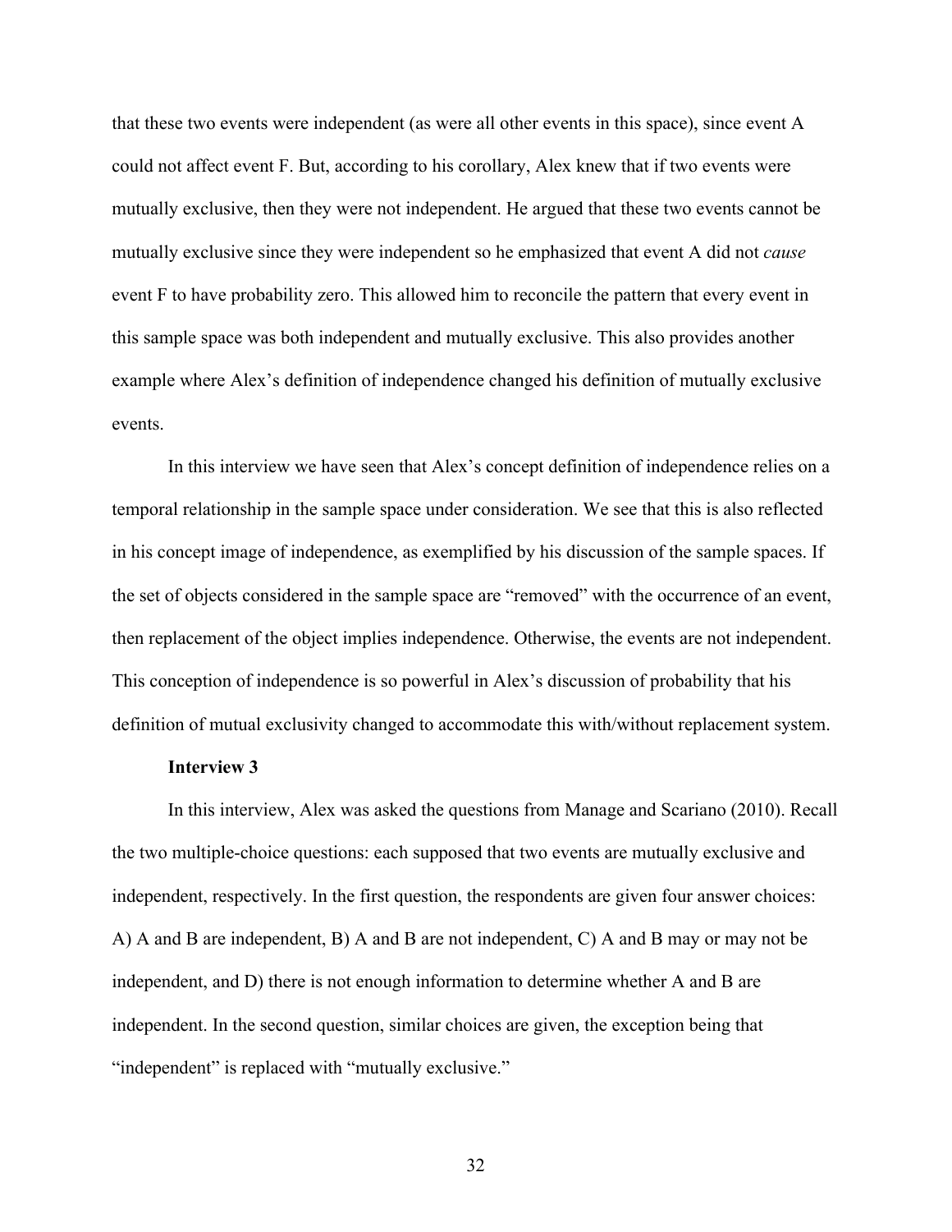that these two events were independent (as were all other events in this space), since event A could not affect event F. But, according to his corollary, Alex knew that if two events were mutually exclusive, then they were not independent. He argued that these two events cannot be mutually exclusive since they were independent so he emphasized that event A did not *cause* event F to have probability zero. This allowed him to reconcile the pattern that every event in this sample space was both independent and mutually exclusive. This also provides another example where Alex's definition of independence changed his definition of mutually exclusive events.

In this interview we have seen that Alex's concept definition of independence relies on a temporal relationship in the sample space under consideration. We see that this is also reflected in his concept image of independence, as exemplified by his discussion of the sample spaces. If the set of objects considered in the sample space are "removed" with the occurrence of an event, then replacement of the object implies independence. Otherwise, the events are not independent. This conception of independence is so powerful in Alex's discussion of probability that his definition of mutual exclusivity changed to accommodate this with/without replacement system.

**Interview 3**

In this interview, Alex was asked the questions from Manage and Scariano (2010). Recall the two multiple-choice questions: each supposed that two events are mutually exclusive and independent, respectively. In the first question, the respondents are given four answer choices: A) A and B are independent, B) A and B are not independent, C) A and B may or may not be independent, and D) there is not enough information to determine whether A and B are independent. In the second question, similar choices are given, the exception being that "independent" is replaced with "mutually exclusive."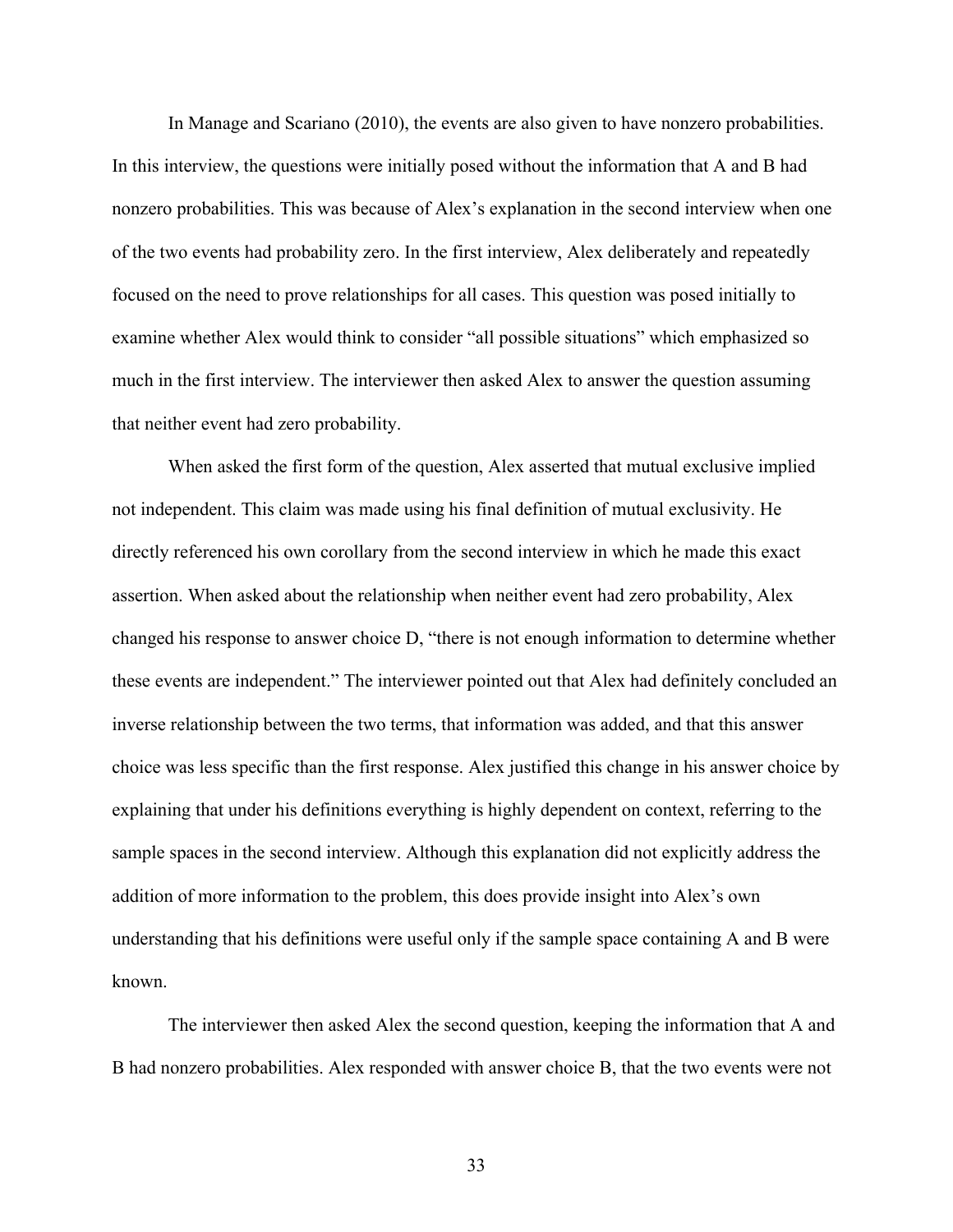In Manage and Scariano (2010), the events are also given to have nonzero probabilities. In this interview, the questions were initially posed without the information that A and B had nonzero probabilities. This was because of Alex's explanation in the second interview when one of the two events had probability zero. In the first interview, Alex deliberately and repeatedly focused on the need to prove relationships for all cases. This question was posed initially to examine whether Alex would think to consider "all possible situations" which emphasized so much in the first interview. The interviewer then asked Alex to answer the question assuming that neither event had zero probability.

When asked the first form of the question, Alex asserted that mutual exclusive implied not independent. This claim was made using his final definition of mutual exclusivity. He directly referenced his own corollary from the second interview in which he made this exact assertion. When asked about the relationship when neither event had zero probability, Alex changed his response to answer choice D, "there is not enough information to determine whether these events are independent." The interviewer pointed out that Alex had definitely concluded an inverse relationship between the two terms, that information was added, and that this answer choice was less specific than the first response. Alex justified this change in his answer choice by explaining that under his definitions everything is highly dependent on context, referring to the sample spaces in the second interview. Although this explanation did not explicitly address the addition of more information to the problem, this does provide insight into Alex's own understanding that his definitions were useful only if the sample space containing A and B were known.

The interviewer then asked Alex the second question, keeping the information that A and B had nonzero probabilities. Alex responded with answer choice B, that the two events were not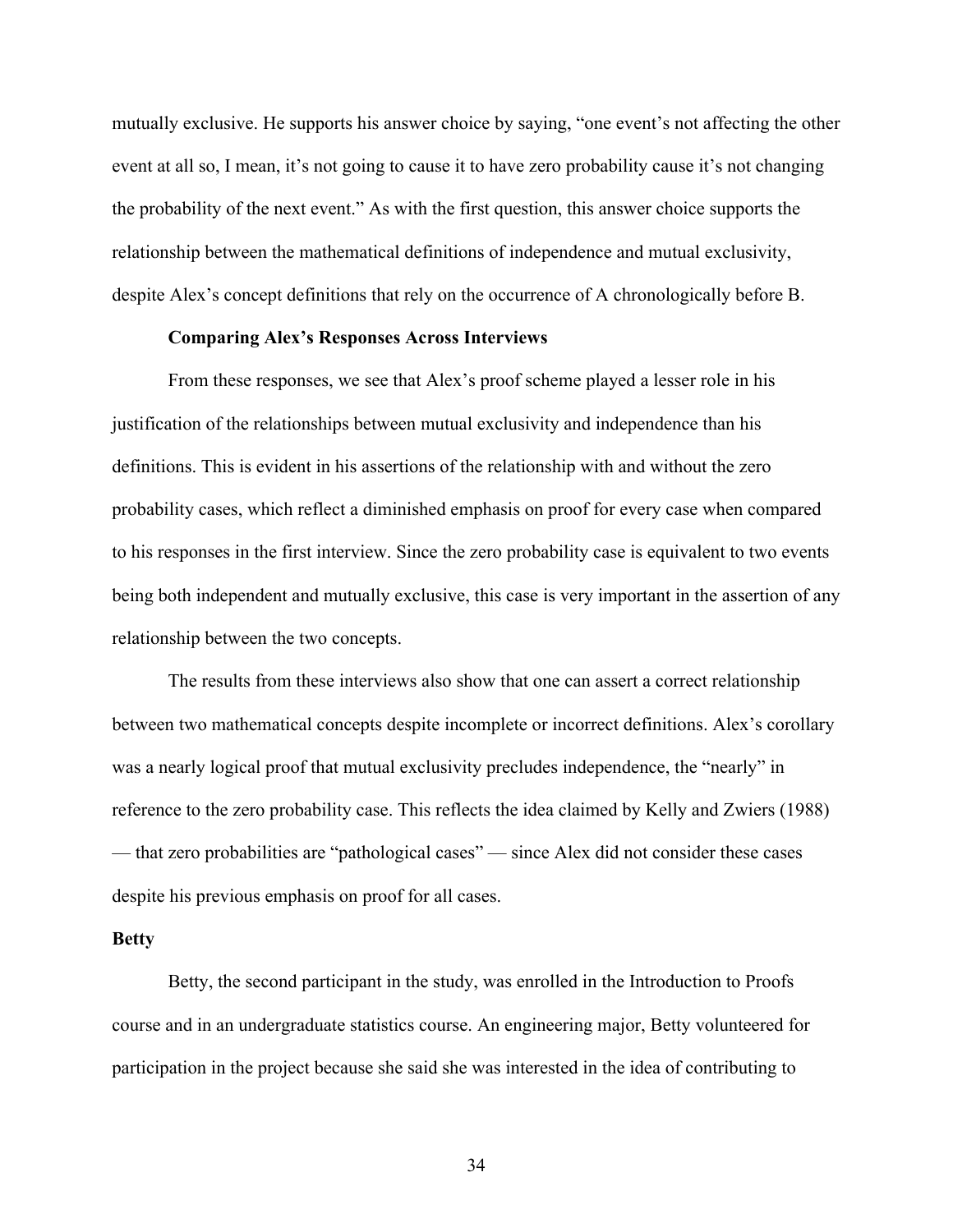mutually exclusive. He supports his answer choice by saying, "one event's not affecting the other event at all so, I mean, it's not going to cause it to have zero probability cause it's not changing the probability of the next event." As with the first question, this answer choice supports the relationship between the mathematical definitions of independence and mutual exclusivity, despite Alex's concept definitions that rely on the occurrence of A chronologically before B.

### Comparing Alex's Responses Across Interviews

From these responses, we see that Alex's proof scheme played a lesser role in his justification of the relationships between mutual exclusivity and independence than his definitions. This is evident in his assertions of the relationship with and without the zero probability cases, which reflect a diminished emphasis on proof for every case when compared to his responses in the first interview. Since the zero probability case is equivalent to two events being both independent and mutually exclusive, this case is very important in the assertion of any relationship between the two concepts.

The results from these interviews also show that one can assert a correct relationship between two mathematical concepts despite incomplete or incorrect definitions. Alex's corollary was a nearly logical proof that mutual exclusivity precludes independence, the "nearly" in reference to the zero probability case. This reflects the idea claimed by Kelly and Zwiers (1988) — that zero probabilities are "pathological cases" — since Alex did not consider these cases despite his previous emphasis on proof for all cases.

## Betty

Betty, the second participant in the study, was enrolled in the Introduction to Proofs course and in an undergraduate statistics course. An engineering major, Betty volunteered for participation in the project because she said she was interested in the idea of contributing to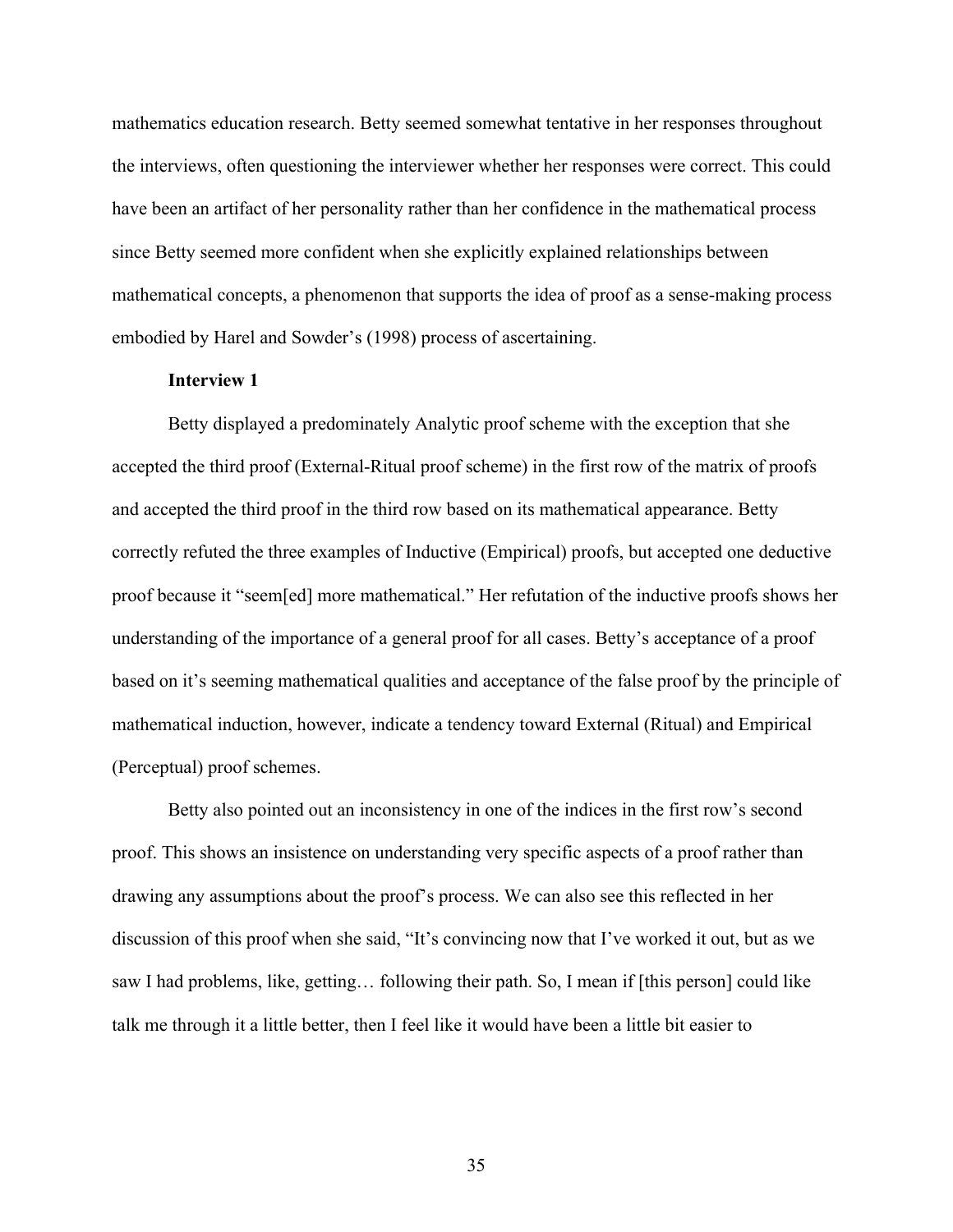mathematics education research. Betty seemed somewhat tentative in her responses throughout the interviews, often questioning the interviewer whether her responses were correct. This could have been an artifact of her personality rather than her confidence in the mathematical process since Betty seemed more confident when she explicitly explained relationships between mathematical concepts, a phenomenon that supports the idea of proof as a sense-making process embodied by Harel and Sowder's (1998) process of ascertaining.

### Interview 1

Betty displayed a predominately Analytic proof scheme with the exception that she accepted the third proof (External-Ritual proof scheme) in the first row of the matrix of proofs and accepted the third proof in the third row based on its mathematical appearance. Betty correctly refuted the three examples of Inductive (Empirical) proofs, but accepted one deductive proof because it "seem[ed] more mathematical." Her refutation of the inductive proofs shows her understanding of the importance of a general proof for all cases. Betty's acceptance of a proof based on it's seeming mathematical qualities and acceptance of the false proof by the principle of mathematical induction, however, indicate a tendency toward External (Ritual) and Empirical (Perceptual) proof schemes.

Betty also pointed out an inconsistency in one of the indices in the first row's second proof. This shows an insistence on understanding very specific aspects of a proof rather than drawing any assumptions about the proof's process. We can also see this reflected in her discussion of this proof when she said, "It's convincing now that I've worked it out, but as we saw I had problems, like, getting… following their path. So, I mean if [this person] could like talk me through it a little better, then I feel like it would have been a little bit easier to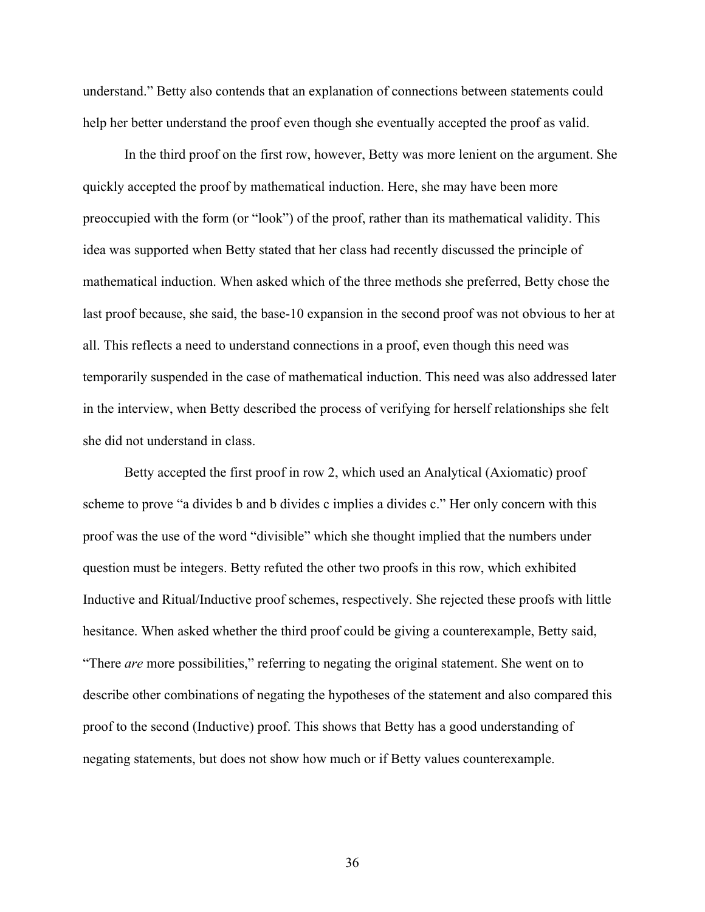understand." Betty also contends that an explanation of connections between statements could help her better understand the proof even though she eventually accepted the proof as valid.

In the third proof on the first row, however, Betty was more lenient on the argument. She quickly accepted the proof by mathematical induction. Here, she may have been more preoccupied with the form (or "look") of the proof, rather than its mathematical validity. This idea was supported when Betty stated that her class had recently discussed the principle of mathematical induction. When asked which of the three methods she preferred, Betty chose the last proof because, she said, the base-10 expansion in the second proof was not obvious to her at all. This reflects a need to understand connections in a proof, even though this need was temporarily suspended in the case of mathematical induction. This need was also addressed later in the interview, when Betty described the process of verifying for herself relationships she felt she did not understand in class.

Betty accepted the first proof in row 2, which used an Analytical (Axiomatic) proof scheme to prove "a divides b and b divides c implies a divides c." Her only concern with this proof was the use of the word "divisible" which she thought implied that the numbers under question must be integers. Betty refuted the other two proofs in this row, which exhibited Inductive and Ritual/Inductive proof schemes, respectively. She rejected these proofs with little hesitance. When asked whether the third proof could be giving a counterexample, Betty said, "There *are* more possibilities," referring to negating the original statement. She went on to describe other combinations of negating the hypotheses of the statement and also compared this proof to the second (Inductive) proof. This shows that Betty has a good understanding of negating statements, but does not show how much or if Betty values counterexample.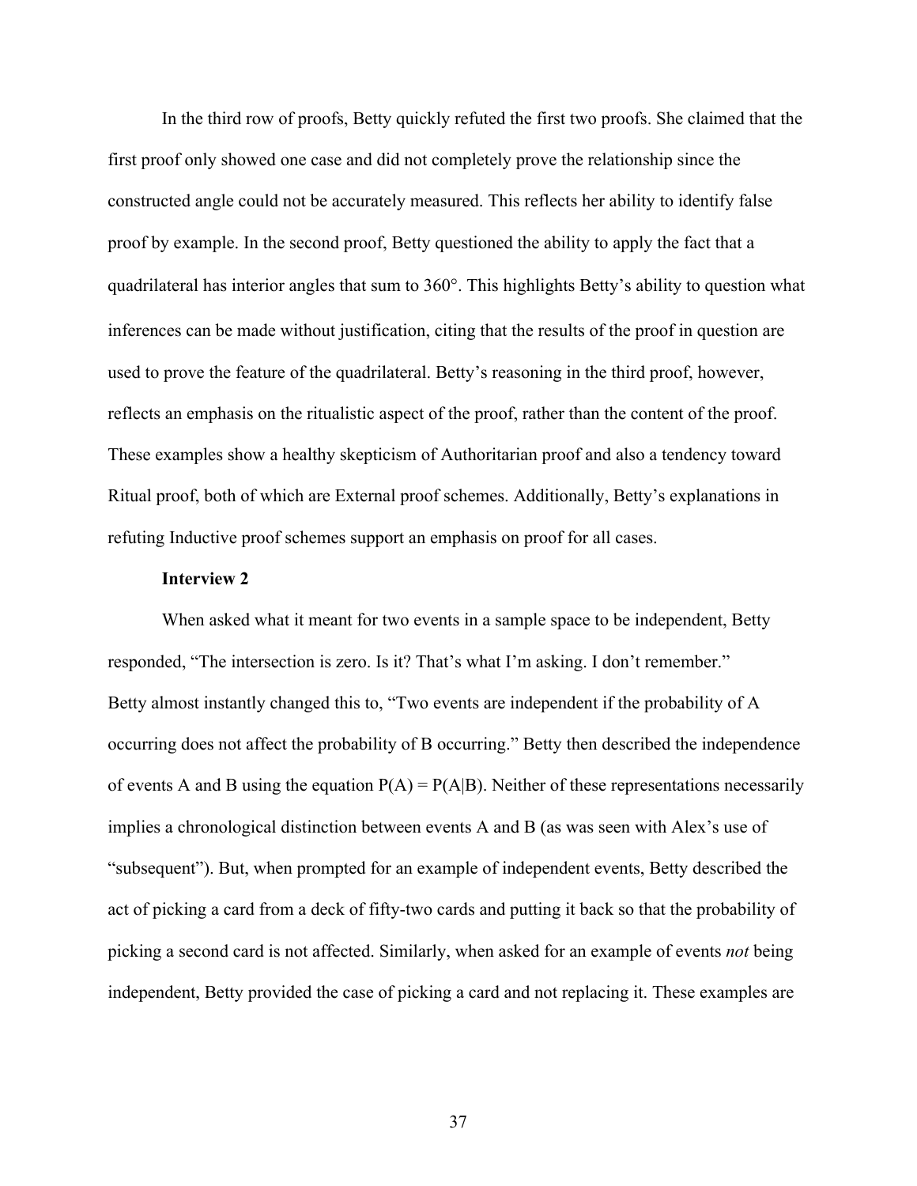In the third row of proofs, Betty quickly refuted the first two proofs. She claimed that the first proof only showed one case and did not completely prove the relationship since the constructed angle could not be accurately measured. This reflects her ability to identify false proof by example. In the second proof, Betty questioned the ability to apply the fact that a quadrilateral has interior angles that sum to 360°. This highlights Betty's ability to question what inferences can be made without justification, citing that the results of the proof in question are used to prove the feature of the quadrilateral. Betty's reasoning in the third proof, however, reflects an emphasis on the ritualistic aspect of the proof, rather than the content of the proof. These examples show a healthy skepticism of Authoritarian proof and also a tendency toward Ritual proof, both of which are External proof schemes. Additionally, Betty's explanations in refuting Inductive proof schemes support an emphasis on proof for all cases.

**Interview 2**

When asked what it meant for two events in a sample space to be independent, Betty responded, "The intersection is zero. Is it? That's what I'm asking. I don't remember." Betty almost instantly changed this to, "Two events are independent if the probability of A occurring does not affect the probability of B occurring." Betty then described the independence of events A and B using the equation $P(A) = P(A|B)$. Neither of these representations necessarily implies a chronological distinction between events A and B (as was seen with Alex's use of "subsequent"). But, when prompted for an example of independent events, Betty described the act of picking a card from a deck of fifty-two cards and putting it back so that the probability of picking a second card is not affected. Similarly, when asked for an example of events *not* being independent, Betty provided the case of picking a card and not replacing it. These examples are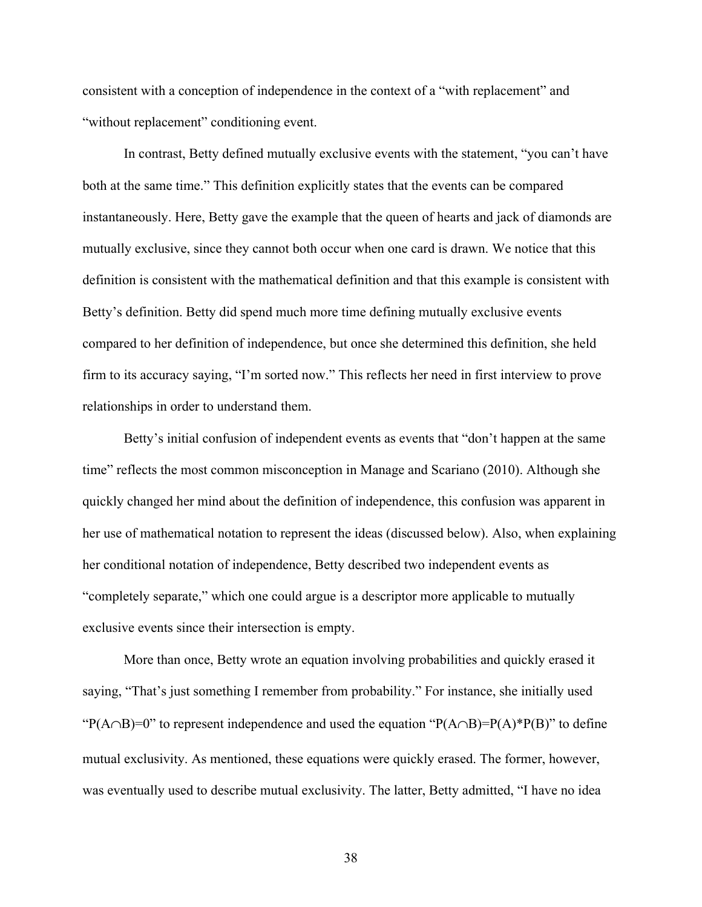consistent with a conception of independence in the context of a "with replacement" and "without replacement" conditioning event.

In contrast, Betty defined mutually exclusive events with the statement, "you can't have both at the same time." This definition explicitly states that the events can be compared instantaneously. Here, Betty gave the example that the queen of hearts and jack of diamonds are mutually exclusive, since they cannot both occur when one card is drawn. We notice that this definition is consistent with the mathematical definition and that this example is consistent with Betty's definition. Betty did spend much more time defining mutually exclusive events compared to her definition of independence, but once she determined this definition, she held firm to its accuracy saying, "I'm sorted now." This reflects her need in first interview to prove relationships in order to understand them.

Betty's initial confusion of independent events as events that "don't happen at the same time" reflects the most common misconception in Manage and Scariano (2010). Although she quickly changed her mind about the definition of independence, this confusion was apparent in her use of mathematical notation to represent the ideas (discussed below). Also, when explaining her conditional notation of independence, Betty described two independent events as "completely separate," which one could argue is a descriptor more applicable to mutually exclusive events since their intersection is empty.

More than once, Betty wrote an equation involving probabilities and quickly erased it saying, "That's just something I remember from probability." For instance, she initially used "$P(A \cap B)=0$" to represent independence and used the equation "$P(A \cap B)=P(A)*P(B)$" to define mutual exclusivity. As mentioned, these equations were quickly erased. The former, however, was eventually used to describe mutual exclusivity. The latter, Betty admitted, "I have no idea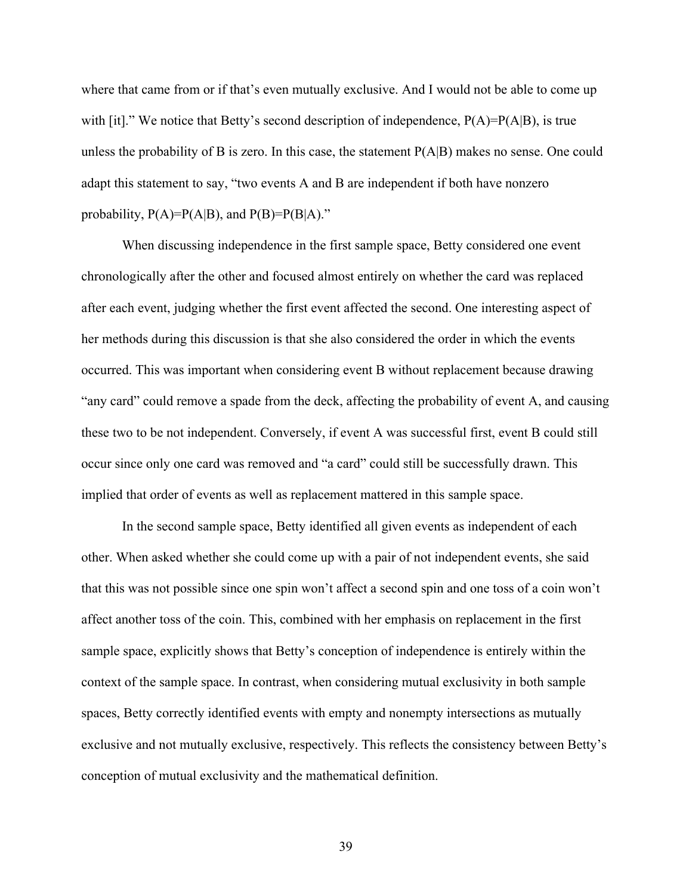where that came from or if that's even mutually exclusive. And I would not be able to come up with [it]." We notice that Betty's second description of independence, $P(A)=P(A|B)$, is true unless the probability of B is zero. In this case, the statement $P(A|B)$ makes no sense. One could adapt this statement to say, "two events A and B are independent if both have nonzero probability, $P(A)=P(A|B)$, and $P(B)=P(B|A)$."

When discussing independence in the first sample space, Betty considered one event chronologically after the other and focused almost entirely on whether the card was replaced after each event, judging whether the first event affected the second. One interesting aspect of her methods during this discussion is that she also considered the order in which the events occurred. This was important when considering event B without replacement because drawing "any card" could remove a spade from the deck, affecting the probability of event A, and causing these two to be not independent. Conversely, if event A was successful first, event B could still occur since only one card was removed and "a card" could still be successfully drawn. This implied that order of events as well as replacement mattered in this sample space.

In the second sample space, Betty identified all given events as independent of each other. When asked whether she could come up with a pair of not independent events, she said that this was not possible since one spin won't affect a second spin and one toss of a coin won't affect another toss of the coin. This, combined with her emphasis on replacement in the first sample space, explicitly shows that Betty's conception of independence is entirely within the context of the sample space. In contrast, when considering mutual exclusivity in both sample spaces, Betty correctly identified events with empty and nonempty intersections as mutually exclusive and not mutually exclusive, respectively. This reflects the consistency between Betty's conception of mutual exclusivity and the mathematical definition.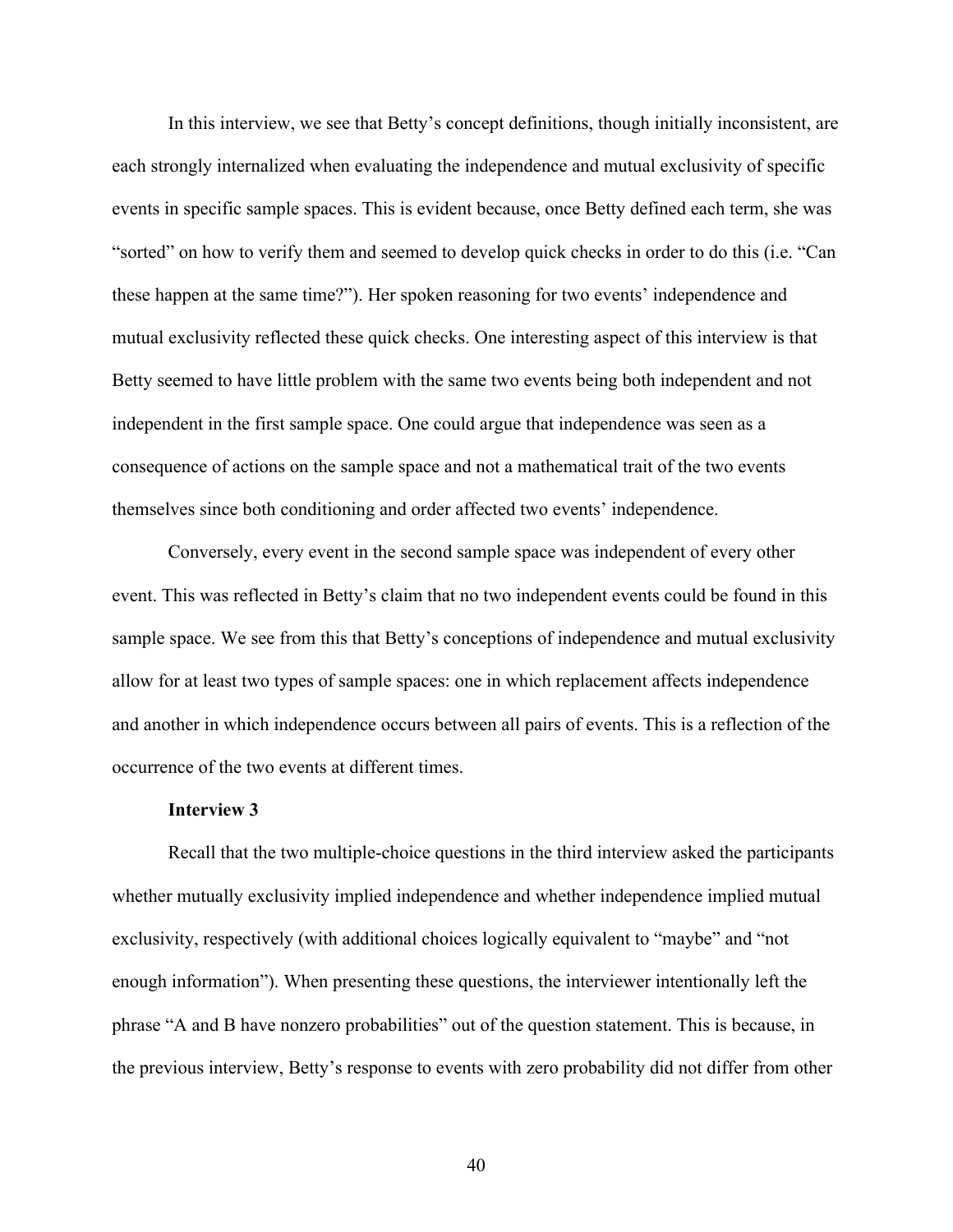In this interview, we see that Betty's concept definitions, though initially inconsistent, are each strongly internalized when evaluating the independence and mutual exclusivity of specific events in specific sample spaces. This is evident because, once Betty defined each term, she was "sorted" on how to verify them and seemed to develop quick checks in order to do this (i.e. "Can these happen at the same time?"). Her spoken reasoning for two events' independence and mutual exclusivity reflected these quick checks. One interesting aspect of this interview is that Betty seemed to have little problem with the same two events being both independent and not independent in the first sample space. One could argue that independence was seen as a consequence of actions on the sample space and not a mathematical trait of the two events themselves since both conditioning and order affected two events' independence.

Conversely, every event in the second sample space was independent of every other event. This was reflected in Betty's claim that no two independent events could be found in this sample space. We see from this that Betty's conceptions of independence and mutual exclusivity allow for at least two types of sample spaces: one in which replacement affects independence and another in which independence occurs between all pairs of events. This is a reflection of the occurrence of the two events at different times.

**Interview 3**

Recall that the two multiple-choice questions in the third interview asked the participants whether mutually exclusivity implied independence and whether independence implied mutual exclusivity, respectively (with additional choices logically equivalent to "maybe" and "not enough information"). When presenting these questions, the interviewer intentionally left the phrase "A and B have nonzero probabilities" out of the question statement. This is because, in the previous interview, Betty's response to events with zero probability did not differ from other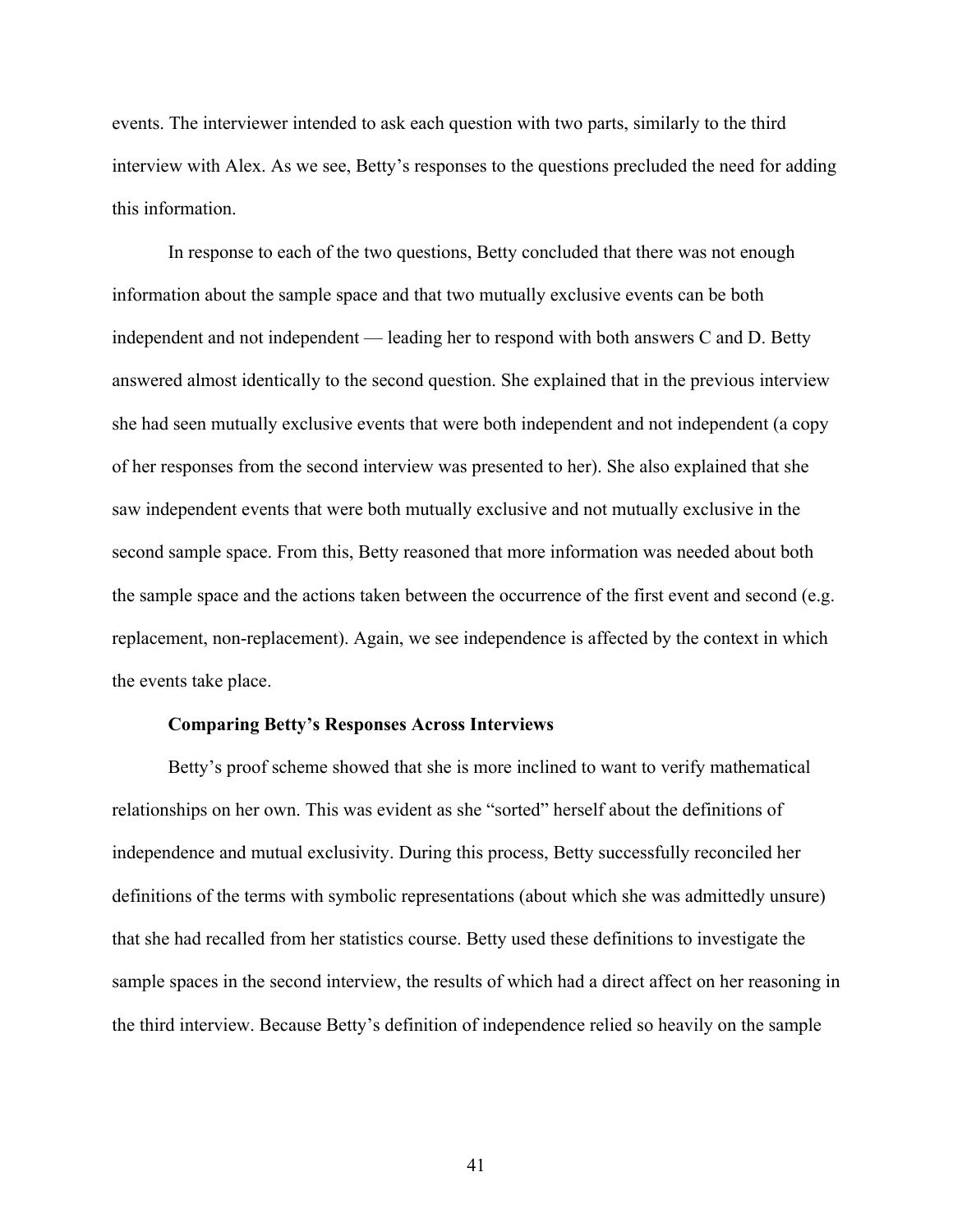events. The interviewer intended to ask each question with two parts, similarly to the third interview with Alex. As we see, Betty's responses to the questions precluded the need for adding this information.

In response to each of the two questions, Betty concluded that there was not enough information about the sample space and that two mutually exclusive events can be both independent and not independent — leading her to respond with both answers C and D. Betty answered almost identically to the second question. She explained that in the previous interview she had seen mutually exclusive events that were both independent and not independent (a copy of her responses from the second interview was presented to her). She also explained that she saw independent events that were both mutually exclusive and not mutually exclusive in the second sample space. From this, Betty reasoned that more information was needed about both the sample space and the actions taken between the occurrence of the first event and second (e.g. replacement, non-replacement). Again, we see independence is affected by the context in which the events take place.

### Comparing Betty's Responses Across Interviews

Betty's proof scheme showed that she is more inclined to want to verify mathematical relationships on her own. This was evident as she "sorted" herself about the definitions of independence and mutual exclusivity. During this process, Betty successfully reconciled her definitions of the terms with symbolic representations (about which she was admittedly unsure) that she had recalled from her statistics course. Betty used these definitions to investigate the sample spaces in the second interview, the results of which had a direct affect on her reasoning in the third interview. Because Betty's definition of independence relied so heavily on the sample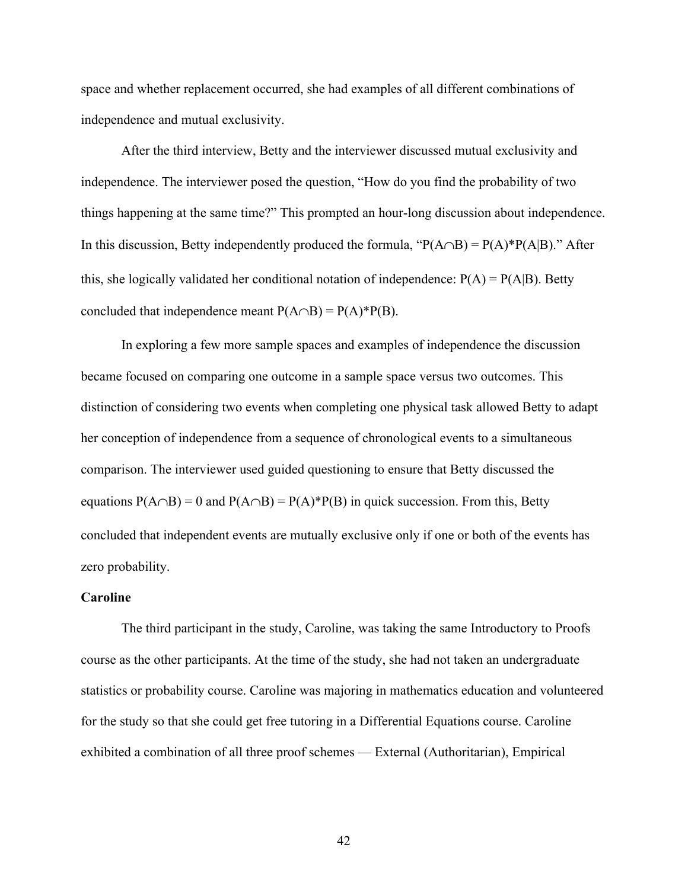space and whether replacement occurred, she had examples of all different combinations of independence and mutual exclusivity.

After the third interview, Betty and the interviewer discussed mutual exclusivity and independence. The interviewer posed the question, "How do you find the probability of two things happening at the same time?" This prompted an hour-long discussion about independence. In this discussion, Betty independently produced the formula, "$P(A \cap B) = P(A)*P(A|B)$." After this, she logically validated her conditional notation of independence: $P(A) = P(A|B)$. Betty concluded that independence meant $P(A \cap B) = P(A)*P(B)$.

In exploring a few more sample spaces and examples of independence the discussion became focused on comparing one outcome in a sample space versus two outcomes. This distinction of considering two events when completing one physical task allowed Betty to adapt her conception of independence from a sequence of chronological events to a simultaneous comparison. The interviewer used guided questioning to ensure that Betty discussed the equations $P(A \cap B) = 0$ and $P(A \cap B) = P(A)*P(B)$ in quick succession. From this, Betty concluded that independent events are mutually exclusive only if one or both of the events has zero probability.

**Caroline**

The third participant in the study, Caroline, was taking the same Introductory to Proofs course as the other participants. At the time of the study, she had not taken an undergraduate statistics or probability course. Caroline was majoring in mathematics education and volunteered for the study so that she could get free tutoring in a Differential Equations course. Caroline exhibited a combination of all three proof schemes — External (Authoritarian), Empirical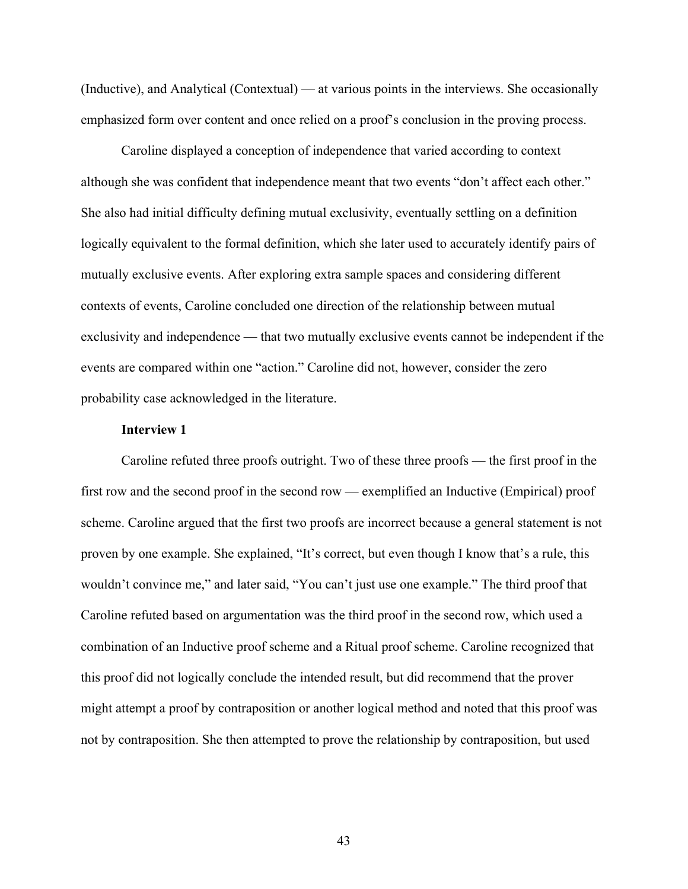(Inductive), and Analytical (Contextual) — at various points in the interviews. She occasionally emphasized form over content and once relied on a proof's conclusion in the proving process.

Caroline displayed a conception of independence that varied according to context although she was confident that independence meant that two events "don't affect each other." She also had initial difficulty defining mutual exclusivity, eventually settling on a definition logically equivalent to the formal definition, which she later used to accurately identify pairs of mutually exclusive events. After exploring extra sample spaces and considering different contexts of events, Caroline concluded one direction of the relationship between mutual exclusivity and independence — that two mutually exclusive events cannot be independent if the events are compared within one "action." Caroline did not, however, consider the zero probability case acknowledged in the literature.

**Interview 1**

Caroline refuted three proofs outright. Two of these three proofs — the first proof in the first row and the second proof in the second row — exemplified an Inductive (Empirical) proof scheme. Caroline argued that the first two proofs are incorrect because a general statement is not proven by one example. She explained, "It's correct, but even though I know that's a rule, this wouldn't convince me," and later said, "You can't just use one example." The third proof that Caroline refuted based on argumentation was the third proof in the second row, which used a combination of an Inductive proof scheme and a Ritual proof scheme. Caroline recognized that this proof did not logically conclude the intended result, but did recommend that the prover might attempt a proof by contraposition or another logical method and noted that this proof was not by contraposition. She then attempted to prove the relationship by contraposition, but used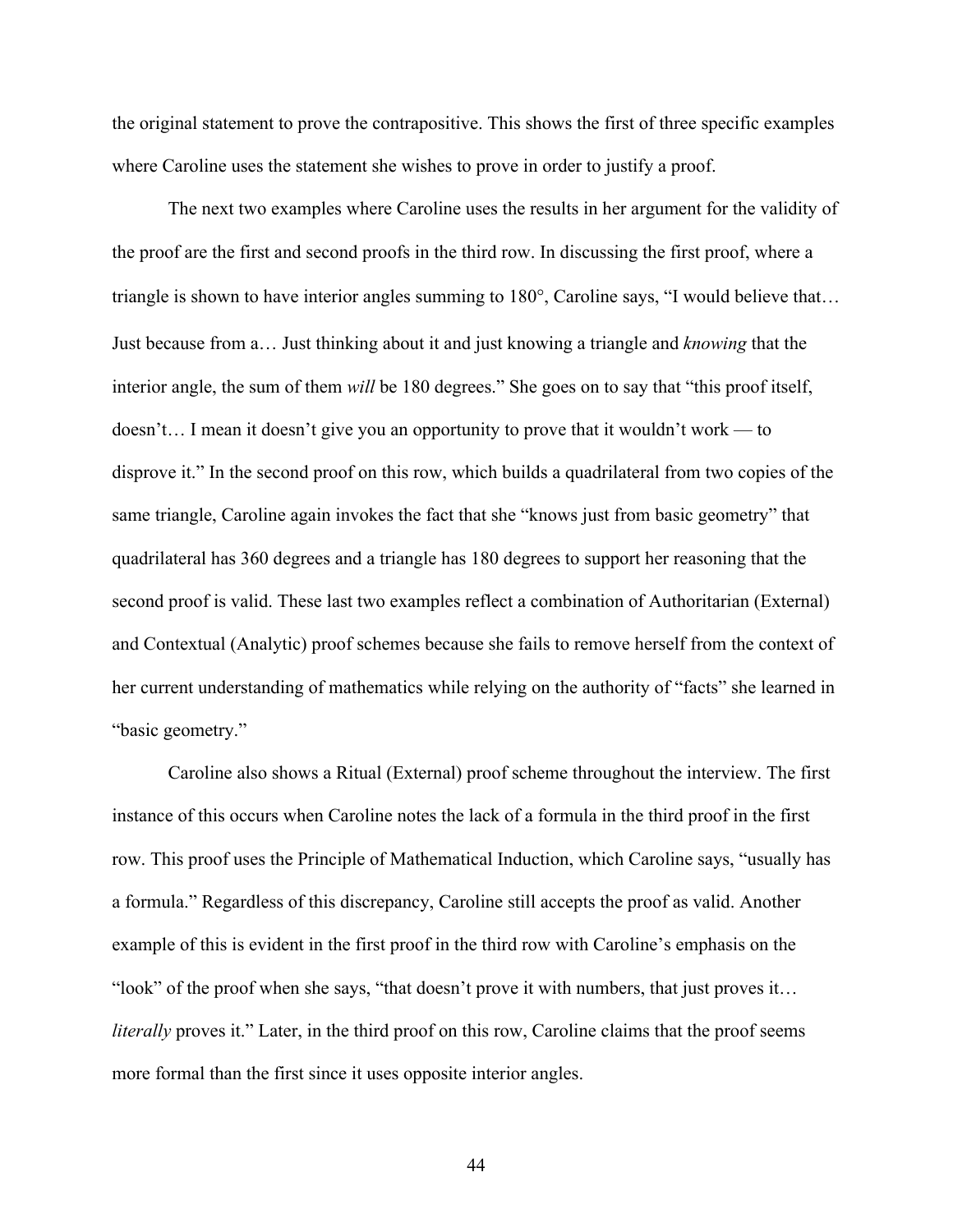the original statement to prove the contrapositive. This shows the first of three specific examples where Caroline uses the statement she wishes to prove in order to justify a proof.

The next two examples where Caroline uses the results in her argument for the validity of the proof are the first and second proofs in the third row. In discussing the first proof, where a triangle is shown to have interior angles summing to 180°, Caroline says, "I would believe that… Just because from a… Just thinking about it and just knowing a triangle and *knowing* that the interior angle, the sum of them *will* be 180 degrees." She goes on to say that "this proof itself, doesn't… I mean it doesn't give you an opportunity to prove that it wouldn't work — to disprove it." In the second proof on this row, which builds a quadrilateral from two copies of the same triangle, Caroline again invokes the fact that she "knows just from basic geometry" that quadrilateral has 360 degrees and a triangle has 180 degrees to support her reasoning that the second proof is valid. These last two examples reflect a combination of Authoritarian (External) and Contextual (Analytic) proof schemes because she fails to remove herself from the context of her current understanding of mathematics while relying on the authority of "facts" she learned in "basic geometry."

Caroline also shows a Ritual (External) proof scheme throughout the interview. The first instance of this occurs when Caroline notes the lack of a formula in the third proof in the first row. This proof uses the Principle of Mathematical Induction, which Caroline says, "usually has a formula." Regardless of this discrepancy, Caroline still accepts the proof as valid. Another example of this is evident in the first proof in the third row with Caroline's emphasis on the "look" of the proof when she says, "that doesn't prove it with numbers, that just proves it… *literally* proves it." Later, in the third proof on this row, Caroline claims that the proof seems more formal than the first since it uses opposite interior angles.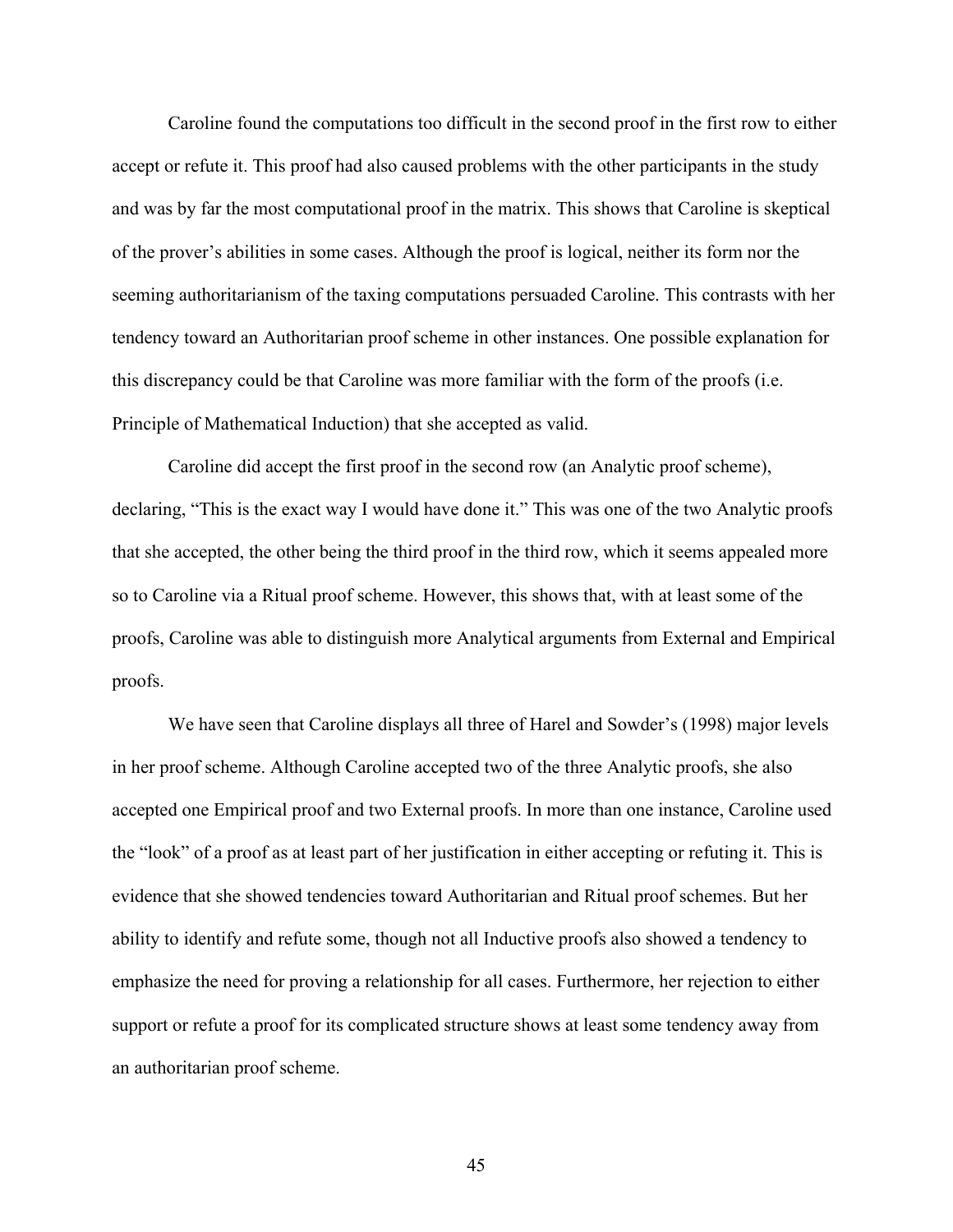Caroline found the computations too difficult in the second proof in the first row to either accept or refute it. This proof had also caused problems with the other participants in the study and was by far the most computational proof in the matrix. This shows that Caroline is skeptical of the prover's abilities in some cases. Although the proof is logical, neither its form nor the seeming authoritarianism of the taxing computations persuaded Caroline. This contrasts with her tendency toward an Authoritarian proof scheme in other instances. One possible explanation for this discrepancy could be that Caroline was more familiar with the form of the proofs (i.e. Principle of Mathematical Induction) that she accepted as valid.

Caroline did accept the first proof in the second row (an Analytic proof scheme), declaring, "This is the exact way I would have done it." This was one of the two Analytic proofs that she accepted, the other being the third proof in the third row, which it seems appealed more so to Caroline via a Ritual proof scheme. However, this shows that, with at least some of the proofs, Caroline was able to distinguish more Analytical arguments from External and Empirical proofs.

We have seen that Caroline displays all three of Harel and Sowder's (1998) major levels in her proof scheme. Although Caroline accepted two of the three Analytic proofs, she also accepted one Empirical proof and two External proofs. In more than one instance, Caroline used the "look" of a proof as at least part of her justification in either accepting or refuting it. This is evidence that she showed tendencies toward Authoritarian and Ritual proof schemes. But her ability to identify and refute some, though not all Inductive proofs also showed a tendency to emphasize the need for proving a relationship for all cases. Furthermore, her rejection to either support or refute a proof for its complicated structure shows at least some tendency away from an authoritarian proof scheme.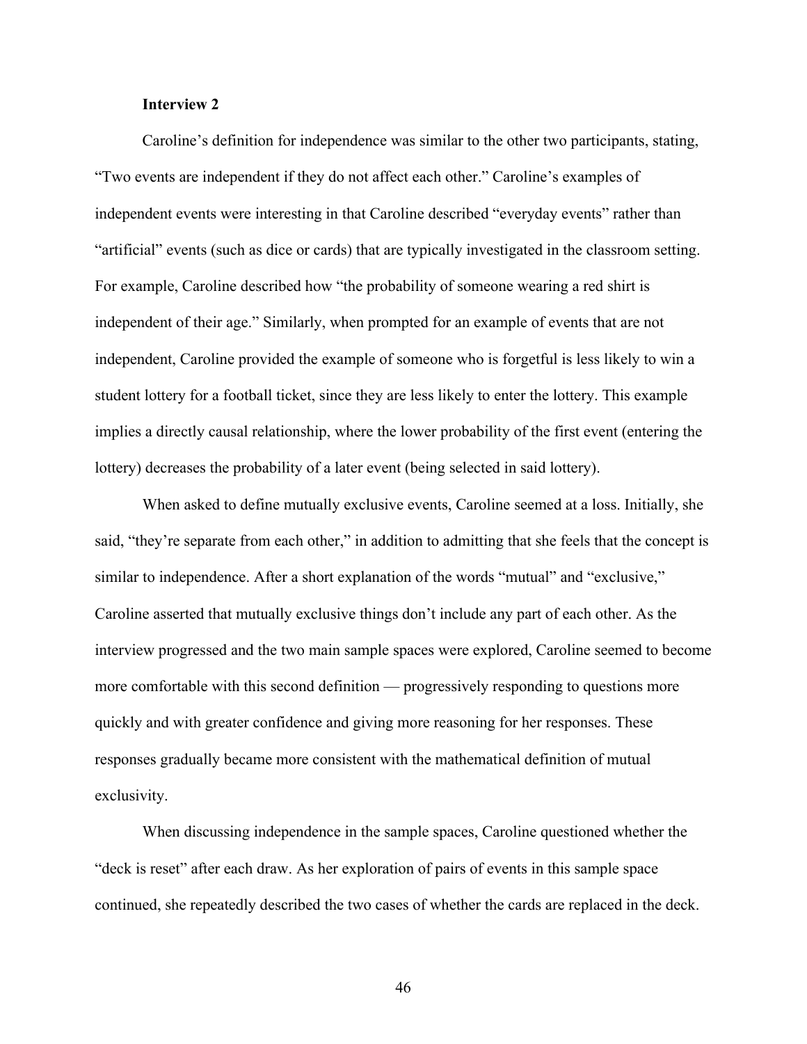**Interview 2**

Caroline's definition for independence was similar to the other two participants, stating, "Two events are independent if they do not affect each other." Caroline's examples of independent events were interesting in that Caroline described "everyday events" rather than "artificial" events (such as dice or cards) that are typically investigated in the classroom setting. For example, Caroline described how "the probability of someone wearing a red shirt is independent of their age." Similarly, when prompted for an example of events that are not independent, Caroline provided the example of someone who is forgetful is less likely to win a student lottery for a football ticket, since they are less likely to enter the lottery. This example implies a directly causal relationship, where the lower probability of the first event (entering the lottery) decreases the probability of a later event (being selected in said lottery).

When asked to define mutually exclusive events, Caroline seemed at a loss. Initially, she said, "they're separate from each other," in addition to admitting that she feels that the concept is similar to independence. After a short explanation of the words "mutual" and "exclusive," Caroline asserted that mutually exclusive things don't include any part of each other. As the interview progressed and the two main sample spaces were explored, Caroline seemed to become more comfortable with this second definition — progressively responding to questions more quickly and with greater confidence and giving more reasoning for her responses. These responses gradually became more consistent with the mathematical definition of mutual exclusivity.

When discussing independence in the sample spaces, Caroline questioned whether the "deck is reset" after each draw. As her exploration of pairs of events in this sample space continued, she repeatedly described the two cases of whether the cards are replaced in the deck.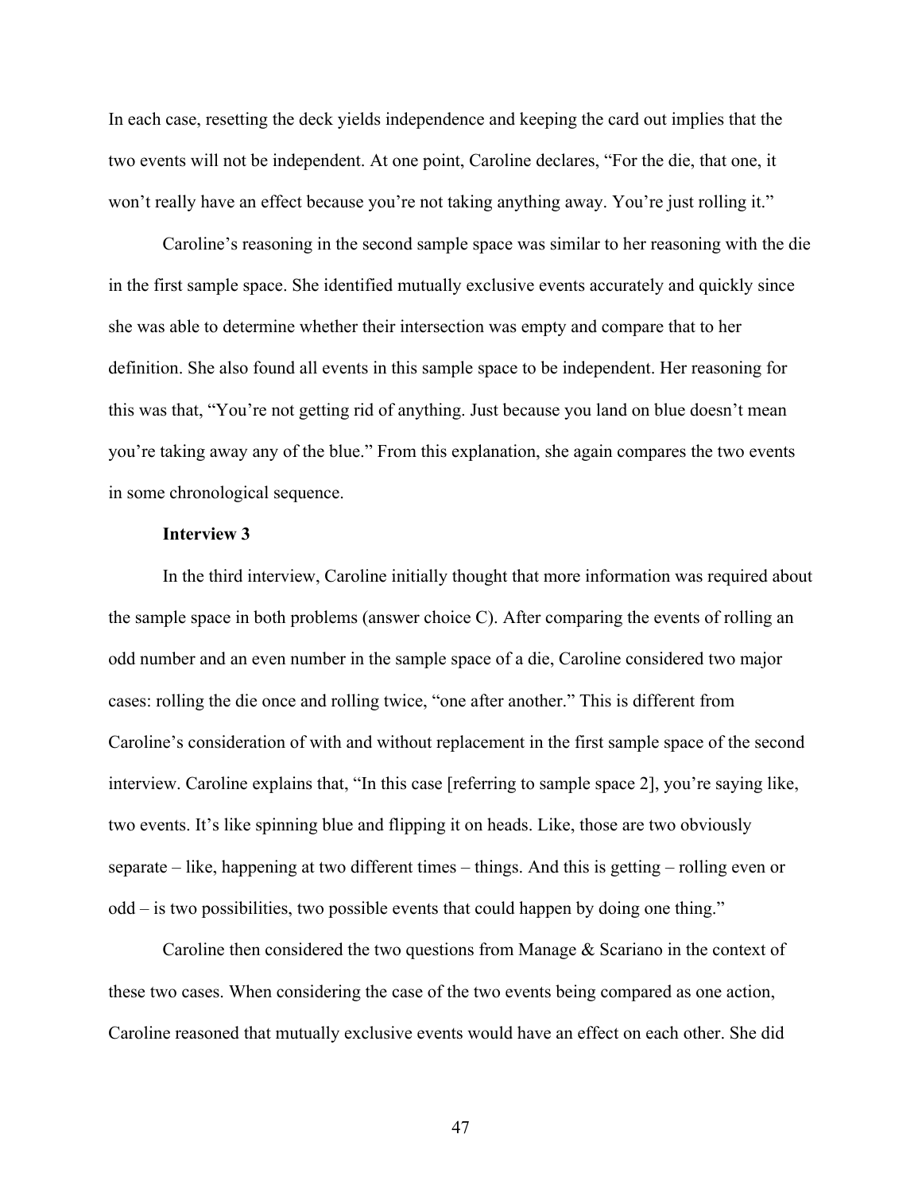In each case, resetting the deck yields independence and keeping the card out implies that the two events will not be independent. At one point, Caroline declares, "For the die, that one, it won't really have an effect because you're not taking anything away. You're just rolling it."

Caroline's reasoning in the second sample space was similar to her reasoning with the die in the first sample space. She identified mutually exclusive events accurately and quickly since she was able to determine whether their intersection was empty and compare that to her definition. She also found all events in this sample space to be independent. Her reasoning for this was that, "You're not getting rid of anything. Just because you land on blue doesn't mean you're taking away any of the blue." From this explanation, she again compares the two events in some chronological sequence.

**Interview 3**

In the third interview, Caroline initially thought that more information was required about the sample space in both problems (answer choice C). After comparing the events of rolling an odd number and an even number in the sample space of a die, Caroline considered two major cases: rolling the die once and rolling twice, "one after another." This is different from Caroline's consideration of with and without replacement in the first sample space of the second interview. Caroline explains that, "In this case [referring to sample space 2], you're saying like, two events. It's like spinning blue and flipping it on heads. Like, those are two obviously separate – like, happening at two different times – things. And this is getting – rolling even or odd – is two possibilities, two possible events that could happen by doing one thing."

Caroline then considered the two questions from Manage & Scariano in the context of these two cases. When considering the case of the two events being compared as one action, Caroline reasoned that mutually exclusive events would have an effect on each other. She did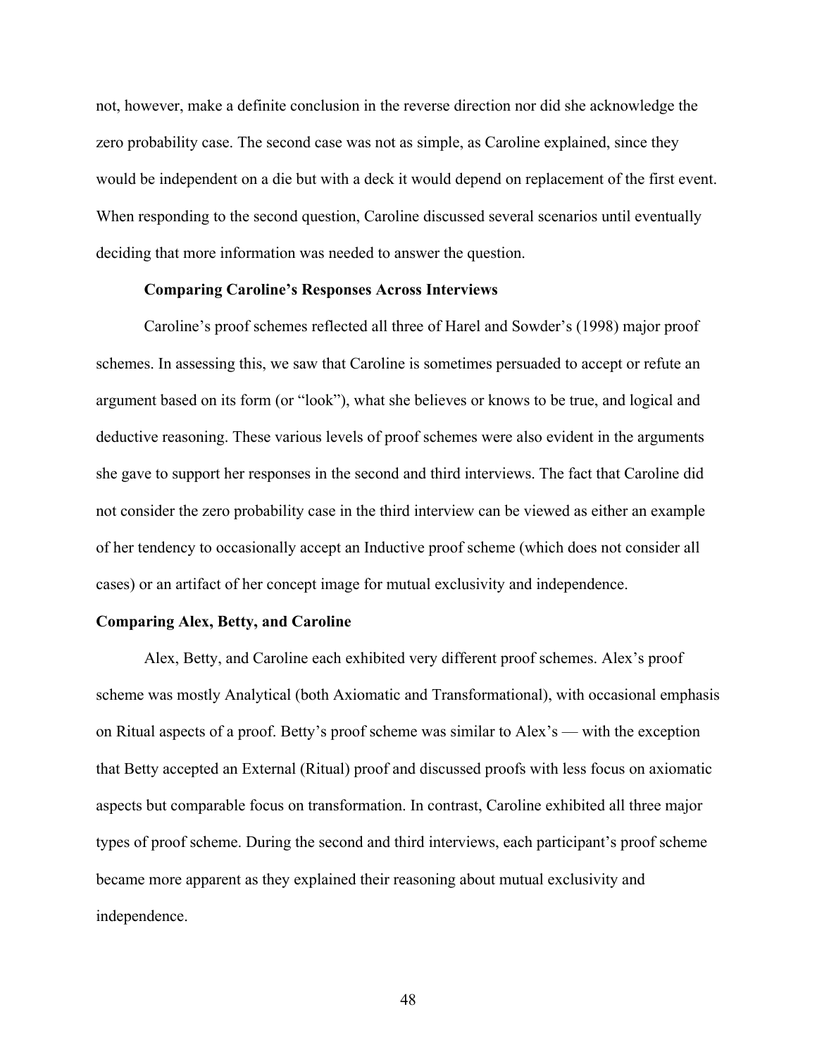not, however, make a definite conclusion in the reverse direction nor did she acknowledge the zero probability case. The second case was not as simple, as Caroline explained, since they would be independent on a die but with a deck it would depend on replacement of the first event. When responding to the second question, Caroline discussed several scenarios until eventually deciding that more information was needed to answer the question.

### Comparing Caroline's Responses Across Interviews

Caroline's proof schemes reflected all three of Harel and Sowder's (1998) major proof schemes. In assessing this, we saw that Caroline is sometimes persuaded to accept or refute an argument based on its form (or "look"), what she believes or knows to be true, and logical and deductive reasoning. These various levels of proof schemes were also evident in the arguments she gave to support her responses in the second and third interviews. The fact that Caroline did not consider the zero probability case in the third interview can be viewed as either an example of her tendency to occasionally accept an Inductive proof scheme (which does not consider all cases) or an artifact of her concept image for mutual exclusivity and independence.

## Comparing Alex, Betty, and Caroline

Alex, Betty, and Caroline each exhibited very different proof schemes. Alex's proof scheme was mostly Analytical (both Axiomatic and Transformational), with occasional emphasis on Ritual aspects of a proof. Betty's proof scheme was similar to Alex's — with the exception that Betty accepted an External (Ritual) proof and discussed proofs with less focus on axiomatic aspects but comparable focus on transformation. In contrast, Caroline exhibited all three major types of proof scheme. During the second and third interviews, each participant's proof scheme became more apparent as they explained their reasoning about mutual exclusivity and independence.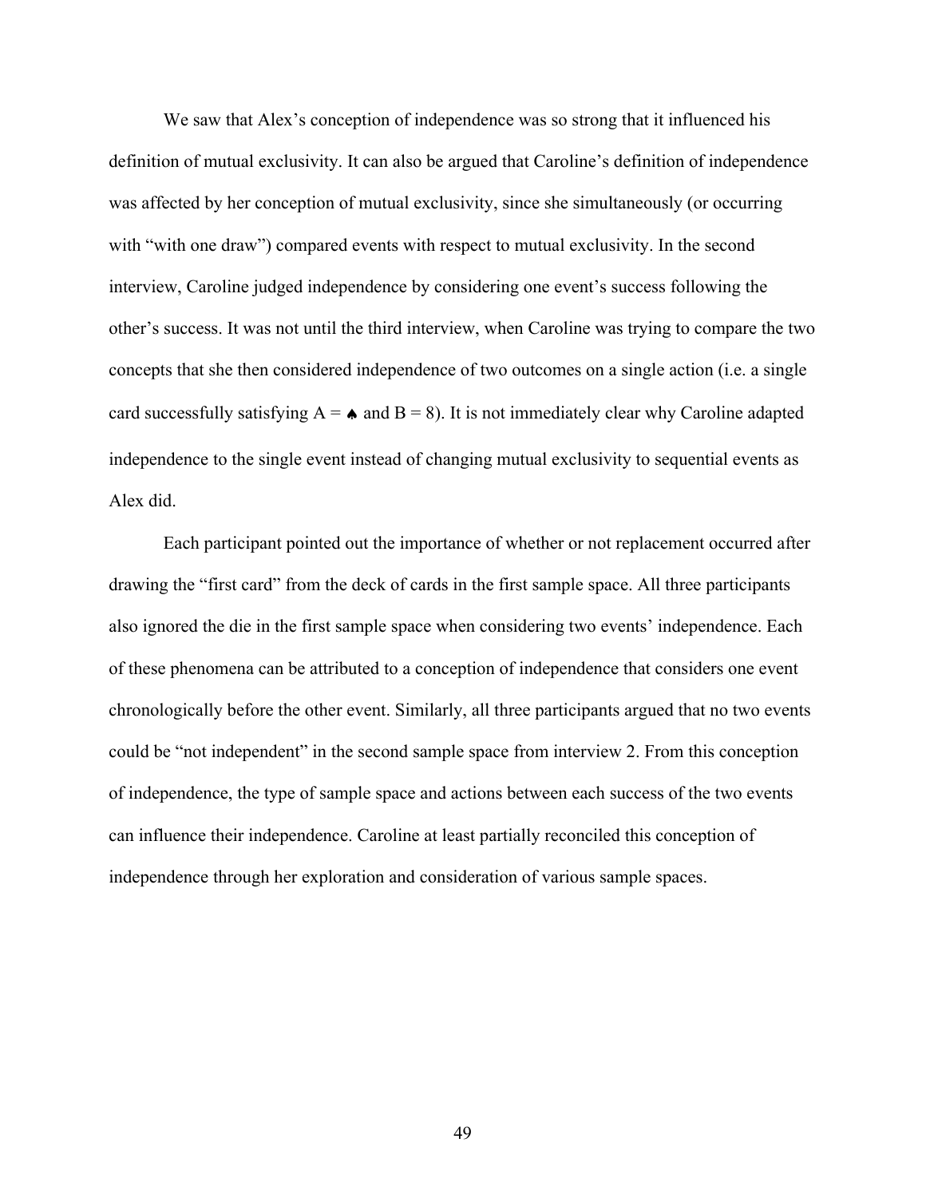We saw that Alex's conception of independence was so strong that it influenced his definition of mutual exclusivity. It can also be argued that Caroline's definition of independence was affected by her conception of mutual exclusivity, since she simultaneously (or occurring with "with one draw") compared events with respect to mutual exclusivity. In the second interview, Caroline judged independence by considering one event's success following the other's success. It was not until the third interview, when Caroline was trying to compare the two concepts that she then considered independence of two outcomes on a single action (i.e. a single card successfully satisfying $A = \spadesuit$ and $B = 8$). It is not immediately clear why Caroline adapted independence to the single event instead of changing mutual exclusivity to sequential events as Alex did.

Each participant pointed out the importance of whether or not replacement occurred after drawing the "first card" from the deck of cards in the first sample space. All three participants also ignored the die in the first sample space when considering two events' independence. Each of these phenomena can be attributed to a conception of independence that considers one event chronologically before the other event. Similarly, all three participants argued that no two events could be "not independent" in the second sample space from interview 2. From this conception of independence, the type of sample space and actions between each success of the two events can influence their independence. Caroline at least partially reconciled this conception of independence through her exploration and consideration of various sample spaces.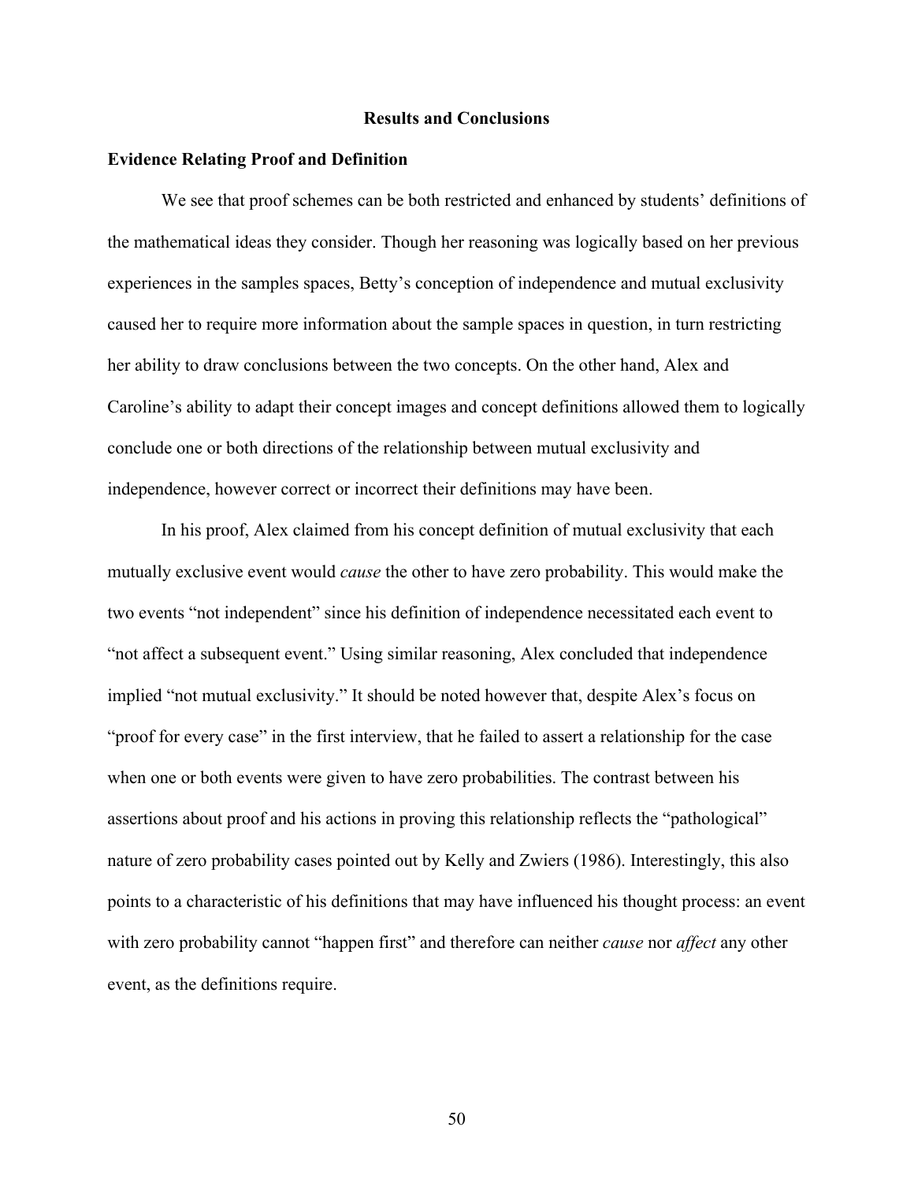## Results and Conclusions

### Evidence Relating Proof and Definition

We see that proof schemes can be both restricted and enhanced by students' definitions of the mathematical ideas they consider. Though her reasoning was logically based on her previous experiences in the samples spaces, Betty's conception of independence and mutual exclusivity caused her to require more information about the sample spaces in question, in turn restricting her ability to draw conclusions between the two concepts. On the other hand, Alex and Caroline's ability to adapt their concept images and concept definitions allowed them to logically conclude one or both directions of the relationship between mutual exclusivity and independence, however correct or incorrect their definitions may have been.

In his proof, Alex claimed from his concept definition of mutual exclusivity that each mutually exclusive event would *cause* the other to have zero probability. This would make the two events "not independent" since his definition of independence necessitated each event to "not affect a subsequent event." Using similar reasoning, Alex concluded that independence implied "not mutual exclusivity." It should be noted however that, despite Alex's focus on "proof for every case" in the first interview, that he failed to assert a relationship for the case when one or both events were given to have zero probabilities. The contrast between his assertions about proof and his actions in proving this relationship reflects the "pathological" nature of zero probability cases pointed out by Kelly and Zwiers (1986). Interestingly, this also points to a characteristic of his definitions that may have influenced his thought process: an event with zero probability cannot "happen first" and therefore can neither *cause* nor *affect* any other event, as the definitions require.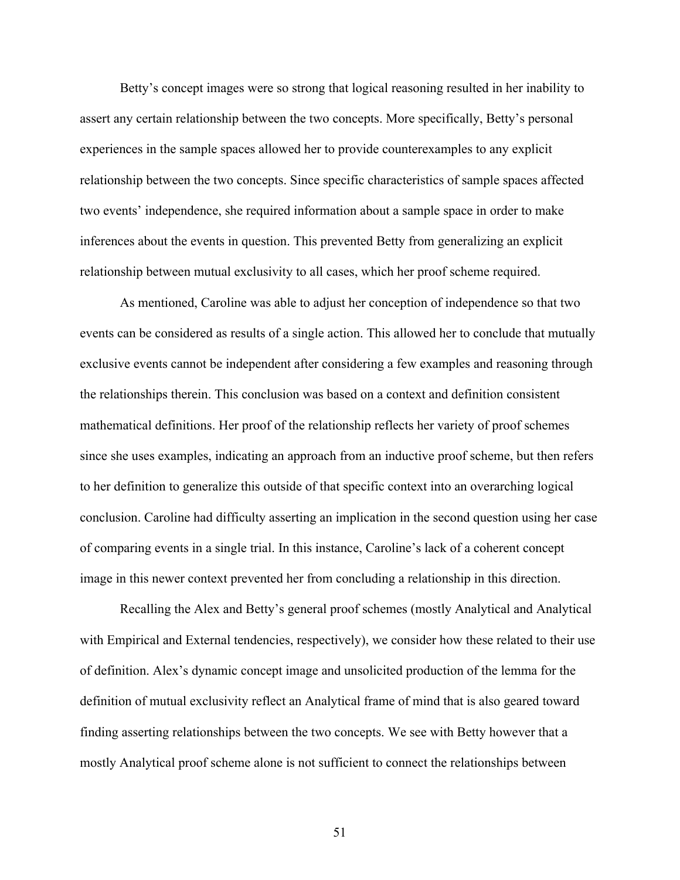Betty's concept images were so strong that logical reasoning resulted in her inability to assert any certain relationship between the two concepts. More specifically, Betty's personal experiences in the sample spaces allowed her to provide counterexamples to any explicit relationship between the two concepts. Since specific characteristics of sample spaces affected two events' independence, she required information about a sample space in order to make inferences about the events in question. This prevented Betty from generalizing an explicit relationship between mutual exclusivity to all cases, which her proof scheme required.

As mentioned, Caroline was able to adjust her conception of independence so that two events can be considered as results of a single action. This allowed her to conclude that mutually exclusive events cannot be independent after considering a few examples and reasoning through the relationships therein. This conclusion was based on a context and definition consistent mathematical definitions. Her proof of the relationship reflects her variety of proof schemes since she uses examples, indicating an approach from an inductive proof scheme, but then refers to her definition to generalize this outside of that specific context into an overarching logical conclusion. Caroline had difficulty asserting an implication in the second question using her case of comparing events in a single trial. In this instance, Caroline's lack of a coherent concept image in this newer context prevented her from concluding a relationship in this direction.

Recalling the Alex and Betty's general proof schemes (mostly Analytical and Analytical with Empirical and External tendencies, respectively), we consider how these related to their use of definition. Alex's dynamic concept image and unsolicited production of the lemma for the definition of mutual exclusivity reflect an Analytical frame of mind that is also geared toward finding asserting relationships between the two concepts. We see with Betty however that a mostly Analytical proof scheme alone is not sufficient to connect the relationships between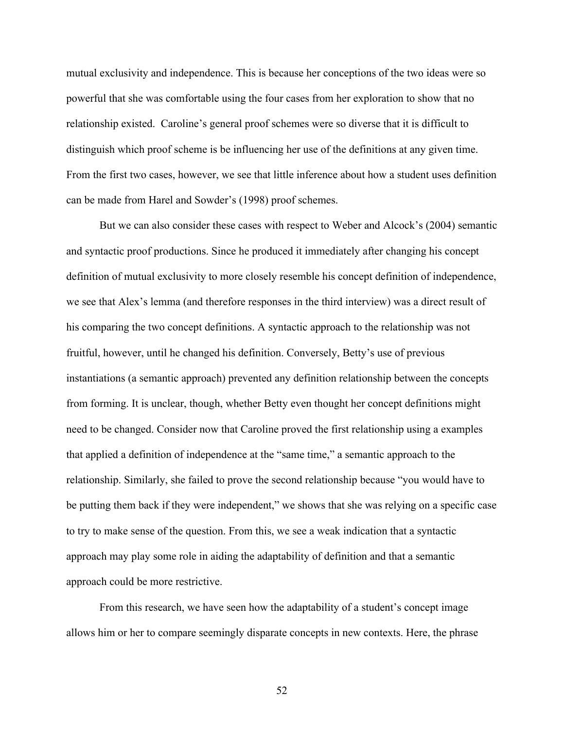mutual exclusivity and independence. This is because her conceptions of the two ideas were so powerful that she was comfortable using the four cases from her exploration to show that no relationship existed. Caroline's general proof schemes were so diverse that it is difficult to distinguish which proof scheme is be influencing her use of the definitions at any given time. From the first two cases, however, we see that little inference about how a student uses definition can be made from Harel and Sowder's (1998) proof schemes.

But we can also consider these cases with respect to Weber and Alcock's (2004) semantic and syntactic proof productions. Since he produced it immediately after changing his concept definition of mutual exclusivity to more closely resemble his concept definition of independence, we see that Alex's lemma (and therefore responses in the third interview) was a direct result of his comparing the two concept definitions. A syntactic approach to the relationship was not fruitful, however, until he changed his definition. Conversely, Betty's use of previous instantiations (a semantic approach) prevented any definition relationship between the concepts from forming. It is unclear, though, whether Betty even thought her concept definitions might need to be changed. Consider now that Caroline proved the first relationship using a examples that applied a definition of independence at the "same time," a semantic approach to the relationship. Similarly, she failed to prove the second relationship because "you would have to be putting them back if they were independent," we shows that she was relying on a specific case to try to make sense of the question. From this, we see a weak indication that a syntactic approach may play some role in aiding the adaptability of definition and that a semantic approach could be more restrictive.

From this research, we have seen how the adaptability of a student's concept image allows him or her to compare seemingly disparate concepts in new contexts. Here, the phrase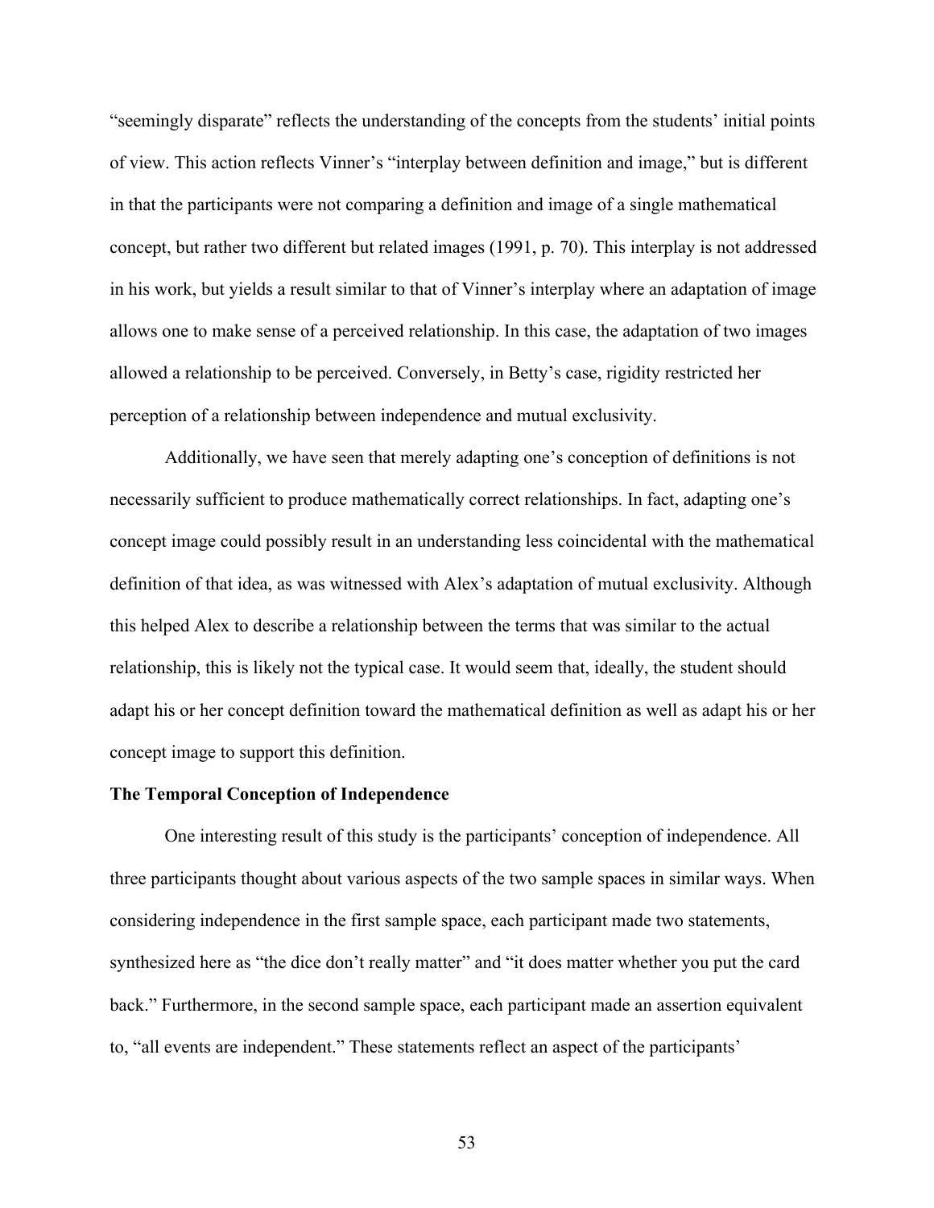"seemingly disparate" reflects the understanding of the concepts from the students' initial points of view. This action reflects Vinner's "interplay between definition and image," but is different in that the participants were not comparing a definition and image of a single mathematical concept, but rather two different but related images (1991, p. 70). This interplay is not addressed in his work, but yields a result similar to that of Vinner's interplay where an adaptation of image allows one to make sense of a perceived relationship. In this case, the adaptation of two images allowed a relationship to be perceived. Conversely, in Betty's case, rigidity restricted her perception of a relationship between independence and mutual exclusivity.

Additionally, we have seen that merely adapting one's conception of definitions is not necessarily sufficient to produce mathematically correct relationships. In fact, adapting one's concept image could possibly result in an understanding less coincidental with the mathematical definition of that idea, as was witnessed with Alex's adaptation of mutual exclusivity. Although this helped Alex to describe a relationship between the terms that was similar to the actual relationship, this is likely not the typical case. It would seem that, ideally, the student should adapt his or her concept definition toward the mathematical definition as well as adapt his or her concept image to support this definition.

**The Temporal Conception of Independence**

One interesting result of this study is the participants' conception of independence. All three participants thought about various aspects of the two sample spaces in similar ways. When considering independence in the first sample space, each participant made two statements, synthesized here as "the dice don't really matter" and "it does matter whether you put the card back." Furthermore, in the second sample space, each participant made an assertion equivalent to, "all events are independent." These statements reflect an aspect of the participants'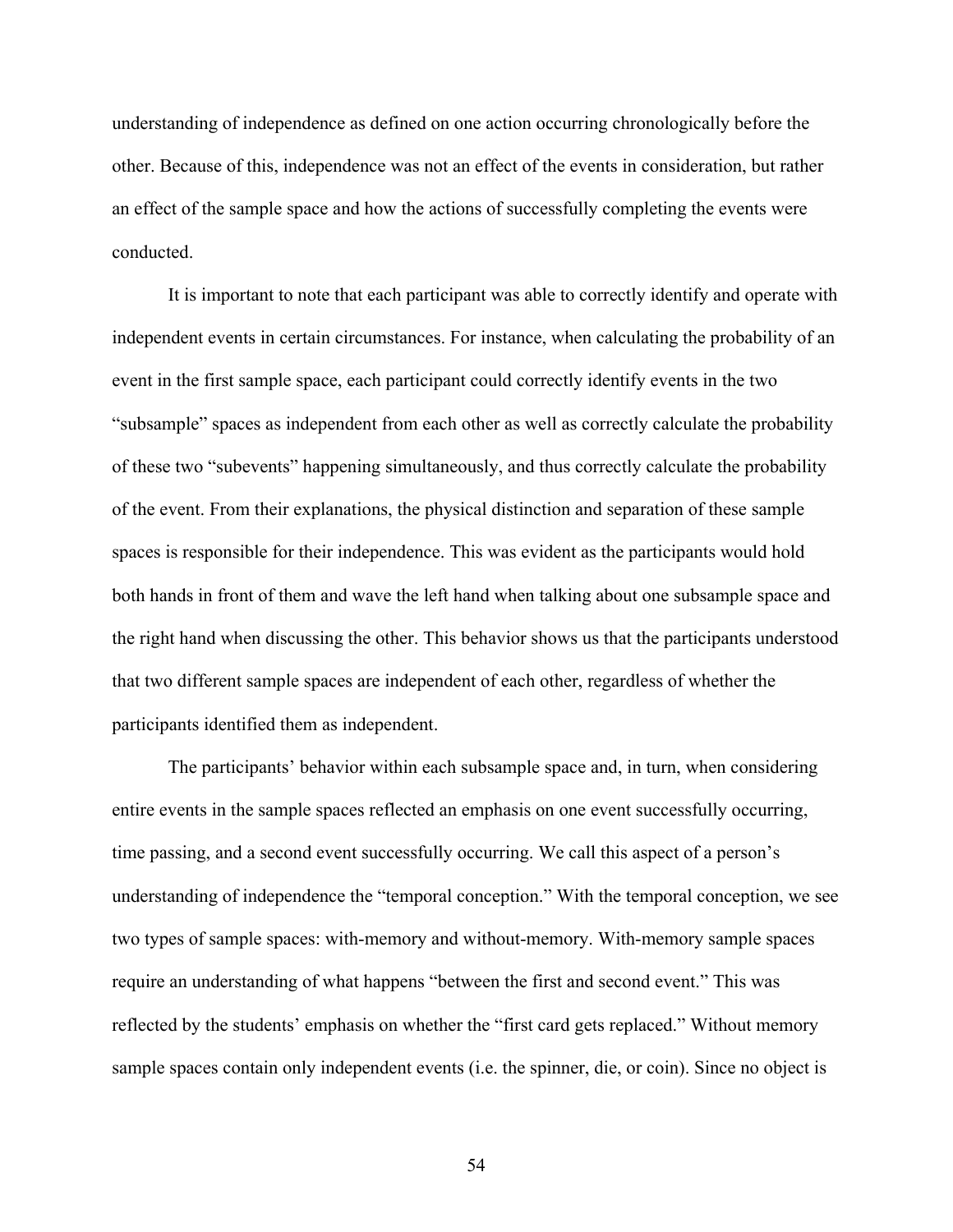understanding of independence as defined on one action occurring chronologically before the other. Because of this, independence was not an effect of the events in consideration, but rather an effect of the sample space and how the actions of successfully completing the events were conducted.

It is important to note that each participant was able to correctly identify and operate with independent events in certain circumstances. For instance, when calculating the probability of an event in the first sample space, each participant could correctly identify events in the two "subsample" spaces as independent from each other as well as correctly calculate the probability of these two "subevents" happening simultaneously, and thus correctly calculate the probability of the event. From their explanations, the physical distinction and separation of these sample spaces is responsible for their independence. This was evident as the participants would hold both hands in front of them and wave the left hand when talking about one subsample space and the right hand when discussing the other. This behavior shows us that the participants understood that two different sample spaces are independent of each other, regardless of whether the participants identified them as independent.

The participants' behavior within each subsample space and, in turn, when considering entire events in the sample spaces reflected an emphasis on one event successfully occurring, time passing, and a second event successfully occurring. We call this aspect of a person's understanding of independence the "temporal conception." With the temporal conception, we see two types of sample spaces: with-memory and without-memory. With-memory sample spaces require an understanding of what happens "between the first and second event." This was reflected by the students' emphasis on whether the "first card gets replaced." Without memory sample spaces contain only independent events (i.e. the spinner, die, or coin). Since no object is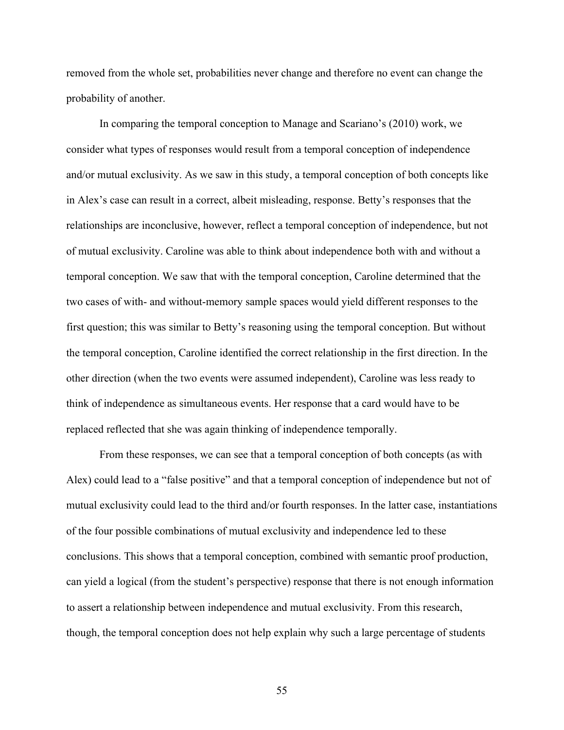removed from the whole set, probabilities never change and therefore no event can change the probability of another.

In comparing the temporal conception to Manage and Scariano's (2010) work, we consider what types of responses would result from a temporal conception of independence and/or mutual exclusivity. As we saw in this study, a temporal conception of both concepts like in Alex's case can result in a correct, albeit misleading, response. Betty's responses that the relationships are inconclusive, however, reflect a temporal conception of independence, but not of mutual exclusivity. Caroline was able to think about independence both with and without a temporal conception. We saw that with the temporal conception, Caroline determined that the two cases of with- and without-memory sample spaces would yield different responses to the first question; this was similar to Betty's reasoning using the temporal conception. But without the temporal conception, Caroline identified the correct relationship in the first direction. In the other direction (when the two events were assumed independent), Caroline was less ready to think of independence as simultaneous events. Her response that a card would have to be replaced reflected that she was again thinking of independence temporally.

From these responses, we can see that a temporal conception of both concepts (as with Alex) could lead to a "false positive" and that a temporal conception of independence but not of mutual exclusivity could lead to the third and/or fourth responses. In the latter case, instantiations of the four possible combinations of mutual exclusivity and independence led to these conclusions. This shows that a temporal conception, combined with semantic proof production, can yield a logical (from the student's perspective) response that there is not enough information to assert a relationship between independence and mutual exclusivity. From this research, though, the temporal conception does not help explain why such a large percentage of students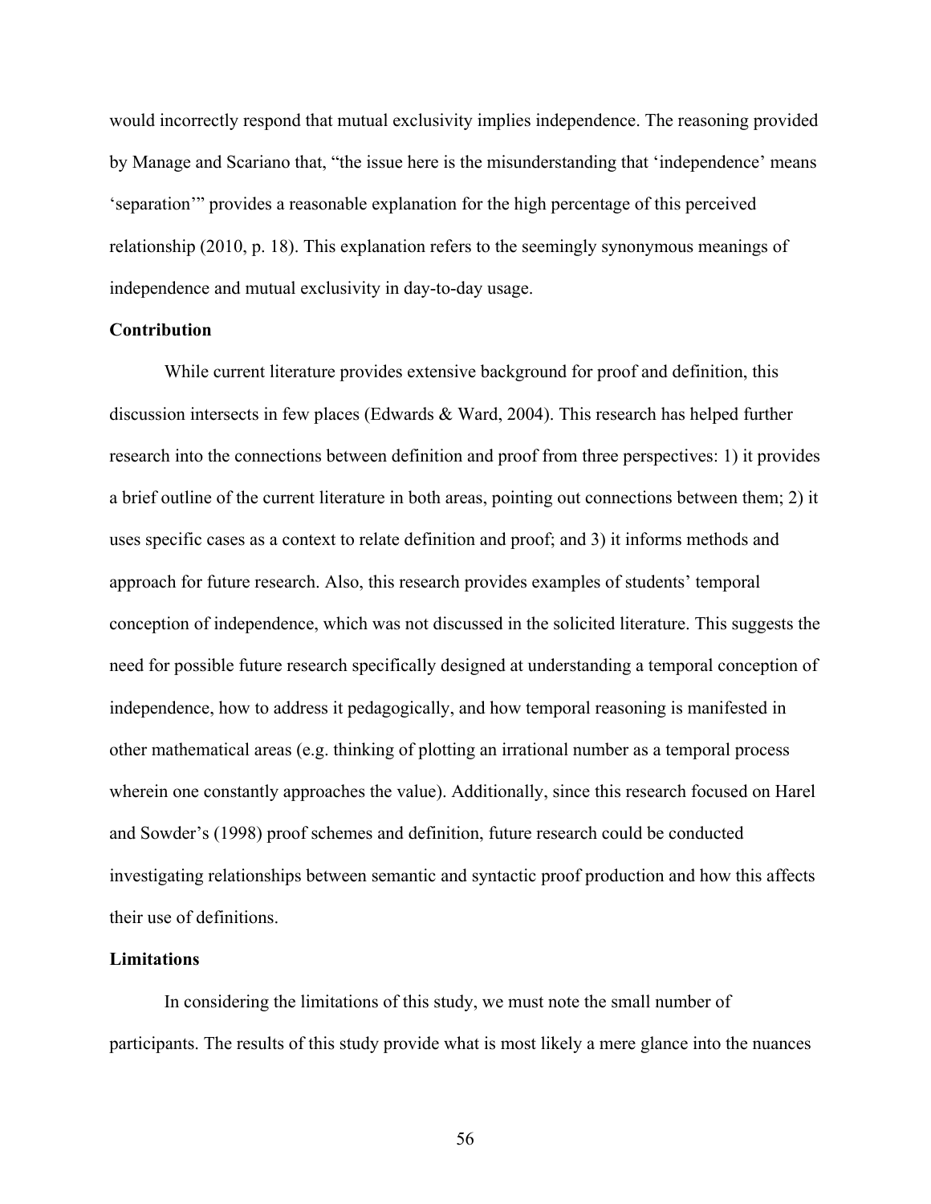would incorrectly respond that mutual exclusivity implies independence. The reasoning provided by Manage and Scariano that, "the issue here is the misunderstanding that 'independence' means 'separation'" provides a reasonable explanation for the high percentage of this perceived relationship (2010, p. 18). This explanation refers to the seemingly synonymous meanings of independence and mutual exclusivity in day-to-day usage.

## Contribution

While current literature provides extensive background for proof and definition, this discussion intersects in few places (Edwards & Ward, 2004). This research has helped further research into the connections between definition and proof from three perspectives: 1) it provides a brief outline of the current literature in both areas, pointing out connections between them; 2) it uses specific cases as a context to relate definition and proof; and 3) it informs methods and approach for future research. Also, this research provides examples of students' temporal conception of independence, which was not discussed in the solicited literature. This suggests the need for possible future research specifically designed at understanding a temporal conception of independence, how to address it pedagogically, and how temporal reasoning is manifested in other mathematical areas (e.g. thinking of plotting an irrational number as a temporal process wherein one constantly approaches the value). Additionally, since this research focused on Harel and Sowder's (1998) proof schemes and definition, future research could be conducted investigating relationships between semantic and syntactic proof production and how this affects their use of definitions.

## Limitations

In considering the limitations of this study, we must note the small number of participants. The results of this study provide what is most likely a mere glance into the nuances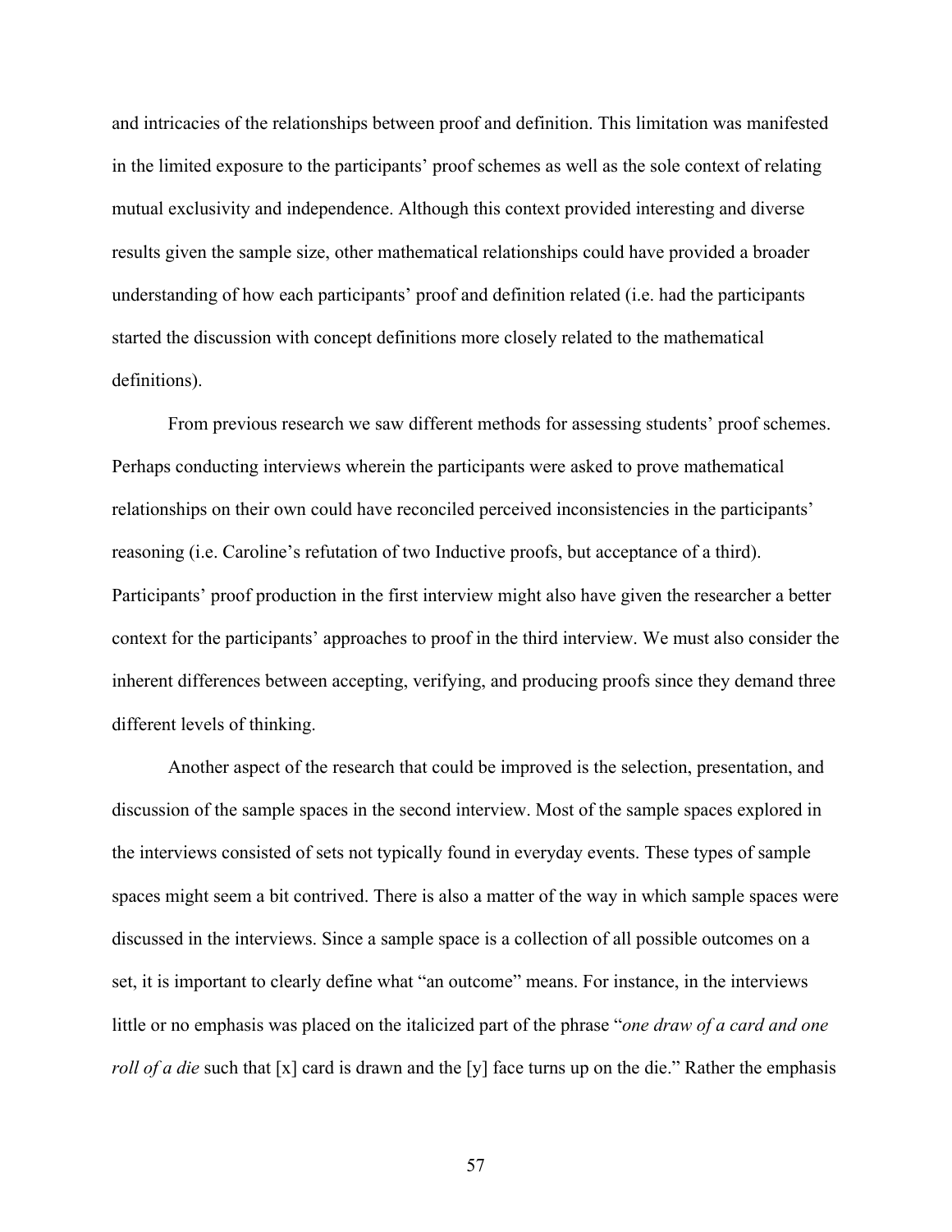and intricacies of the relationships between proof and definition. This limitation was manifested in the limited exposure to the participants' proof schemes as well as the sole context of relating mutual exclusivity and independence. Although this context provided interesting and diverse results given the sample size, other mathematical relationships could have provided a broader understanding of how each participants' proof and definition related (i.e. had the participants started the discussion with concept definitions more closely related to the mathematical definitions).

From previous research we saw different methods for assessing students' proof schemes. Perhaps conducting interviews wherein the participants were asked to prove mathematical relationships on their own could have reconciled perceived inconsistencies in the participants' reasoning (i.e. Caroline's refutation of two Inductive proofs, but acceptance of a third). Participants' proof production in the first interview might also have given the researcher a better context for the participants' approaches to proof in the third interview. We must also consider the inherent differences between accepting, verifying, and producing proofs since they demand three different levels of thinking.

Another aspect of the research that could be improved is the selection, presentation, and discussion of the sample spaces in the second interview. Most of the sample spaces explored in the interviews consisted of sets not typically found in everyday events. These types of sample spaces might seem a bit contrived. There is also a matter of the way in which sample spaces were discussed in the interviews. Since a sample space is a collection of all possible outcomes on a set, it is important to clearly define what "an outcome" means. For instance, in the interviews little or no emphasis was placed on the italicized part of the phrase "*one draw of a card and one roll of a die* such that [x] card is drawn and the [y] face turns up on the die." Rather the emphasis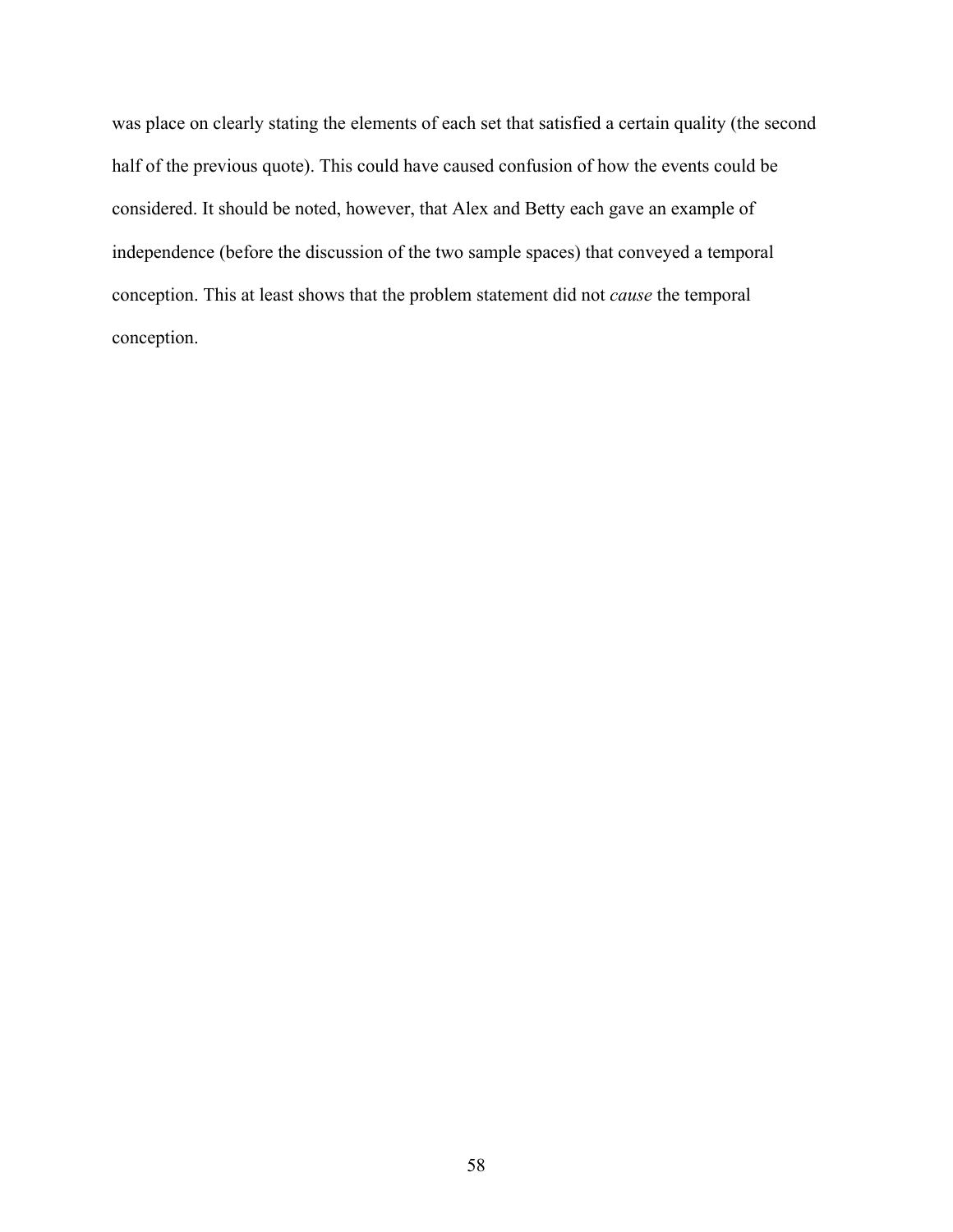was place on clearly stating the elements of each set that satisfied a certain quality (the second half of the previous quote). This could have caused confusion of how the events could be considered. It should be noted, however, that Alex and Betty each gave an example of independence (before the discussion of the two sample spaces) that conveyed a temporal conception. This at least shows that the problem statement did not *cause* the temporal conception.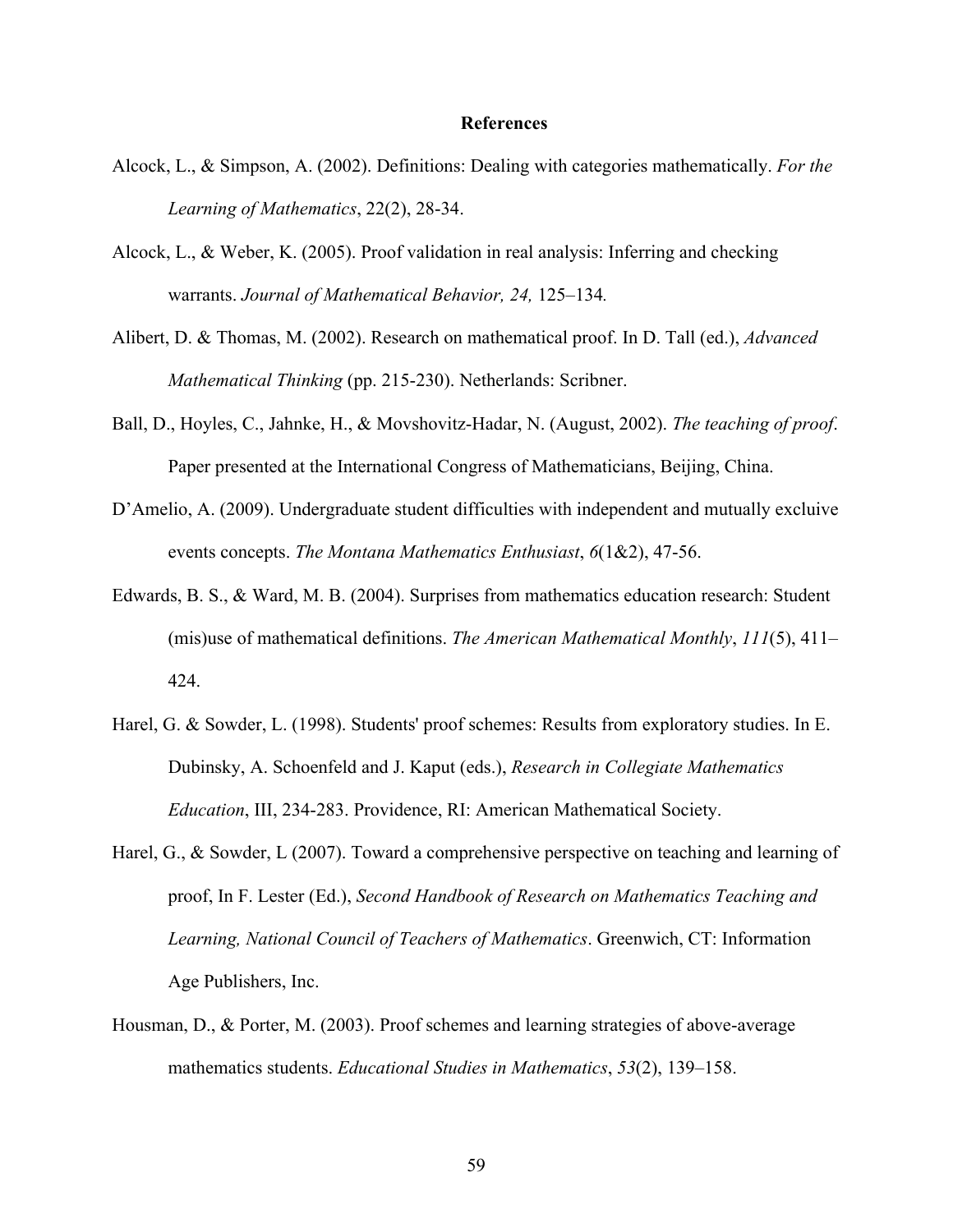## References

Alcock, L., & Simpson, A. (2002). Definitions: Dealing with categories mathematically. *For the Learning of Mathematics*, 22(2), 28-34.

Alcock, L., & Weber, K. (2005). Proof validation in real analysis: Inferring and checking warrants. *Journal of Mathematical Behavior, 24,* 125–134*.*

Alibert, D. & Thomas, M. (2002). Research on mathematical proof. In D. Tall (ed.), *Advanced Mathematical Thinking* (pp. 215-230). Netherlands: Scribner.

Ball, D., Hoyles, C., Jahnke, H., & Movshovitz-Hadar, N. (August, 2002). *The teaching of proof*. Paper presented at the International Congress of Mathematicians, Beijing, China.

D'Amelio, A. (2009). Undergraduate student difficulties with independent and mutually excluive events concepts. *The Montana Mathematics Enthusiast*, *6*(1&2), 47-56.

Edwards, B. S., & Ward, M. B. (2004). Surprises from mathematics education research: Student (mis)use of mathematical definitions. *The American Mathematical Monthly*, *111*(5), 411–424.

Harel, G. & Sowder, L. (1998). Students' proof schemes: Results from exploratory studies. In E. Dubinsky, A. Schoenfeld and J. Kaput (eds.), *Research in Collegiate Mathematics Education*, III, 234-283. Providence, RI: American Mathematical Society.

Harel, G., & Sowder, L (2007). Toward a comprehensive perspective on teaching and learning of proof, In F. Lester (Ed.), *Second Handbook of Research on Mathematics Teaching and Learning, National Council of Teachers of Mathematics*. Greenwich, CT: Information Age Publishers, Inc.

Housman, D., & Porter, M. (2003). Proof schemes and learning strategies of above-average mathematics students. *Educational Studies in Mathematics*, *53*(2), 139–158.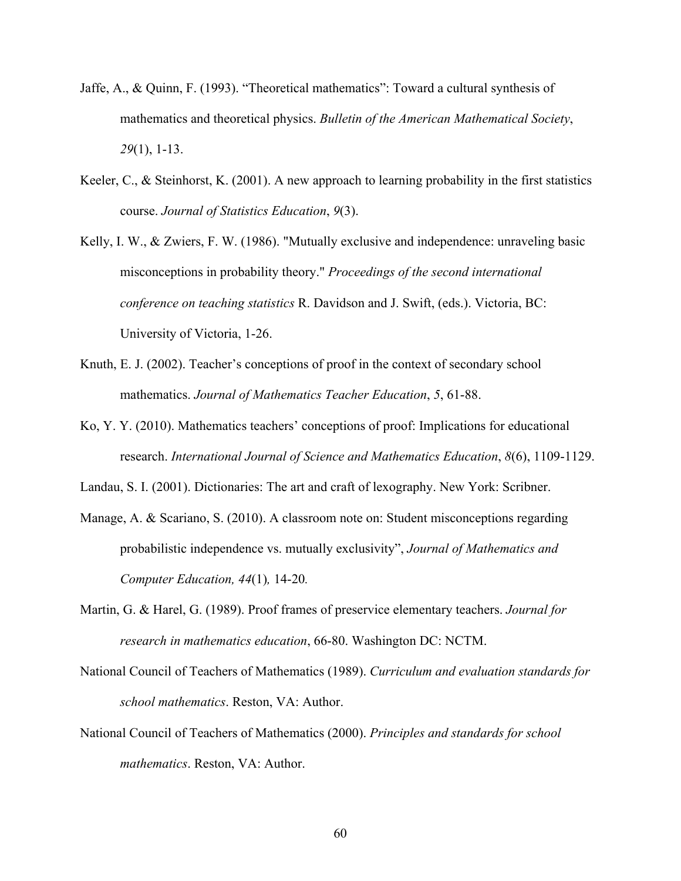Jaffe, A., & Quinn, F. (1993). “Theoretical mathematics”: Toward a cultural synthesis of mathematics and theoretical physics. *Bulletin of the American Mathematical Society*, *29*(1), 1-13.

Keeler, C., & Steinhorst, K. (2001). A new approach to learning probability in the first statistics course. *Journal of Statistics Education*, *9*(3).

Kelly, I. W., & Zwiers, F. W. (1986). "Mutually exclusive and independence: unraveling basic misconceptions in probability theory." *Proceedings of the second international conference on teaching statistics* R. Davidson and J. Swift, (eds.). Victoria, BC: University of Victoria, 1-26.

Knuth, E. J. (2002). Teacher’s conceptions of proof in the context of secondary school mathematics. *Journal of Mathematics Teacher Education*, *5*, 61-88.

Ko, Y. Y. (2010). Mathematics teachers’ conceptions of proof: Implications for educational research. *International Journal of Science and Mathematics Education*, *8*(6), 1109-1129.

Landau, S. I. (2001). Dictionaries: The art and craft of lexography. New York: Scribner.

Manage, A. & Scariano, S. (2010). A classroom note on: Student misconceptions regarding probabilistic independence vs. mutually exclusivity”, *Journal of Mathematics and Computer Education, 44*(1)*,* 14-20*.*

Martin, G. & Harel, G. (1989). Proof frames of preservice elementary teachers. *Journal for research in mathematics education*, 66-80. Washington DC: NCTM.

National Council of Teachers of Mathematics (1989). *Curriculum and evaluation standards for school mathematics*. Reston, VA: Author.

National Council of Teachers of Mathematics (2000). *Principles and standards for school mathematics*. Reston, VA: Author.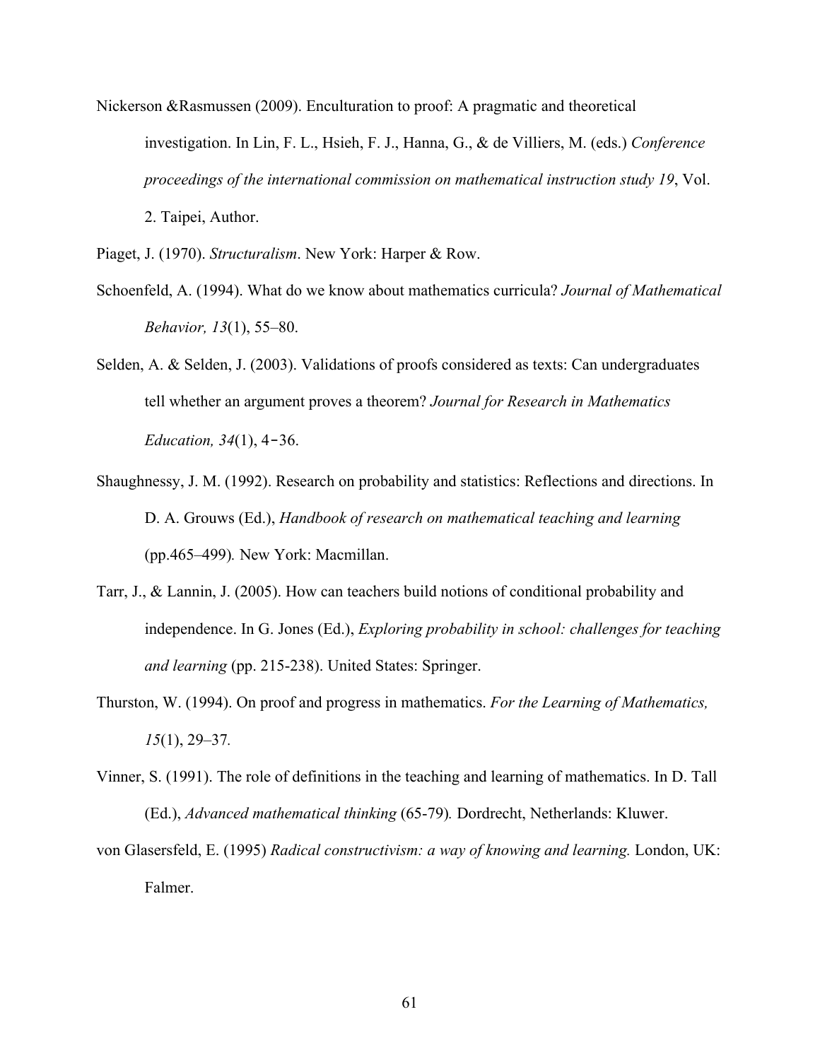Nickerson &Rasmussen (2009). Enculturation to proof: A pragmatic and theoretical investigation. In Lin, F. L., Hsieh, F. J., Hanna, G., & de Villiers, M. (eds.) *Conference proceedings of the international commission on mathematical instruction study 19*, Vol. 2. Taipei, Author.

Piaget, J. (1970). *Structuralism*. New York: Harper & Row.

Schoenfeld, A. (1994). What do we know about mathematics curricula? *Journal of Mathematical Behavior, 13*(1), 55–80.

Selden, A. & Selden, J. (2003). Validations of proofs considered as texts: Can undergraduates tell whether an argument proves a theorem? *Journal for Research in Mathematics Education, 34*(1), 4-36.

Shaughnessy, J. M. (1992). Research on probability and statistics: Reflections and directions. In D. A. Grouws (Ed.), *Handbook of research on mathematical teaching and learning* (pp.465–499)*.* New York: Macmillan.

Tarr, J., & Lannin, J. (2005). How can teachers build notions of conditional probability and independence. In G. Jones (Ed.), *Exploring probability in school: challenges for teaching and learning* (pp. 215-238). United States: Springer.

Thurston, W. (1994). On proof and progress in mathematics. *For the Learning of Mathematics, 15*(1), 29–37*.*

Vinner, S. (1991). The role of definitions in the teaching and learning of mathematics. In D. Tall (Ed.), *Advanced mathematical thinking* (65-79)*.* Dordrecht, Netherlands: Kluwer.

von Glasersfeld, E. (1995) *Radical constructivism: a way of knowing and learning.* London, UK: Falmer.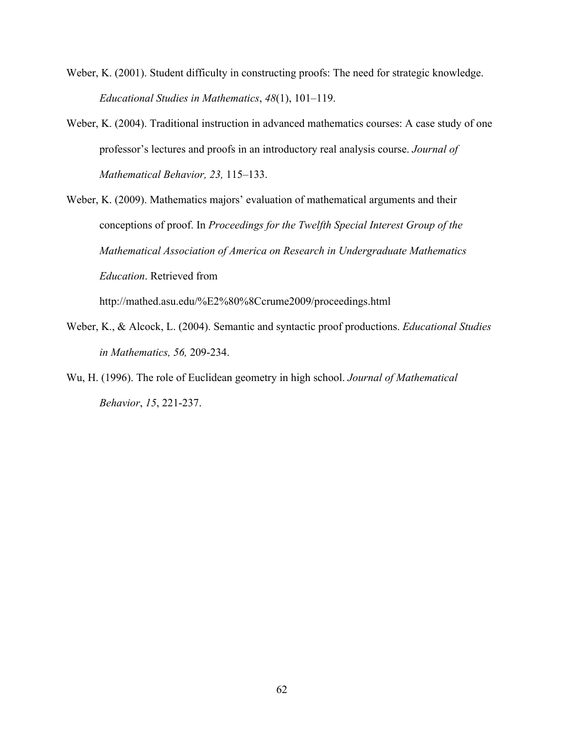Weber, K. (2001). Student difficulty in constructing proofs: The need for strategic knowledge. *Educational Studies in Mathematics*, *48*(1), 101–119.

Weber, K. (2004). Traditional instruction in advanced mathematics courses: A case study of one professor's lectures and proofs in an introductory real analysis course. *Journal of Mathematical Behavior, 23,* 115–133.

Weber, K. (2009). Mathematics majors' evaluation of mathematical arguments and their conceptions of proof. In *Proceedings for the Twelfth Special Interest Group of the Mathematical Association of America on Research in Undergraduate Mathematics Education*. Retrieved from http://mathed.asu.edu/%E2%80%8Ccrume2009/proceedings.html

Weber, K., & Alcock, L. (2004). Semantic and syntactic proof productions. *Educational Studies in Mathematics, 56,* 209-234.

Wu, H. (1996). The role of Euclidean geometry in high school. *Journal of Mathematical Behavior*, *15*, 221-237.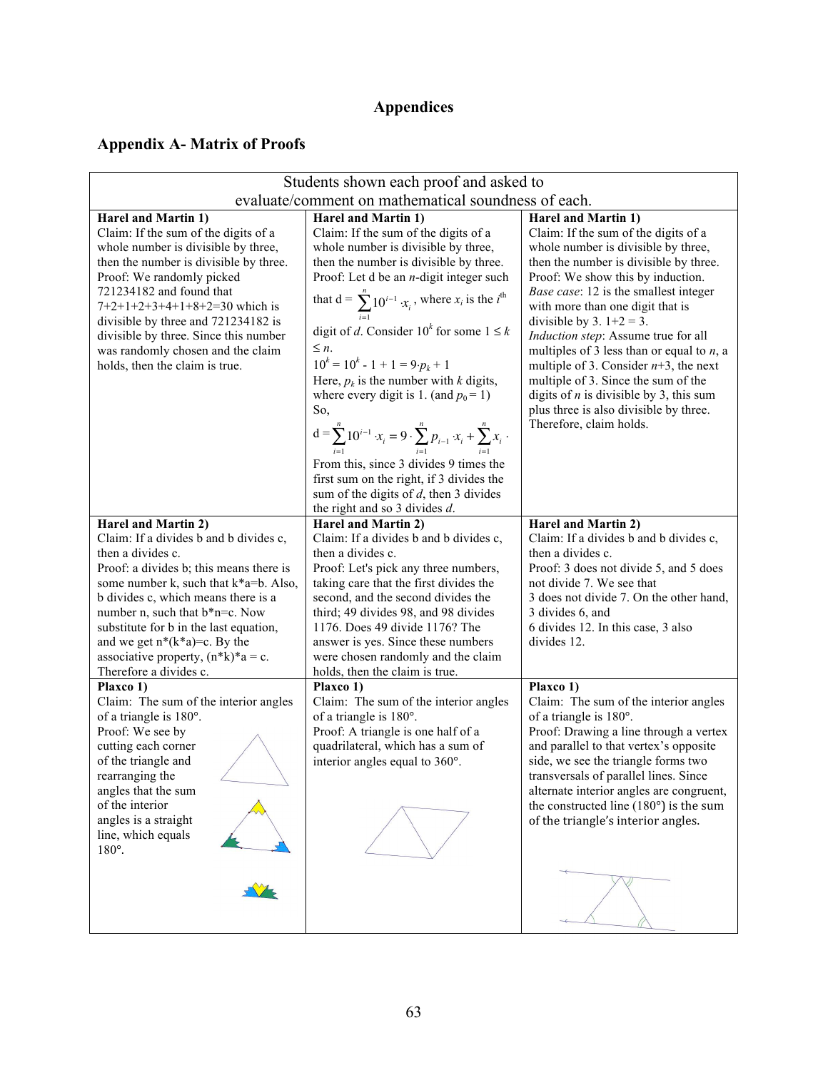# Appendices

## Appendix A- Matrix of Proofs

| Students shown each proof and asked to evaluate/comment on mathematical soundness of each. | | |
|---|---|---|
| **Harel and Martin 1)**<br>Claim: If the sum of the digits of a whole number is divisible by three, then the number is divisible by three.<br>Proof: We randomly picked 721234182 and found that 7+2+1+2+3+4+1+8+2=30 which is divisible by three and 721234182 is divisible by three. Since this number was randomly chosen and the claim holds, then the claim is true. | **Harel and Martin 1)**<br>Claim: If the sum of the digits of a whole number is divisible by three, then the number is divisible by three.<br>Proof: Let d be an *n*-digit integer such that d = $\sum_{i=1}^{n} 10^{i-1} \cdot x_i$, where $x_i$ is the $i^{\text{th}}$ digit of *d*. Consider $10^k$ for some $1 \le k \le n$.<br>$10^k = 10^k - 1 + 1 = 9 \cdot p_k + 1$<br>Here, $p_k$ is the number with *k* digits, where every digit is 1. (and $p_0 = 1$)<br>So,<br>$d = \sum_{i=1}^{n} 10^{i-1} \cdot x_i = 9 \cdot \sum_{i=1}^{n} p_{i-1} \cdot x_i + \sum_{i=1}^{n} x_i \cdot$<br>From this, since 3 divides 9 times the first sum on the right, if 3 divides the sum of the digits of *d*, then 3 divides the right and so 3 divides *d*. | **Harel and Martin 1)**<br>Claim: If the sum of the digits of a whole number is divisible by three, then the number is divisible by three.<br>Proof: We show this by induction.<br>*Base case*: 12 is the smallest integer with more than one digit that is divisible by 3. 1+2 = 3.<br>*Induction step*: Assume true for all multiples of 3 less than or equal to *n*, a multiple of 3. Consider *n*+3, the next multiple of 3. Since the sum of the digits of *n* is divisible by 3, this sum plus three is also divisible by three. Therefore, claim holds. |
| **Harel and Martin 2)**<br>Claim: If a divides b and b divides c, then a divides c.<br>Proof: a divides b; this means there is some number k, such that k*a=b. Also, b divides c, which means there is a number n, such that b*n=c. Now substitute for b in the last equation, and we get n*(k*a)=c. By the associative property, (n*k)*a = c. Therefore a divides c. | **Harel and Martin 2)**<br>Claim: If a divides b and b divides c, then a divides c.<br>Proof: Let's pick any three numbers, taking care that the first divides the second, and the second divides the third; 49 divides 98, and 98 divides 1176. Does 49 divide 1176? The answer is yes. Since these numbers were chosen randomly and the claim holds, then the claim is true. | **Harel and Martin 2)**<br>Claim: If a divides b and b divides c, then a divides c.<br>Proof: 3 does not divide 5, and 5 does not divide 7. We see that 3 does not divide 7. On the other hand, 3 divides 6, and 6 divides 12. In this case, 3 also divides 12. |
| **Plaxco 1)**<br>Claim: The sum of the interior angles of a triangle is 180°.<br>Proof: We see by cutting each corner of the triangle and rearranging the angles that the sum of the interior angles is a straight line, which equals 180°. | **Plaxco 1)**<br>Claim: The sum of the interior angles of a triangle is 180°.<br>Proof: A triangle is one half of a quadrilateral, which has a sum of interior angles equal to 360°. | **Plaxco 1)**<br>Claim: The sum of the interior angles of a triangle is 180°.<br>Proof: Drawing a line through a vertex and parallel to that vertex's opposite side, we see the triangle forms two transversals of parallel lines. Since alternate interior angles are congruent, the constructed line (180°) is the sum of the triangle's interior angles. |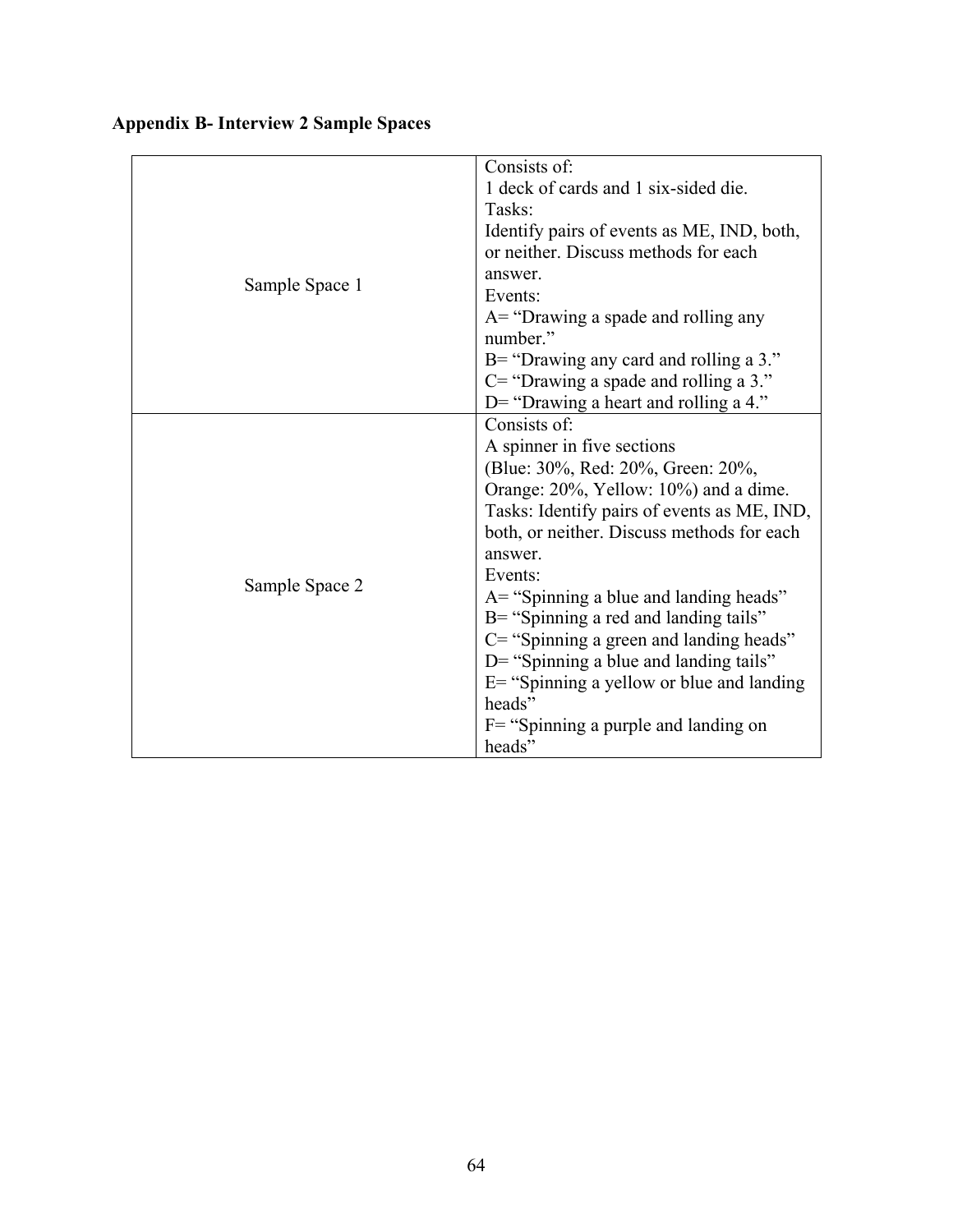**Appendix B- Interview 2 Sample Spaces**

| | |
|---|---|
| Sample Space 1 | Consists of:<br>1 deck of cards and 1 six-sided die.<br>Tasks:<br>Identify pairs of events as ME, IND, both, or neither. Discuss methods for each answer.<br>Events:<br>A= "Drawing a spade and rolling any number."<br>B= "Drawing any card and rolling a 3."<br>C= "Drawing a spade and rolling a 3."<br>D= "Drawing a heart and rolling a 4." |
| Sample Space 2 | Consists of:<br>A spinner in five sections<br>(Blue: 30%, Red: 20%, Green: 20%, Orange: 20%, Yellow: 10%) and a dime.<br>Tasks: Identify pairs of events as ME, IND, both, or neither. Discuss methods for each answer.<br>Events:<br>A= "Spinning a blue and landing heads"<br>B= "Spinning a red and landing tails"<br>C= "Spinning a green and landing heads"<br>D= "Spinning a blue and landing tails"<br>E= "Spinning a yellow or blue and landing heads"<br>F= "Spinning a purple and landing on heads" |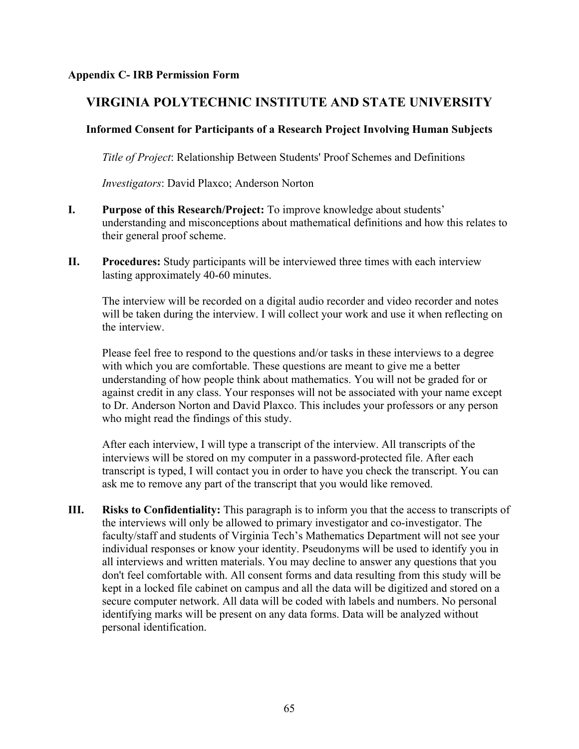**Appendix C- IRB Permission Form**

# VIRGINIA POLYTECHNIC INSTITUTE AND STATE UNIVERSITY

## Informed Consent for Participants of a Research Project Involving Human Subjects

*Title of Project*: Relationship Between Students' Proof Schemes and Definitions

*Investigators*: David Plaxco; Anderson Norton

**I. Purpose of this Research/Project:** To improve knowledge about students' understanding and misconceptions about mathematical definitions and how this relates to their general proof scheme.

**II. Procedures:** Study participants will be interviewed three times with each interview lasting approximately 40-60 minutes.

The interview will be recorded on a digital audio recorder and video recorder and notes will be taken during the interview. I will collect your work and use it when reflecting on the interview.

Please feel free to respond to the questions and/or tasks in these interviews to a degree with which you are comfortable. These questions are meant to give me a better understanding of how people think about mathematics. You will not be graded for or against credit in any class. Your responses will not be associated with your name except to Dr. Anderson Norton and David Plaxco. This includes your professors or any person who might read the findings of this study.

After each interview, I will type a transcript of the interview. All transcripts of the interviews will be stored on my computer in a password-protected file. After each transcript is typed, I will contact you in order to have you check the transcript. You can ask me to remove any part of the transcript that you would like removed.

**III. Risks to Confidentiality:** This paragraph is to inform you that the access to transcripts of the interviews will only be allowed to primary investigator and co-investigator. The faculty/staff and students of Virginia Tech's Mathematics Department will not see your individual responses or know your identity. Pseudonyms will be used to identify you in all interviews and written materials. You may decline to answer any questions that you don't feel comfortable with. All consent forms and data resulting from this study will be kept in a locked file cabinet on campus and all the data will be digitized and stored on a secure computer network. All data will be coded with labels and numbers. No personal identifying marks will be present on any data forms. Data will be analyzed without personal identification.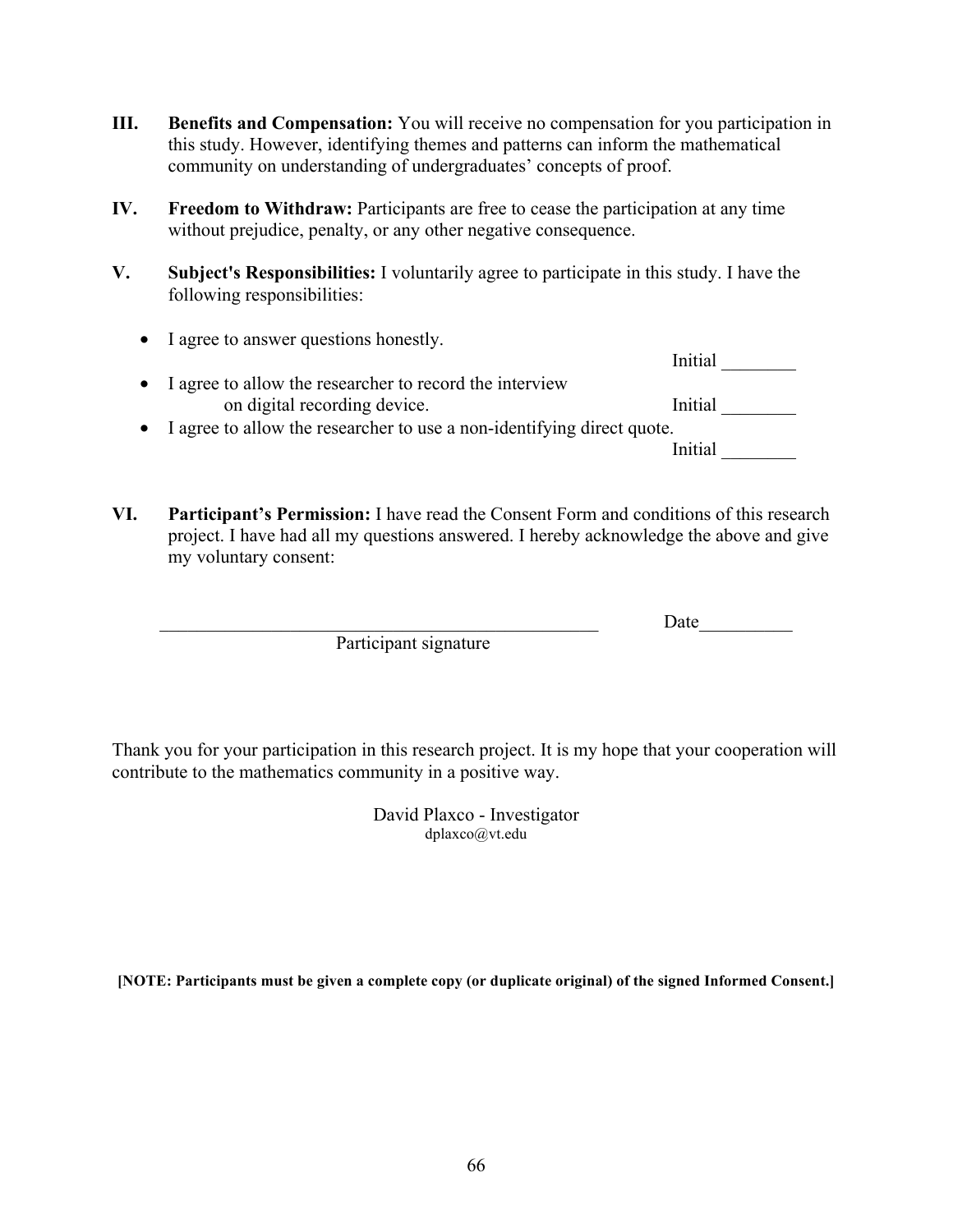**III. Benefits and Compensation:** You will receive no compensation for you participation in this study. However, identifying themes and patterns can inform the mathematical community on understanding of undergraduates' concepts of proof.

**IV. Freedom to Withdraw:** Participants are free to cease the participation at any time without prejudice, penalty, or any other negative consequence.

**V. Subject's Responsibilities:** I voluntarily agree to participate in this study. I have the following responsibilities:

- I agree to answer questions honestly. Initial ________
- I agree to allow the researcher to record the interview on digital recording device. Initial ________
- I agree to allow the researcher to use a non-identifying direct quote. Initial ________

**VI. Participant's Permission:** I have read the Consent Form and conditions of this research project. I have had all my questions answered. I hereby acknowledge the above and give my voluntary consent:

_________________________________________________ Date__________

Participant signature

Thank you for your participation in this research project. It is my hope that your cooperation will contribute to the mathematics community in a positive way.

David Plaxco - Investigator
dplaxco@vt.edu

**[NOTE: Participants must be given a complete copy (or duplicate original) of the signed Informed Consent.]**